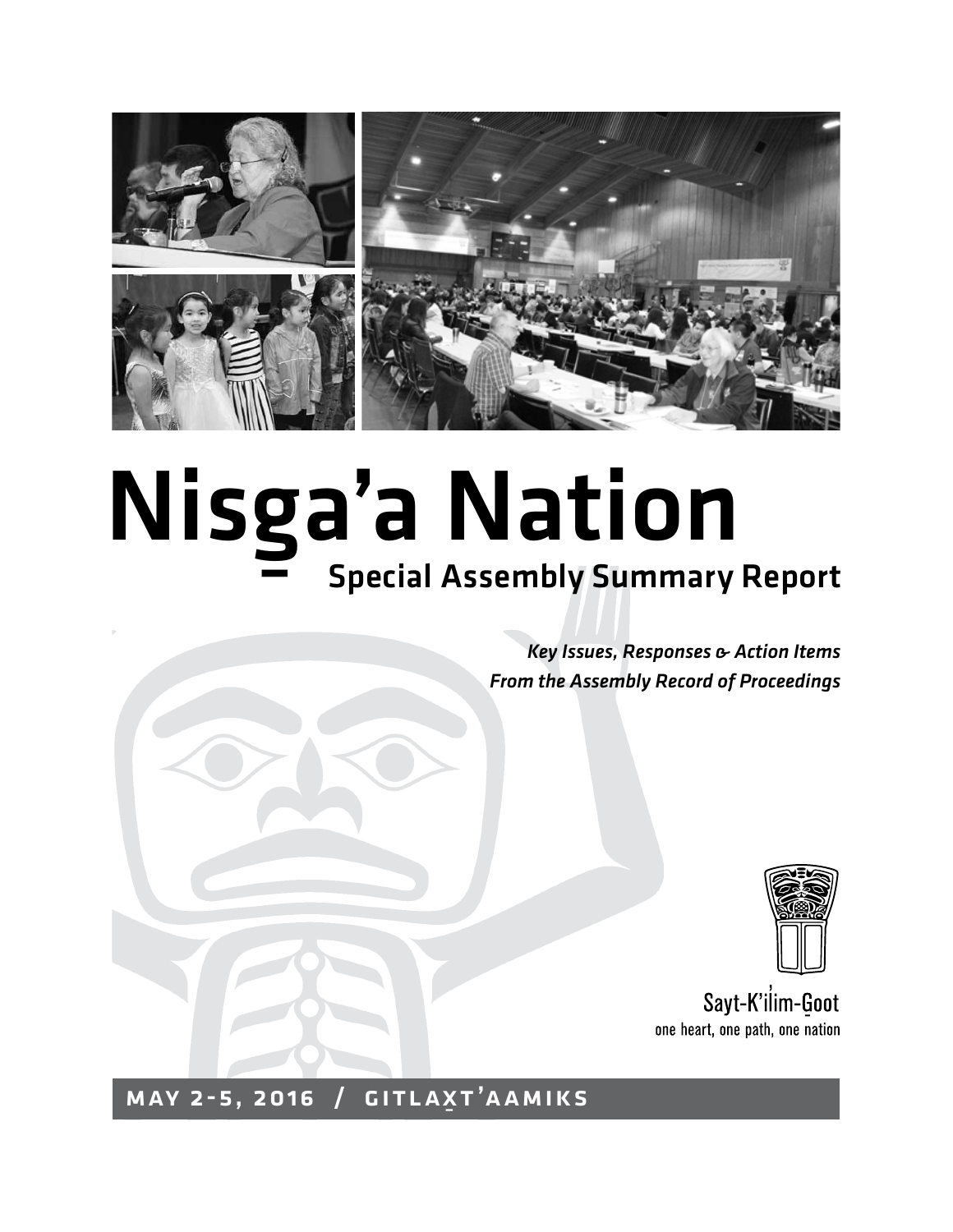# Nisg̱a'a Nation

## Special Assembly Summary Report

***Key Issues, Responses & Action Items***
***From the Assembly Record of Proceedings***

Sayt-K'il̓im-G̱oot
one heart, one path, one nation

**MAY 2-5, 2016 / GITLAX̱T'AAMIKS**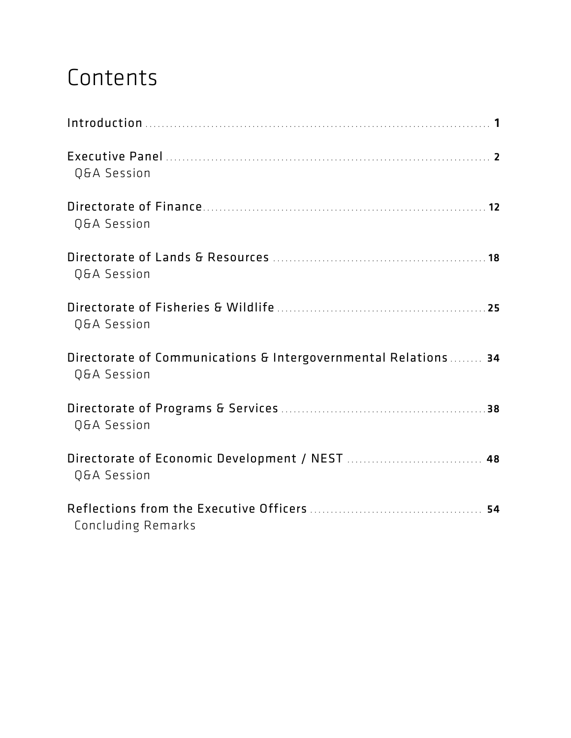# Contents

Introduction ........ 1

Executive Panel ........ 2
- Q&A Session

Directorate of Finance ........ 12
- Q&A Session

Directorate of Lands & Resources ........ 18
- Q&A Session

Directorate of Fisheries & Wildlife ........ 25
- Q&A Session

Directorate of Communications & Intergovernmental Relations ........ 34
- Q&A Session

Directorate of Programs & Services ........ 38
- Q&A Session

Directorate of Economic Development / NEST ........ 48
- Q&A Session

Reflections from the Executive Officers ........ 54
- Concluding Remarks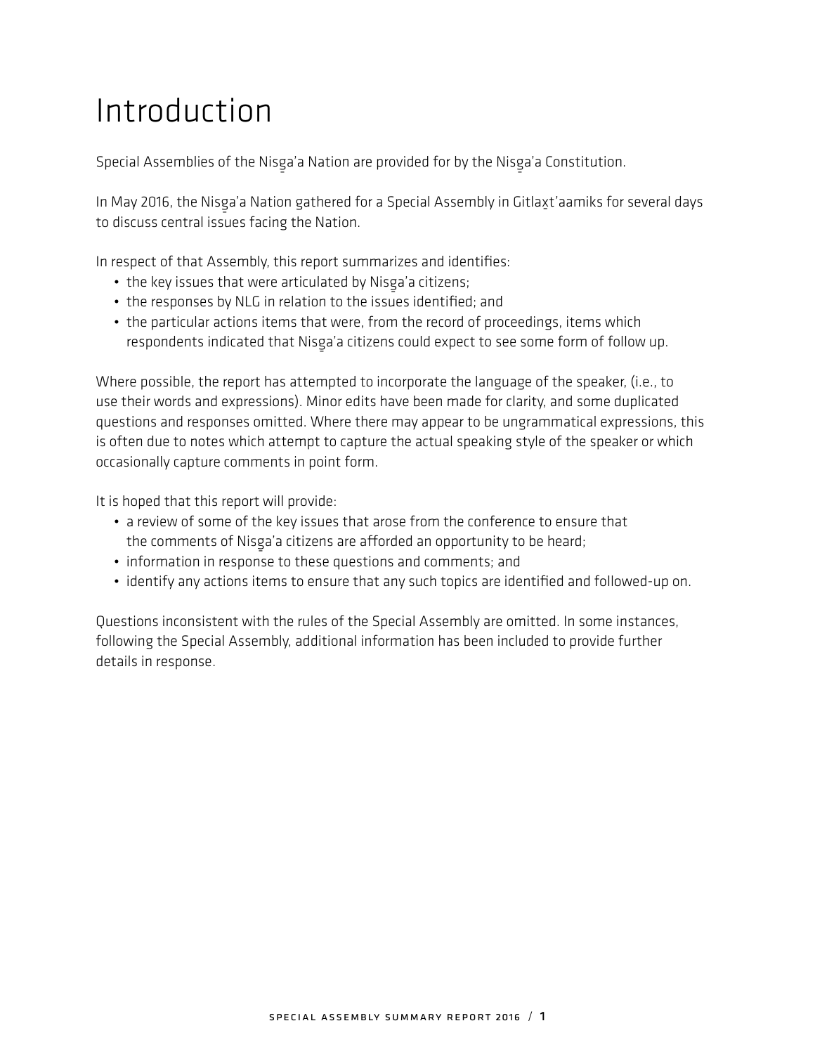# Introduction

Special Assemblies of the Nisg̱a'a Nation are provided for by the Nisg̱a'a Constitution.

In May 2016, the Nisg̱a'a Nation gathered for a Special Assembly in Gitlax̱t'aamiks for several days to discuss central issues facing the Nation.

In respect of that Assembly, this report summarizes and identifies:

- the key issues that were articulated by Nisg̱a'a citizens;
- the responses by NLG in relation to the issues identified; and
- the particular actions items that were, from the record of proceedings, items which respondents indicated that Nisg̱a'a citizens could expect to see some form of follow up.

Where possible, the report has attempted to incorporate the language of the speaker, (i.e., to use their words and expressions). Minor edits have been made for clarity, and some duplicated questions and responses omitted. Where there may appear to be ungrammatical expressions, this is often due to notes which attempt to capture the actual speaking style of the speaker or which occasionally capture comments in point form.

It is hoped that this report will provide:

- a review of some of the key issues that arose from the conference to ensure that the comments of Nisg̱a'a citizens are afforded an opportunity to be heard;
- information in response to these questions and comments; and
- identify any actions items to ensure that any such topics are identified and followed-up on.

Questions inconsistent with the rules of the Special Assembly are omitted. In some instances, following the Special Assembly, additional information has been included to provide further details in response.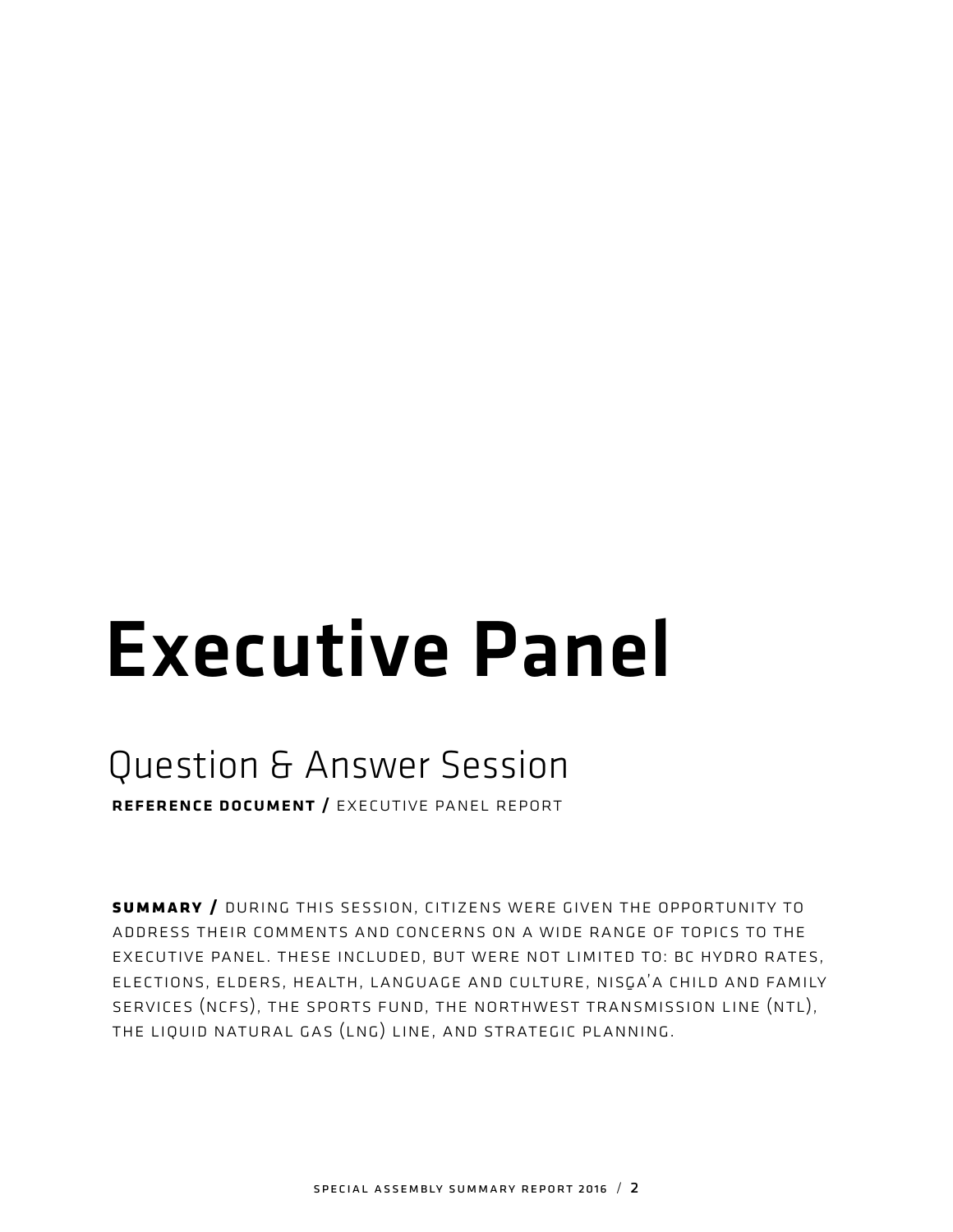# Executive Panel

## Question & Answer Session

**REFERENCE DOCUMENT /** EXECUTIVE PANEL REPORT

**SUMMARY /** DURING THIS SESSION, CITIZENS WERE GIVEN THE OPPORTUNITY TO ADDRESS THEIR COMMENTS AND CONCERNS ON A WIDE RANGE OF TOPICS TO THE EXECUTIVE PANEL. THESE INCLUDED, BUT WERE NOT LIMITED TO: BC HYDRO RATES, ELECTIONS, ELDERS, HEALTH, LANGUAGE AND CULTURE, NISG̱A'A CHILD AND FAMILY SERVICES (NCFS), THE SPORTS FUND, THE NORTHWEST TRANSMISSION LINE (NTL), THE LIQUID NATURAL GAS (LNG) LINE, AND STRATEGIC PLANNING.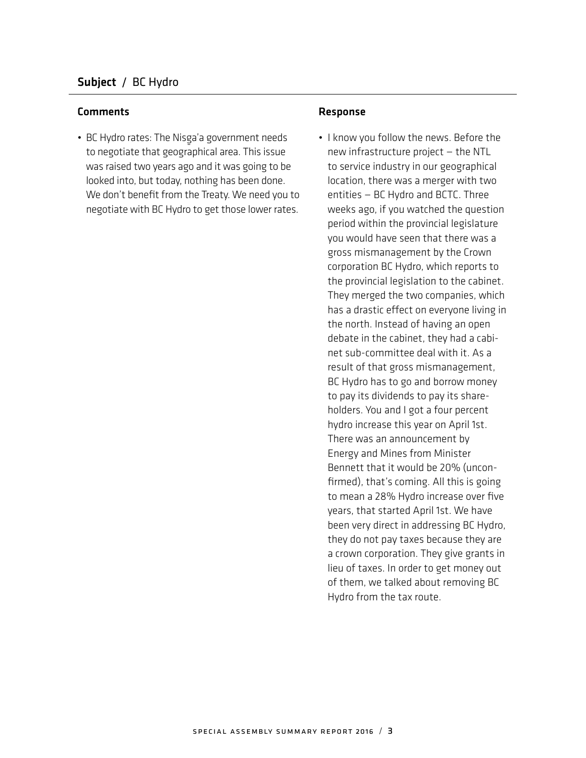## Subject / BC Hydro

### Comments

- BC Hydro rates: The Nisg̱a'a government needs to negotiate that geographical area. This issue was raised two years ago and it was going to be looked into, but today, nothing has been done. We don't benefit from the Treaty. We need you to negotiate with BC Hydro to get those lower rates.

### Response

- I know you follow the news. Before the new infrastructure project – the NTL to service industry in our geographical location, there was a merger with two entities – BC Hydro and BCTC. Three weeks ago, if you watched the question period within the provincial legislature you would have seen that there was a gross mismanagement by the Crown corporation BC Hydro, which reports to the provincial legislation to the cabinet. They merged the two companies, which has a drastic effect on everyone living in the north. Instead of having an open debate in the cabinet, they had a cabinet sub-committee deal with it. As a result of that gross mismanagement, BC Hydro has to go and borrow money to pay its dividends to pay its shareholders. You and I got a four percent hydro increase this year on April 1st. There was an announcement by Energy and Mines from Minister Bennett that it would be 20% (unconfirmed), that's coming. All this is going to mean a 28% Hydro increase over five years, that started April 1st. We have been very direct in addressing BC Hydro, they do not pay taxes because they are a crown corporation. They give grants in lieu of taxes. In order to get money out of them, we talked about removing BC Hydro from the tax route.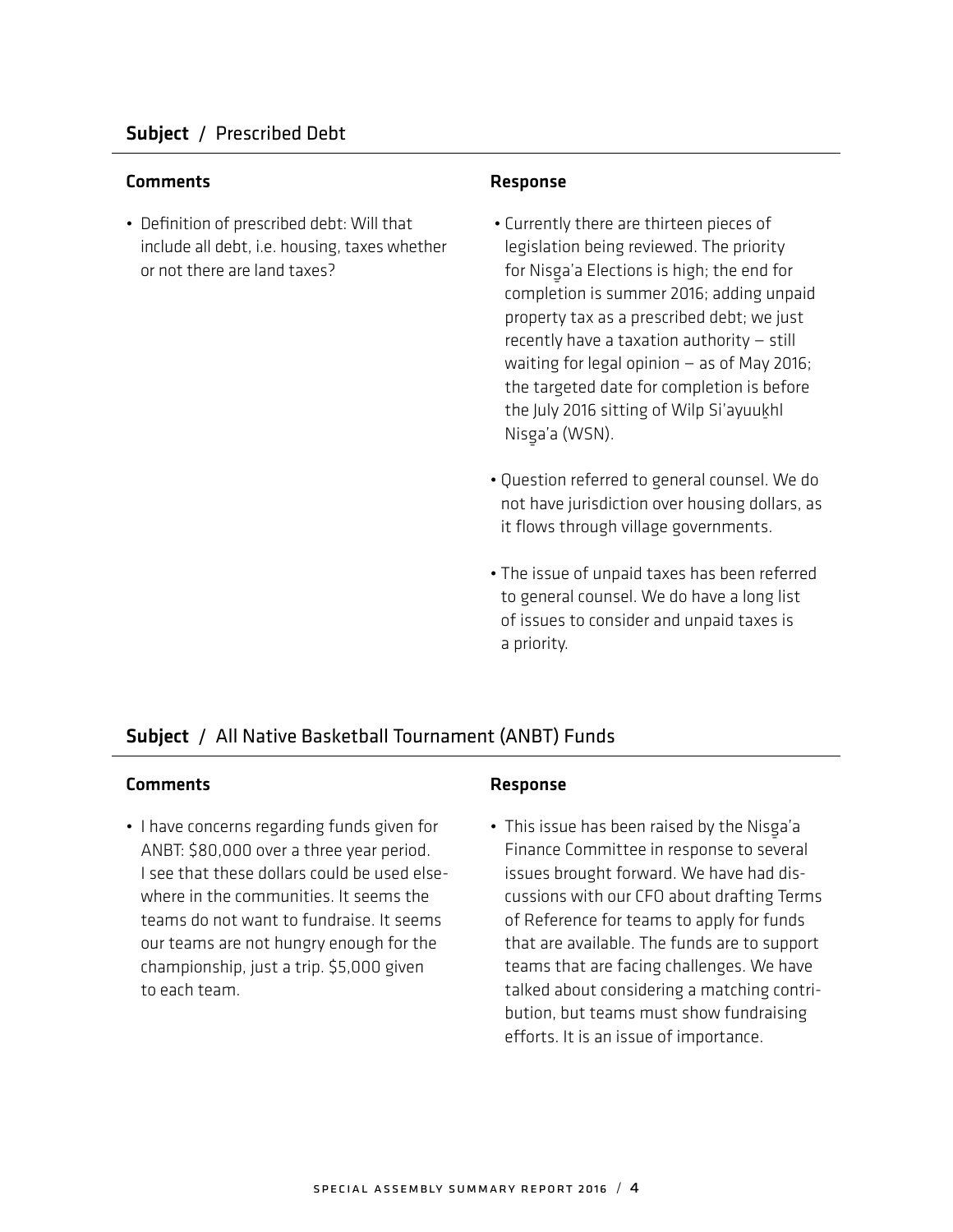## **Subject** / Prescribed Debt

| Comments | Response |
|---|---|
| • Definition of prescribed debt: Will that include all debt, i.e. housing, taxes whether or not there are land taxes? | • Currently there are thirteen pieces of legislation being reviewed. The priority for Nisg̱a'a Elections is high; the end for completion is summer 2016; adding unpaid property tax as a prescribed debt; we just recently have a taxation authority — still waiting for legal opinion — as of May 2016; the targeted date for completion is before the July 2016 sitting of Wilp Si'ayuuḵhl Nisg̱a'a (WSN).<br><br>• Question referred to general counsel. We do not have jurisdiction over housing dollars, as it flows through village governments.<br><br>• The issue of unpaid taxes has been referred to general counsel. We do have a long list of issues to consider and unpaid taxes is a priority. |

## **Subject** / All Native Basketball Tournament (ANBT) Funds

| Comments | Response |
|---|---|
| • I have concerns regarding funds given for ANBT: $80,000 over a three year period. I see that these dollars could be used elsewhere in the communities. It seems the teams do not want to fundraise. It seems our teams are not hungry enough for the championship, just a trip. $5,000 given to each team. | • This issue has been raised by the Nisg̱a'a Finance Committee in response to several issues brought forward. We have had discussions with our CFO about drafting Terms of Reference for teams to apply for funds that are available. The funds are to support teams that are facing challenges. We have talked about considering a matching contribution, but teams must show fundraising efforts. It is an issue of importance. |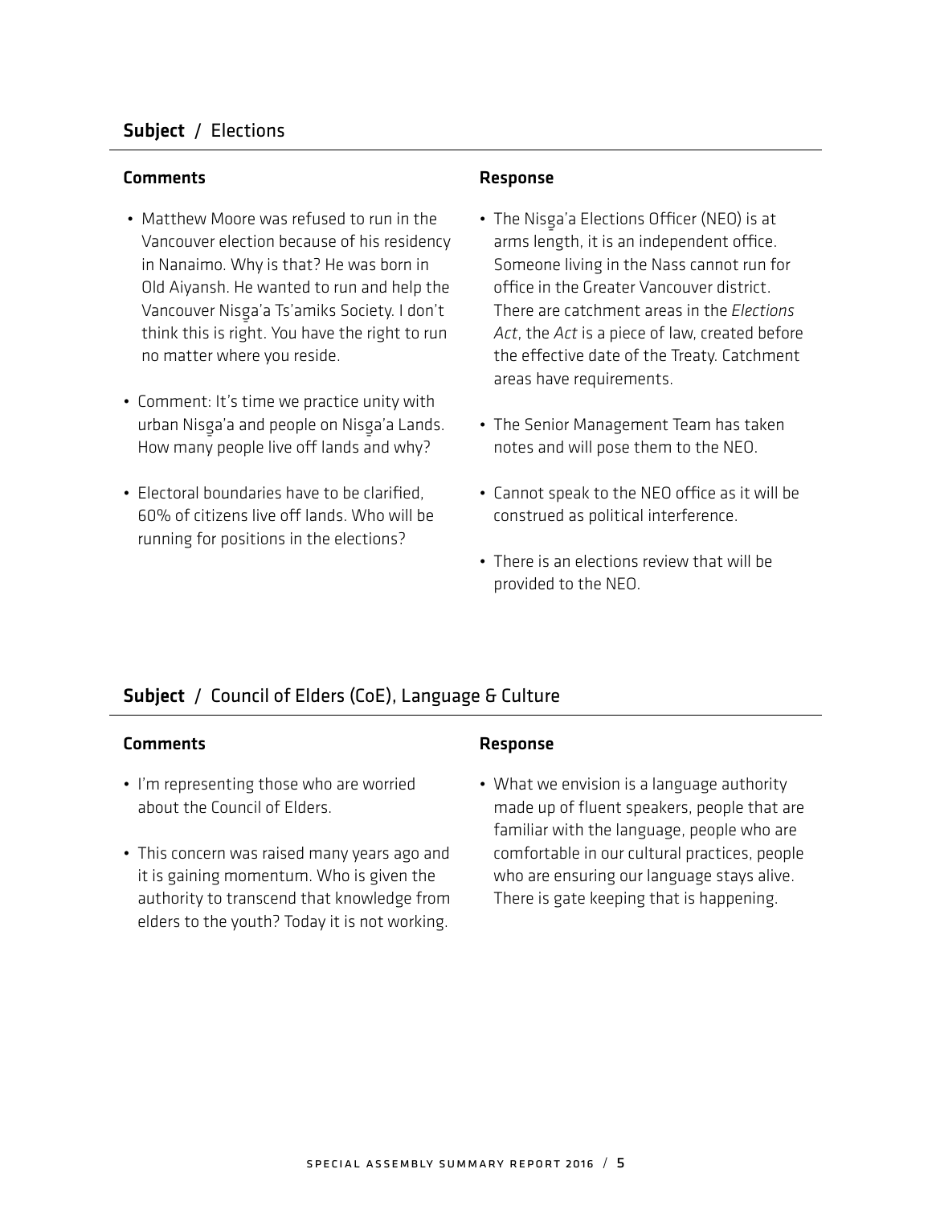## **Subject** / Elections

### Comments

- Matthew Moore was refused to run in the Vancouver election because of his residency in Nanaimo. Why is that? He was born in Old Aiyansh. He wanted to run and help the Vancouver Nisg̱a'a Ts'amiks Society. I don't think this is right. You have the right to run no matter where you reside.
- Comment: It's time we practice unity with urban Nisg̱a'a and people on Nisg̱a'a Lands. How many people live off lands and why?
- Electoral boundaries have to be clarified, 60% of citizens live off lands. Who will be running for positions in the elections?

### Response

- The Nisg̱a'a Elections Officer (NEO) is at arms length, it is an independent office. Someone living in the Nass cannot run for office in the Greater Vancouver district. There are catchment areas in the *Elections Act*, the *Act* is a piece of law, created before the effective date of the Treaty. Catchment areas have requirements.
- The Senior Management Team has taken notes and will pose them to the NEO.
- Cannot speak to the NEO office as it will be construed as political interference.
- There is an elections review that will be provided to the NEO.

## **Subject** / Council of Elders (CoE), Language & Culture

### Comments

- I'm representing those who are worried about the Council of Elders.
- This concern was raised many years ago and it is gaining momentum. Who is given the authority to transcend that knowledge from elders to the youth? Today it is not working.

### Response

- What we envision is a language authority made up of fluent speakers, people that are familiar with the language, people who are comfortable in our cultural practices, people who are ensuring our language stays alive. There is gate keeping that is happening.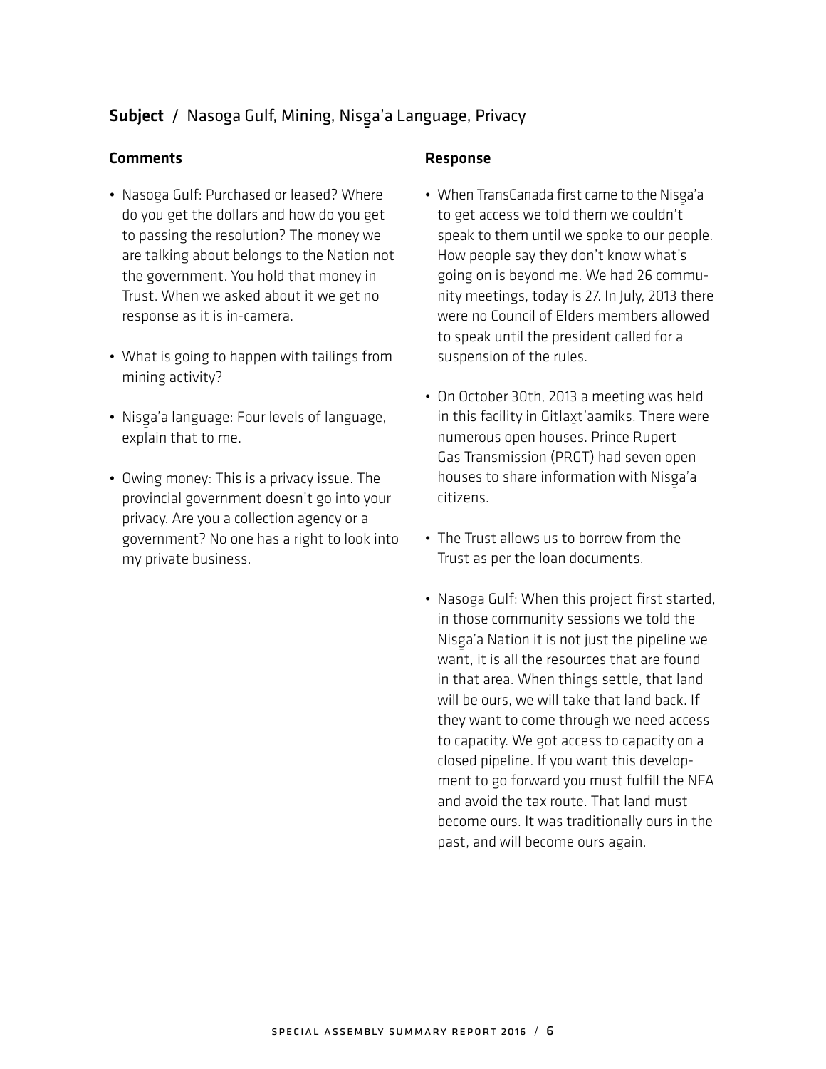## Subject / Nasoga Gulf, Mining, Nisg̱a'a Language, Privacy

### Comments

- Nasoga Gulf: Purchased or leased? Where do you get the dollars and how do you get to passing the resolution? The money we are talking about belongs to the Nation not the government. You hold that money in Trust. When we asked about it we get no response as it is in-camera.
- What is going to happen with tailings from mining activity?
- Nisg̱a'a language: Four levels of language, explain that to me.
- Owing money: This is a privacy issue. The provincial government doesn't go into your privacy. Are you a collection agency or a government? No one has a right to look into my private business.

### Response

- When TransCanada first came to the Nisg̱a'a to get access we told them we couldn't speak to them until we spoke to our people. How people say they don't know what's going on is beyond me. We had 26 community meetings, today is 27. In July, 2013 there were no Council of Elders members allowed to speak until the president called for a suspension of the rules.
- On October 30th, 2013 a meeting was held in this facility in Gitlax̱t'aamiks. There were numerous open houses. Prince Rupert Gas Transmission (PRGT) had seven open houses to share information with Nisg̱a'a citizens.
- The Trust allows us to borrow from the Trust as per the loan documents.
- Nasoga Gulf: When this project first started, in those community sessions we told the Nisg̱a'a Nation it is not just the pipeline we want, it is all the resources that are found in that area. When things settle, that land will be ours, we will take that land back. If they want to come through we need access to capacity. We got access to capacity on a closed pipeline. If you want this development to go forward you must fulfill the NFA and avoid the tax route. That land must become ours. It was traditionally ours in the past, and will become ours again.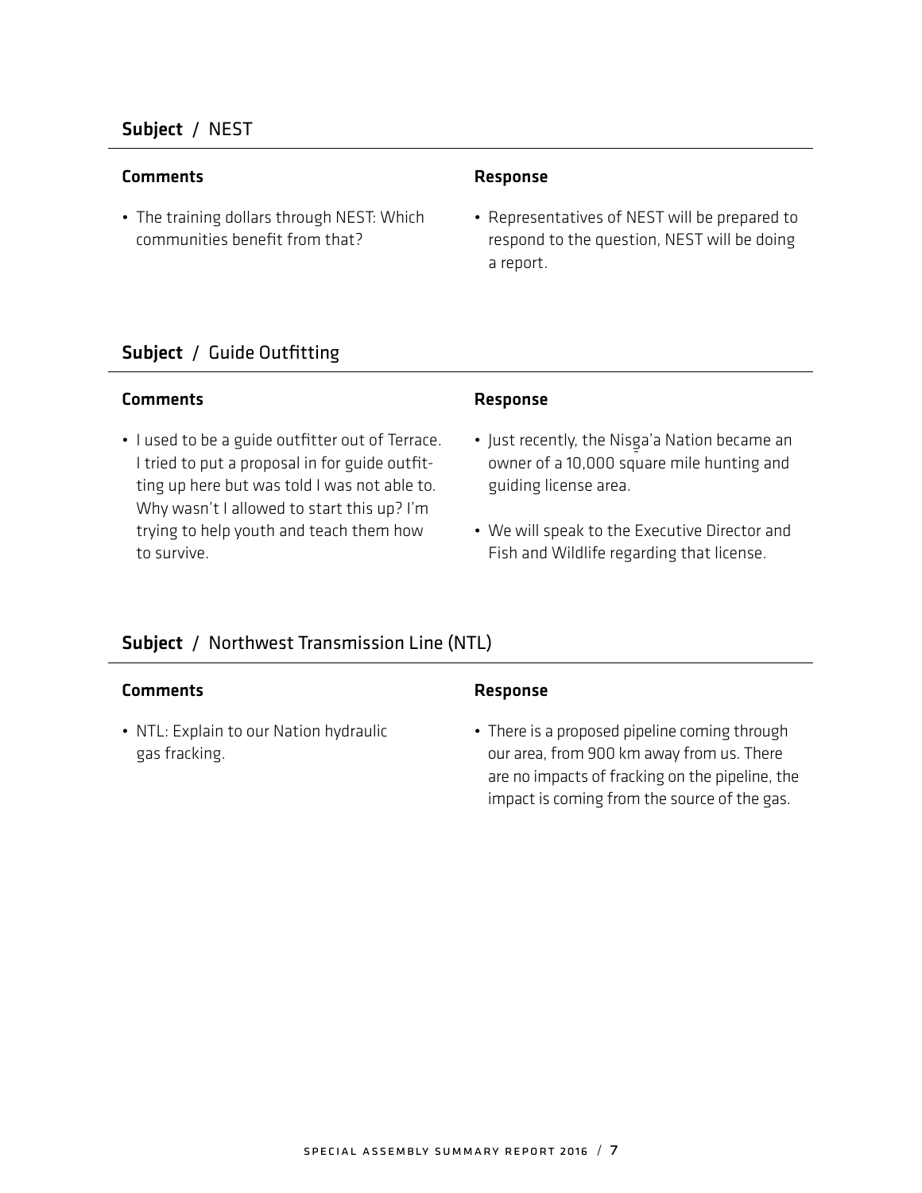## **Subject** / NEST

| Comments | Response |
| --- | --- |
| • The training dollars through NEST: Which communities benefit from that? | • Representatives of NEST will be prepared to respond to the question, NEST will be doing a report. |

## **Subject** / Guide Outfitting

| Comments | Response |
| --- | --- |
| • I used to be a guide outfitter out of Terrace. I tried to put a proposal in for guide outfitting up here but was told I was not able to. Why wasn't I allowed to start this up? I'm trying to help youth and teach them how to survive. | • Just recently, the Nisg̱a'a Nation became an owner of a 10,000 square mile hunting and guiding license area.<br>• We will speak to the Executive Director and Fish and Wildlife regarding that license. |

## **Subject** / Northwest Transmission Line (NTL)

| Comments | Response |
| --- | --- |
| • NTL: Explain to our Nation hydraulic gas fracking. | • There is a proposed pipeline coming through our area, from 900 km away from us. There are no impacts of fracking on the pipeline, the impact is coming from the source of the gas. |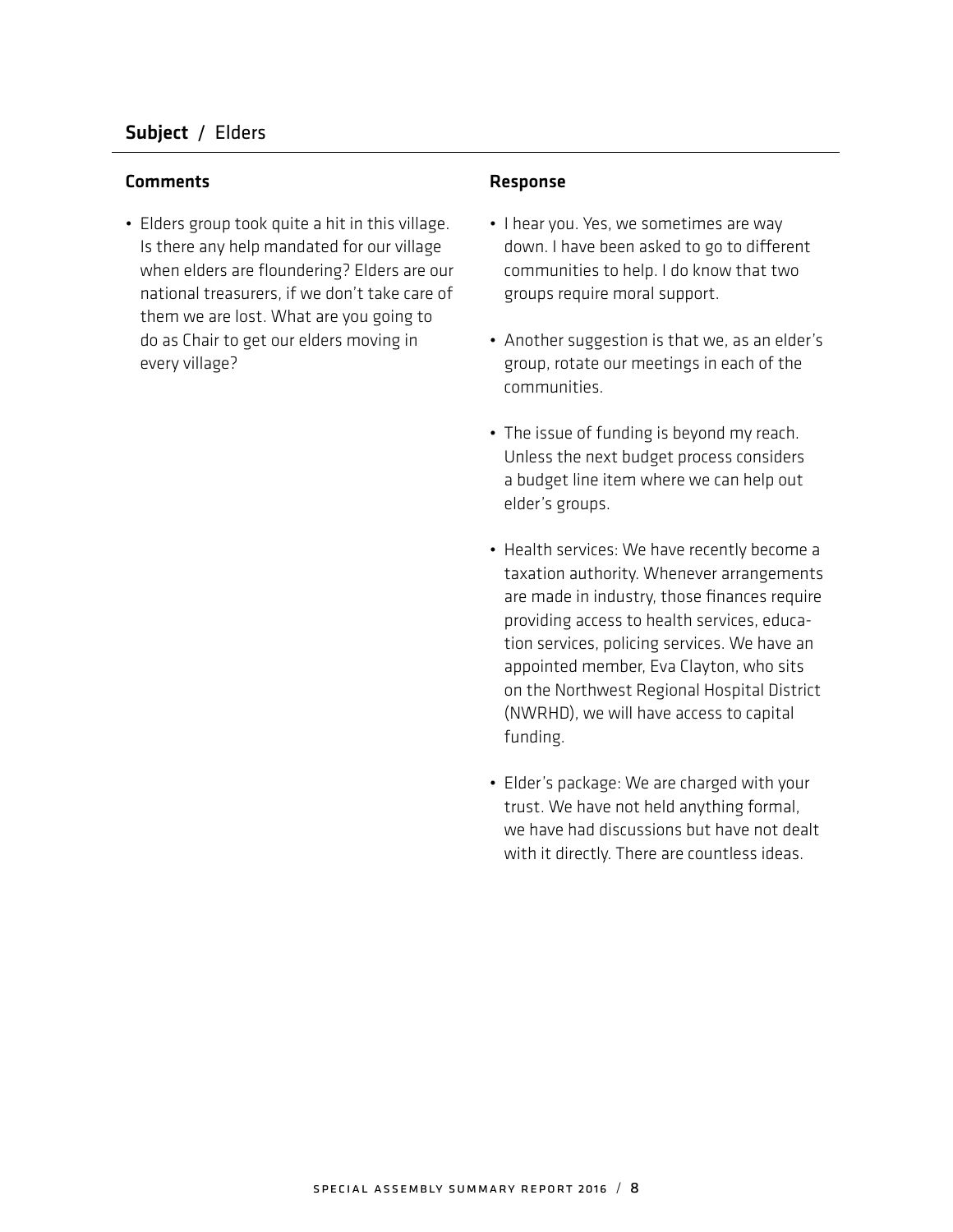## Subject / Elders

### Comments

- Elders group took quite a hit in this village. Is there any help mandated for our village when elders are floundering? Elders are our national treasurers, if we don't take care of them we are lost. What are you going to do as Chair to get our elders moving in every village?

### Response

- I hear you. Yes, we sometimes are way down. I have been asked to go to different communities to help. I do know that two groups require moral support.
- Another suggestion is that we, as an elder's group, rotate our meetings in each of the communities.
- The issue of funding is beyond my reach. Unless the next budget process considers a budget line item where we can help out elder's groups.
- Health services: We have recently become a taxation authority. Whenever arrangements are made in industry, those finances require providing access to health services, education services, policing services. We have an appointed member, Eva Clayton, who sits on the Northwest Regional Hospital District (NWRHD), we will have access to capital funding.
- Elder's package: We are charged with your trust. We have not held anything formal, we have had discussions but have not dealt with it directly. There are countless ideas.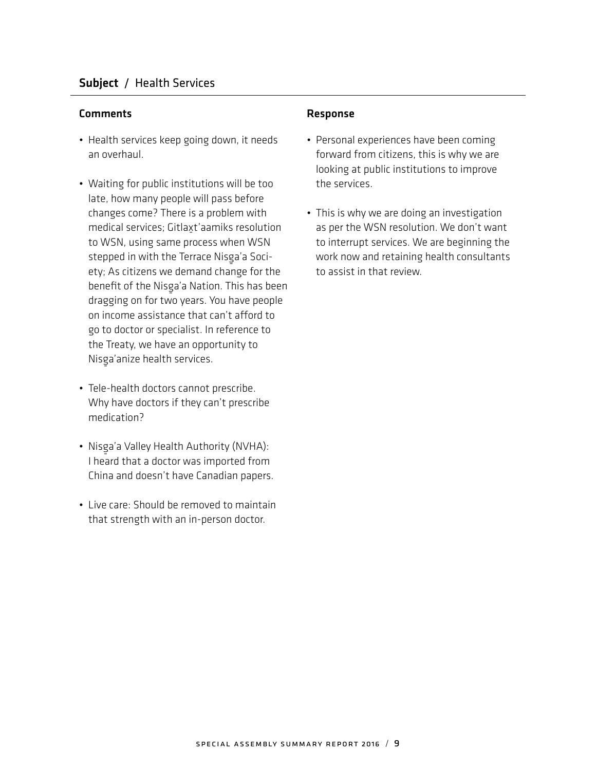## Subject / Health Services

### Comments

- Health services keep going down, it needs an overhaul.
- Waiting for public institutions will be too late, how many people will pass before changes come? There is a problem with medical services; Gitlax̱t'aamiks resolution to WSN, using same process when WSN stepped in with the Terrace Nisg̱a'a Society; As citizens we demand change for the benefit of the Nisg̱a'a Nation. This has been dragging on for two years. You have people on income assistance that can't afford to go to doctor or specialist. In reference to the Treaty, we have an opportunity to Nisg̱a'anize health services.
- Tele-health doctors cannot prescribe. Why have doctors if they can't prescribe medication?
- Nisg̱a'a Valley Health Authority (NVHA): I heard that a doctor was imported from China and doesn't have Canadian papers.
- Live care: Should be removed to maintain that strength with an in-person doctor.

### Response

- Personal experiences have been coming forward from citizens, this is why we are looking at public institutions to improve the services.
- This is why we are doing an investigation as per the WSN resolution. We don't want to interrupt services. We are beginning the work now and retaining health consultants to assist in that review.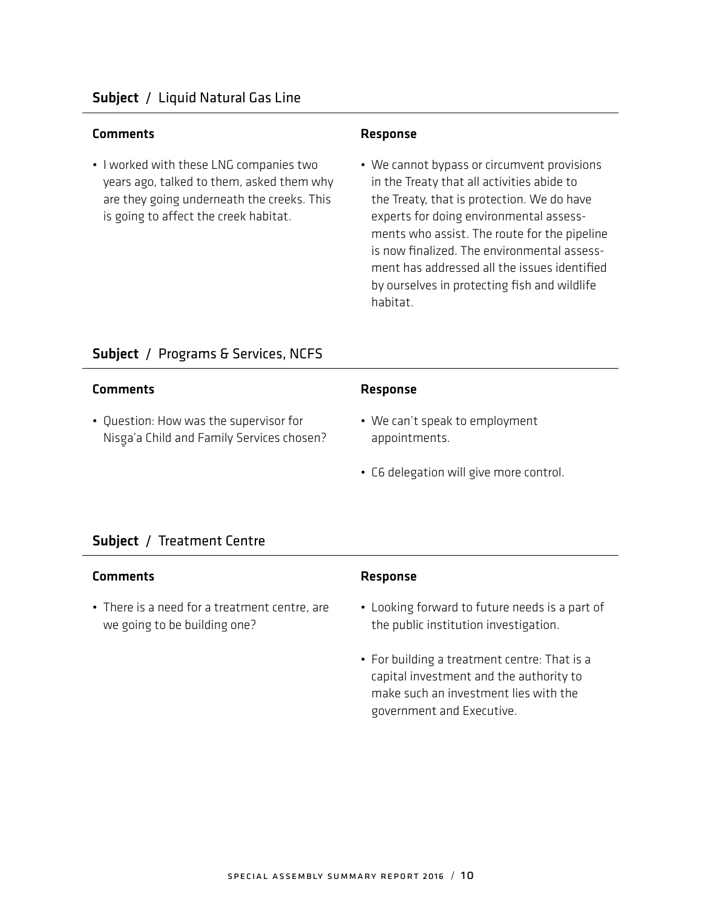## Subject / Liquid Natural Gas Line

| Comments | Response |
|---|---|
| • I worked with these LNG companies two years ago, talked to them, asked them why are they going underneath the creeks. This is going to affect the creek habitat. | • We cannot bypass or circumvent provisions in the Treaty that all activities abide to the Treaty, that is protection. We do have experts for doing environmental assessments who assist. The route for the pipeline is now finalized. The environmental assessment has addressed all the issues identified by ourselves in protecting fish and wildlife habitat. |

## Subject / Programs & Services, NCFS

| Comments | Response |
|---|---|
| • Question: How was the supervisor for Nisg̱a'a Child and Family Services chosen? | • We can't speak to employment appointments.<br>• C6 delegation will give more control. |

## Subject / Treatment Centre

| Comments | Response |
|---|---|
| • There is a need for a treatment centre, are we going to be building one? | • Looking forward to future needs is a part of the public institution investigation.<br>• For building a treatment centre: That is a capital investment and the authority to make such an investment lies with the government and Executive. |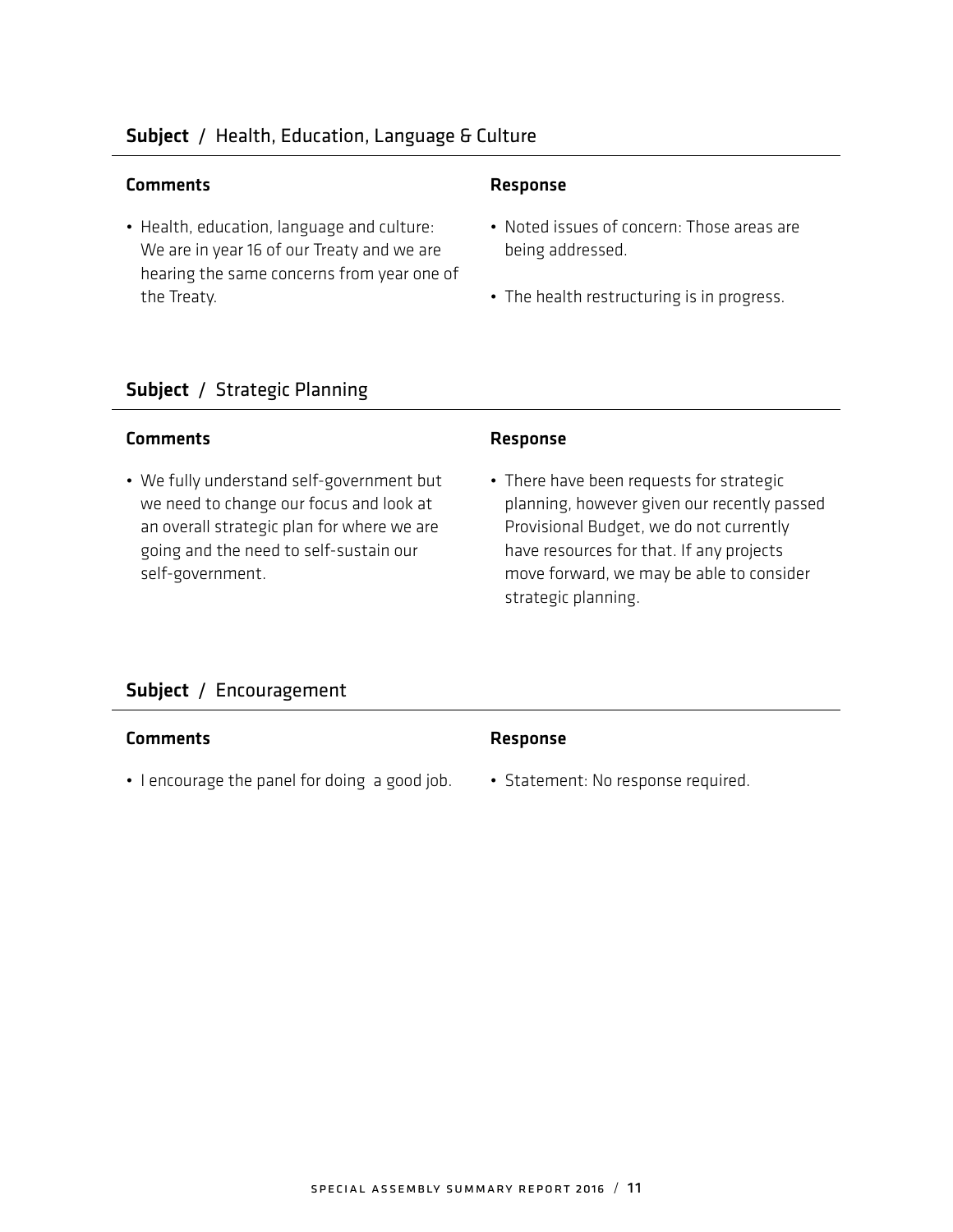## **Subject** / Health, Education, Language & Culture

| Comments | Response |
| --- | --- |
| • Health, education, language and culture: We are in year 16 of our Treaty and we are hearing the same concerns from year one of the Treaty. | • Noted issues of concern: Those areas are being addressed.<br>• The health restructuring is in progress. |

## **Subject** / Strategic Planning

| Comments | Response |
| --- | --- |
| • We fully understand self-government but we need to change our focus and look at an overall strategic plan for where we are going and the need to self-sustain our self-government. | • There have been requests for strategic planning, however given our recently passed Provisional Budget, we do not currently have resources for that. If any projects move forward, we may be able to consider strategic planning. |

## **Subject** / Encouragement

| Comments | Response |
| --- | --- |
| • I encourage the panel for doing a good job. | • Statement: No response required. |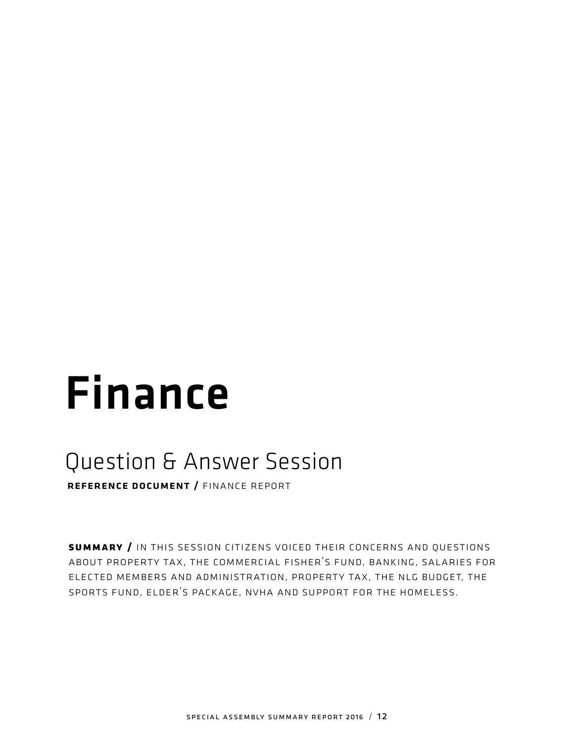# Finance

## Question & Answer Session

**REFERENCE DOCUMENT /** FINANCE REPORT

**SUMMARY /** IN THIS SESSION CITIZENS VOICED THEIR CONCERNS AND QUESTIONS ABOUT PROPERTY TAX, THE COMMERCIAL FISHER'S FUND, BANKING, SALARIES FOR ELECTED MEMBERS AND ADMINISTRATION, PROPERTY TAX, THE NLG BUDGET, THE SPORTS FUND, ELDER'S PACKAGE, NVHA AND SUPPORT FOR THE HOMELESS.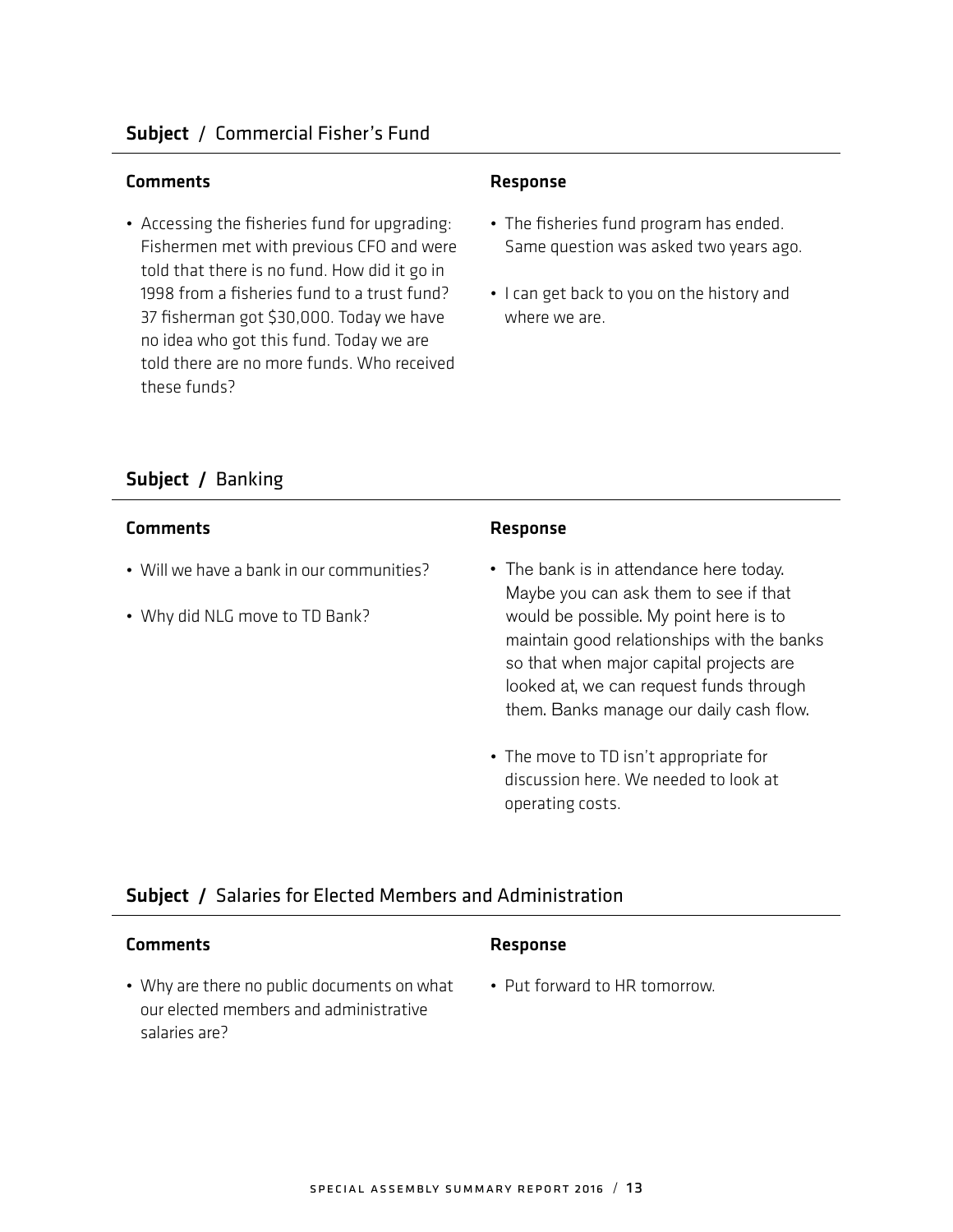## **Subject** / Commercial Fisher's Fund

### Comments

- Accessing the fisheries fund for upgrading: Fishermen met with previous CFO and were told that there is no fund. How did it go in 1998 from a fisheries fund to a trust fund? 37 fisherman got $30,000. Today we have no idea who got this fund. Today we are told there are no more funds. Who received these funds?

### Response

- The fisheries fund program has ended. Same question was asked two years ago.
- I can get back to you on the history and where we are.

## **Subject** / Banking

### Comments

- Will we have a bank in our communities?
- Why did NLG move to TD Bank?

### Response

- The bank is in attendance here today. Maybe you can ask them to see if that would be possible. My point here is to maintain good relationships with the banks so that when major capital projects are looked at, we can request funds through them. Banks manage our daily cash flow.
- The move to TD isn't appropriate for discussion here. We needed to look at operating costs.

## **Subject** / Salaries for Elected Members and Administration

### Comments

- Why are there no public documents on what our elected members and administrative salaries are?

### Response

- Put forward to HR tomorrow.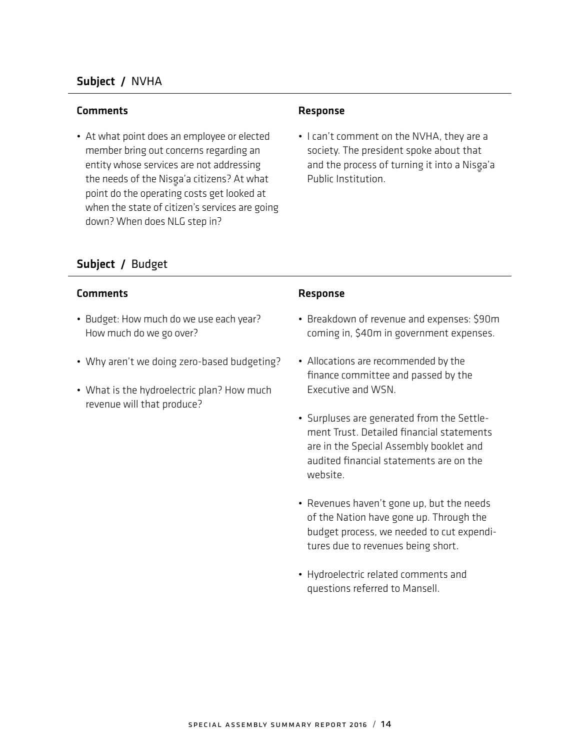## Subject / NVHA

### Comments

- At what point does an employee or elected member bring out concerns regarding an entity whose services are not addressing the needs of the Nisg̱a'a citizens? At what point do the operating costs get looked at when the state of citizen's services are going down? When does NLG step in?

### Response

- I can't comment on the NVHA, they are a society. The president spoke about that and the process of turning it into a Nisg̱a'a Public Institution.

## Subject / Budget

### Comments

- Budget: How much do we use each year? How much do we go over?
- Why aren't we doing zero-based budgeting?
- What is the hydroelectric plan? How much revenue will that produce?

### Response

- Breakdown of revenue and expenses: $90m coming in, $40m in government expenses.
- Allocations are recommended by the finance committee and passed by the Executive and WSN.
- Surpluses are generated from the Settlement Trust. Detailed financial statements are in the Special Assembly booklet and audited financial statements are on the website.
- Revenues haven't gone up, but the needs of the Nation have gone up. Through the budget process, we needed to cut expenditures due to revenues being short.
- Hydroelectric related comments and questions referred to Mansell.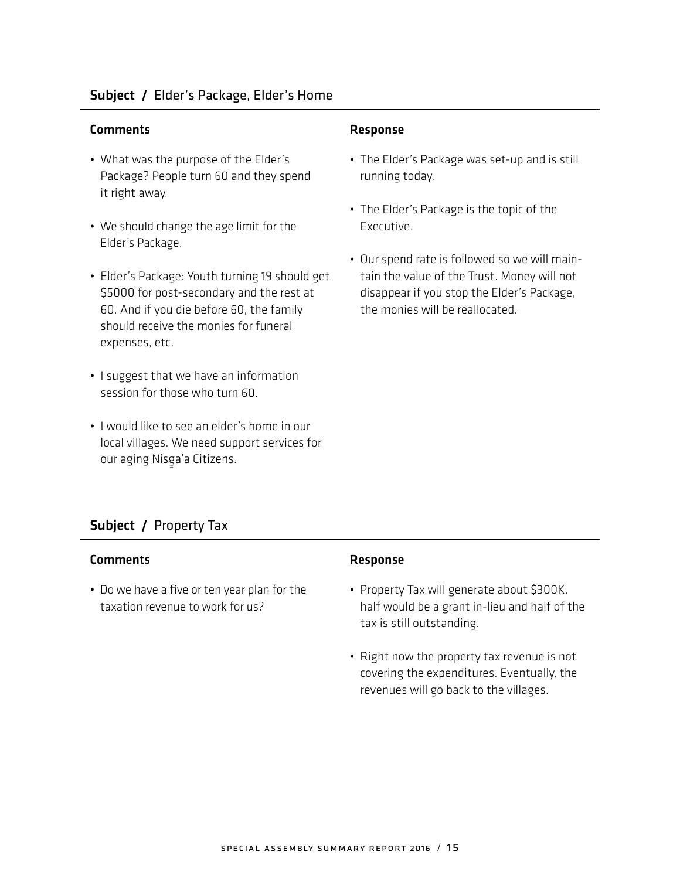## **Subject /** Elder's Package, Elder's Home

### Comments

- What was the purpose of the Elder's Package? People turn 60 and they spend it right away.
- We should change the age limit for the Elder's Package.
- Elder's Package: Youth turning 19 should get $5000 for post-secondary and the rest at 60. And if you die before 60, the family should receive the monies for funeral expenses, etc.
- I suggest that we have an information session for those who turn 60.
- I would like to see an elder's home in our local villages. We need support services for our aging Nisg̱a'a Citizens.

### Response

- The Elder's Package was set-up and is still running today.
- The Elder's Package is the topic of the Executive.
- Our spend rate is followed so we will maintain the value of the Trust. Money will not disappear if you stop the Elder's Package, the monies will be reallocated.

## **Subject /** Property Tax

### Comments

- Do we have a five or ten year plan for the taxation revenue to work for us?

### Response

- Property Tax will generate about $300K, half would be a grant in-lieu and half of the tax is still outstanding.
- Right now the property tax revenue is not covering the expenditures. Eventually, the revenues will go back to the villages.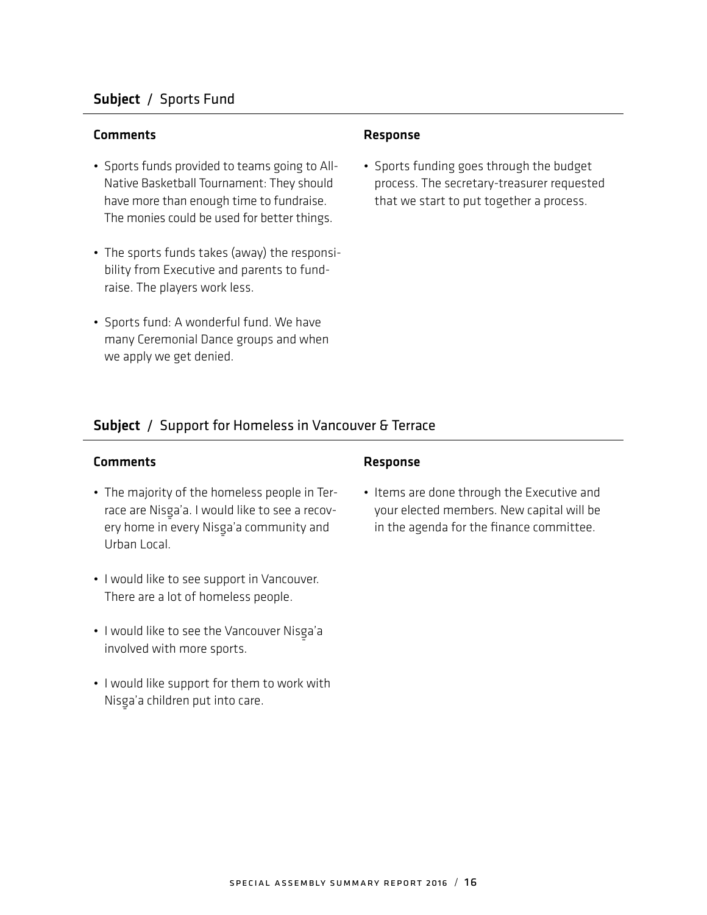## **Subject** / Sports Fund

### Comments

- Sports funds provided to teams going to All-Native Basketball Tournament: They should have more than enough time to fundraise. The monies could be used for better things.
- The sports funds takes (away) the responsibility from Executive and parents to fundraise. The players work less.
- Sports fund: A wonderful fund. We have many Ceremonial Dance groups and when we apply we get denied.

### Response

- Sports funding goes through the budget process. The secretary-treasurer requested that we start to put together a process.

## **Subject** / Support for Homeless in Vancouver & Terrace

### Comments

- The majority of the homeless people in Terrace are Nisg̱a'a. I would like to see a recovery home in every Nisg̱a'a community and Urban Local.
- I would like to see support in Vancouver. There are a lot of homeless people.
- I would like to see the Vancouver Nisg̱a'a involved with more sports.
- I would like support for them to work with Nisg̱a'a children put into care.

### Response

- Items are done through the Executive and your elected members. New capital will be in the agenda for the finance committee.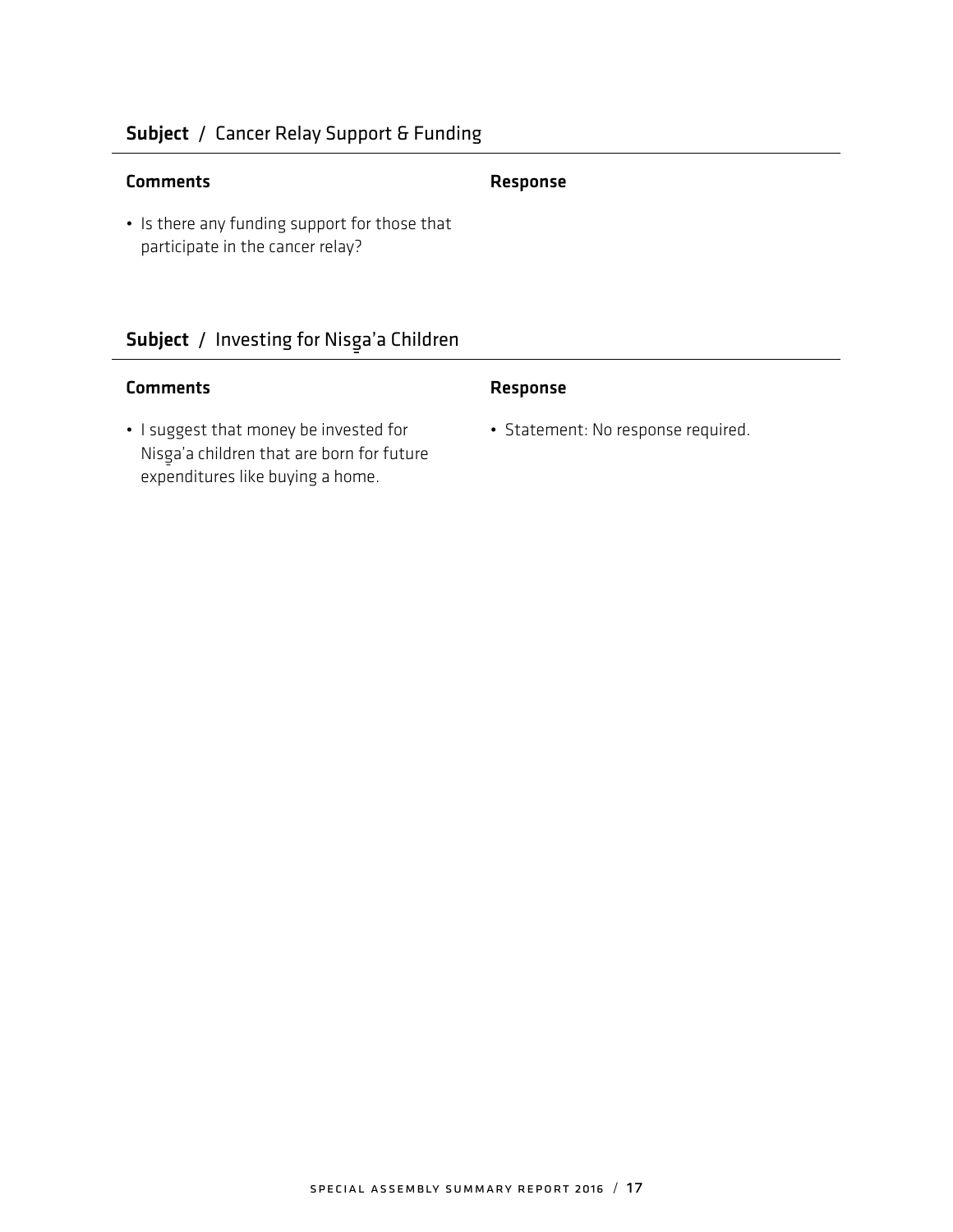## **Subject** / Cancer Relay Support & Funding

| Comments | Response |
|---|---|
| • Is there any funding support for those that participate in the cancer relay? | |

## **Subject** / Investing for Nisg̲a'a Children

| Comments | Response |
|---|---|
| • I suggest that money be invested for Nisg̲a'a children that are born for future expenditures like buying a home. | • Statement: No response required. |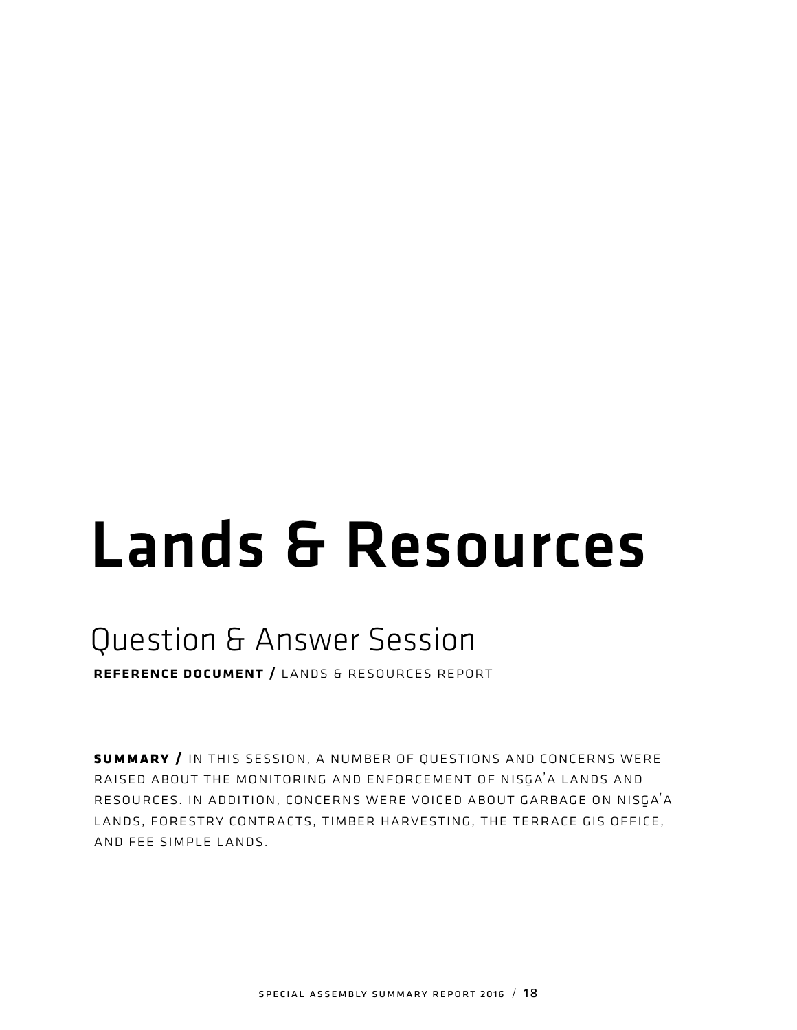# Lands & Resources

## Question & Answer Session

**REFERENCE DOCUMENT /** LANDS & RESOURCES REPORT

**SUMMARY /** IN THIS SESSION, A NUMBER OF QUESTIONS AND CONCERNS WERE RAISED ABOUT THE MONITORING AND ENFORCEMENT OF NISG̱A'A LANDS AND RESOURCES. IN ADDITION, CONCERNS WERE VOICED ABOUT GARBAGE ON NISG̱A'A LANDS, FORESTRY CONTRACTS, TIMBER HARVESTING, THE TERRACE GIS OFFICE, AND FEE SIMPLE LANDS.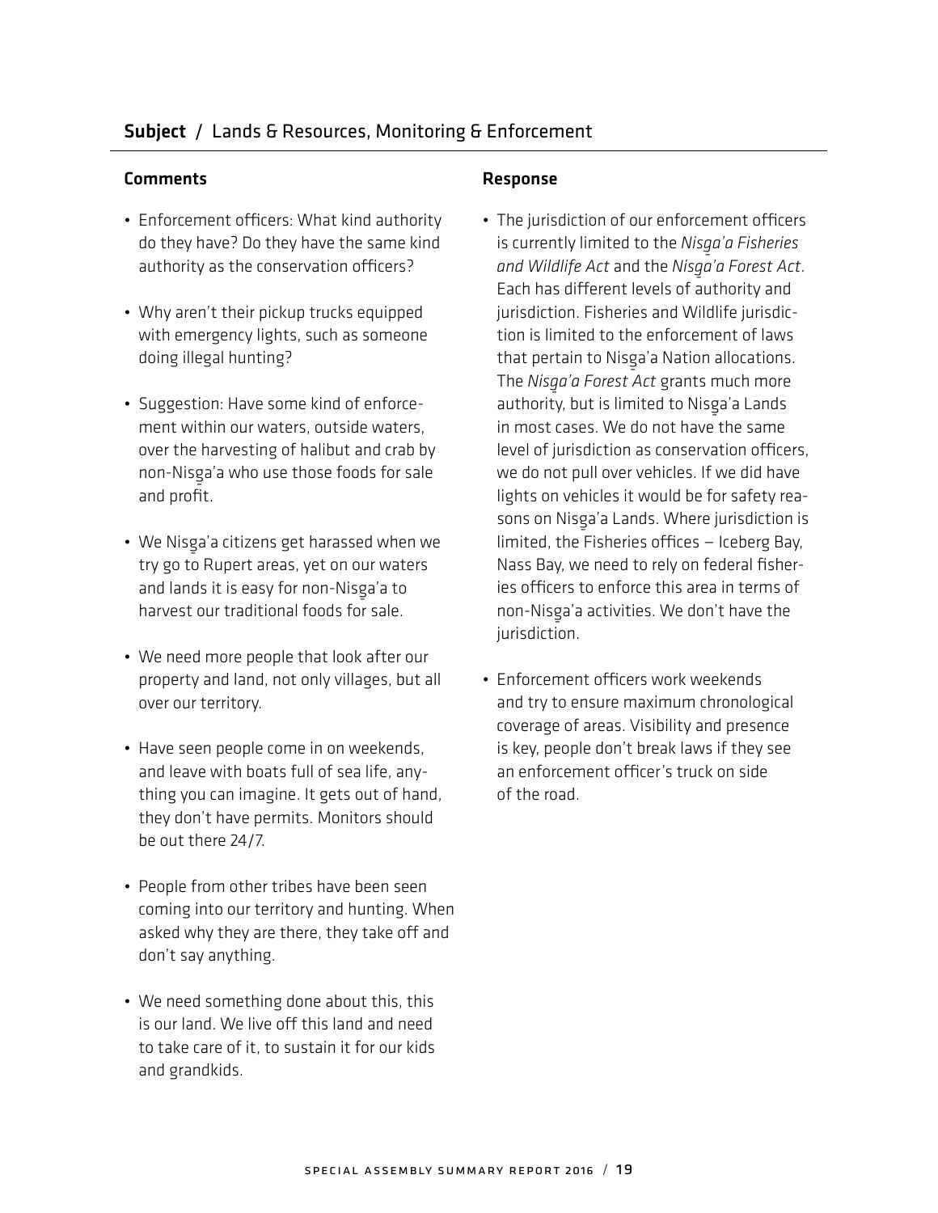## **Subject** / Lands & Resources, Monitoring & Enforcement

### Comments

- Enforcement officers: What kind authority do they have? Do they have the same kind authority as the conservation officers?
- Why aren't their pickup trucks equipped with emergency lights, such as someone doing illegal hunting?
- Suggestion: Have some kind of enforcement within our waters, outside waters, over the harvesting of halibut and crab by non-Nisg̱a'a who use those foods for sale and profit.
- We Nisg̱a'a citizens get harassed when we try go to Rupert areas, yet on our waters and lands it is easy for non-Nisg̱a'a to harvest our traditional foods for sale.
- We need more people that look after our property and land, not only villages, but all over our territory.
- Have seen people come in on weekends, and leave with boats full of sea life, anything you can imagine. It gets out of hand, they don't have permits. Monitors should be out there 24/7.
- People from other tribes have been seen coming into our territory and hunting. When asked why they are there, they take off and don't say anything.
- We need something done about this, this is our land. We live off this land and need to take care of it, to sustain it for our kids and grandkids.

### Response

- The jurisdiction of our enforcement officers is currently limited to the *Nisg̱a'a Fisheries and Wildlife Act* and the *Nisg̱a'a Forest Act*. Each has different levels of authority and jurisdiction. Fisheries and Wildlife jurisdiction is limited to the enforcement of laws that pertain to Nisg̱a'a Nation allocations. The *Nisg̱a'a Forest Act* grants much more authority, but is limited to Nisg̱a'a Lands in most cases. We do not have the same level of jurisdiction as conservation officers, we do not pull over vehicles. If we did have lights on vehicles it would be for safety reasons on Nisg̱a'a Lands. Where jurisdiction is limited, the Fisheries offices – Iceberg Bay, Nass Bay, we need to rely on federal fisheries officers to enforce this area in terms of non-Nisg̱a'a activities. We don't have the jurisdiction.
- Enforcement officers work weekends and try to ensure maximum chronological coverage of areas. Visibility and presence is key, people don't break laws if they see an enforcement officer's truck on side of the road.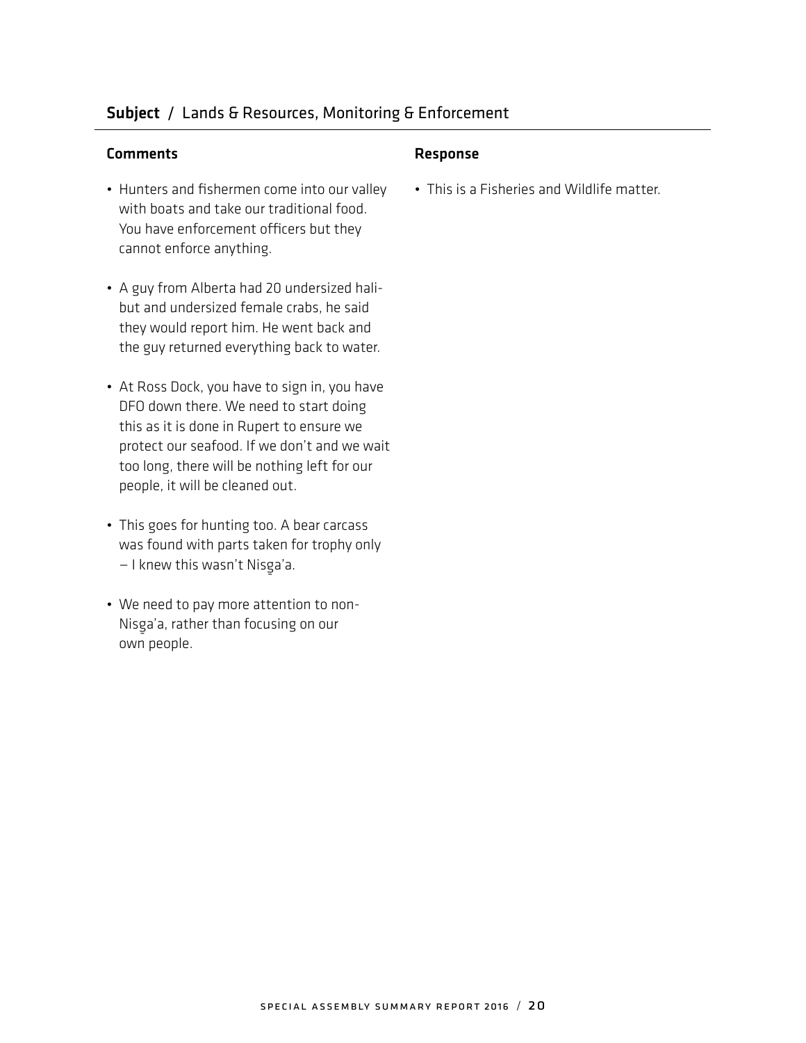## **Subject** / Lands & Resources, Monitoring & Enforcement

| Comments | Response |
| --- | --- |
| • Hunters and fishermen come into our valley with boats and take our traditional food. You have enforcement officers but they cannot enforce anything.<br><br>• A guy from Alberta had 20 undersized halibut and undersized female crabs, he said they would report him. He went back and the guy returned everything back to water.<br><br>• At Ross Dock, you have to sign in, you have DFO down there. We need to start doing this as it is done in Rupert to ensure we protect our seafood. If we don't and we wait too long, there will be nothing left for our people, it will be cleaned out.<br><br>• This goes for hunting too. A bear carcass was found with parts taken for trophy only – I knew this wasn't Nisg̱a'a.<br><br>• We need to pay more attention to non-Nisg̱a'a, rather than focusing on our own people. | • This is a Fisheries and Wildlife matter. |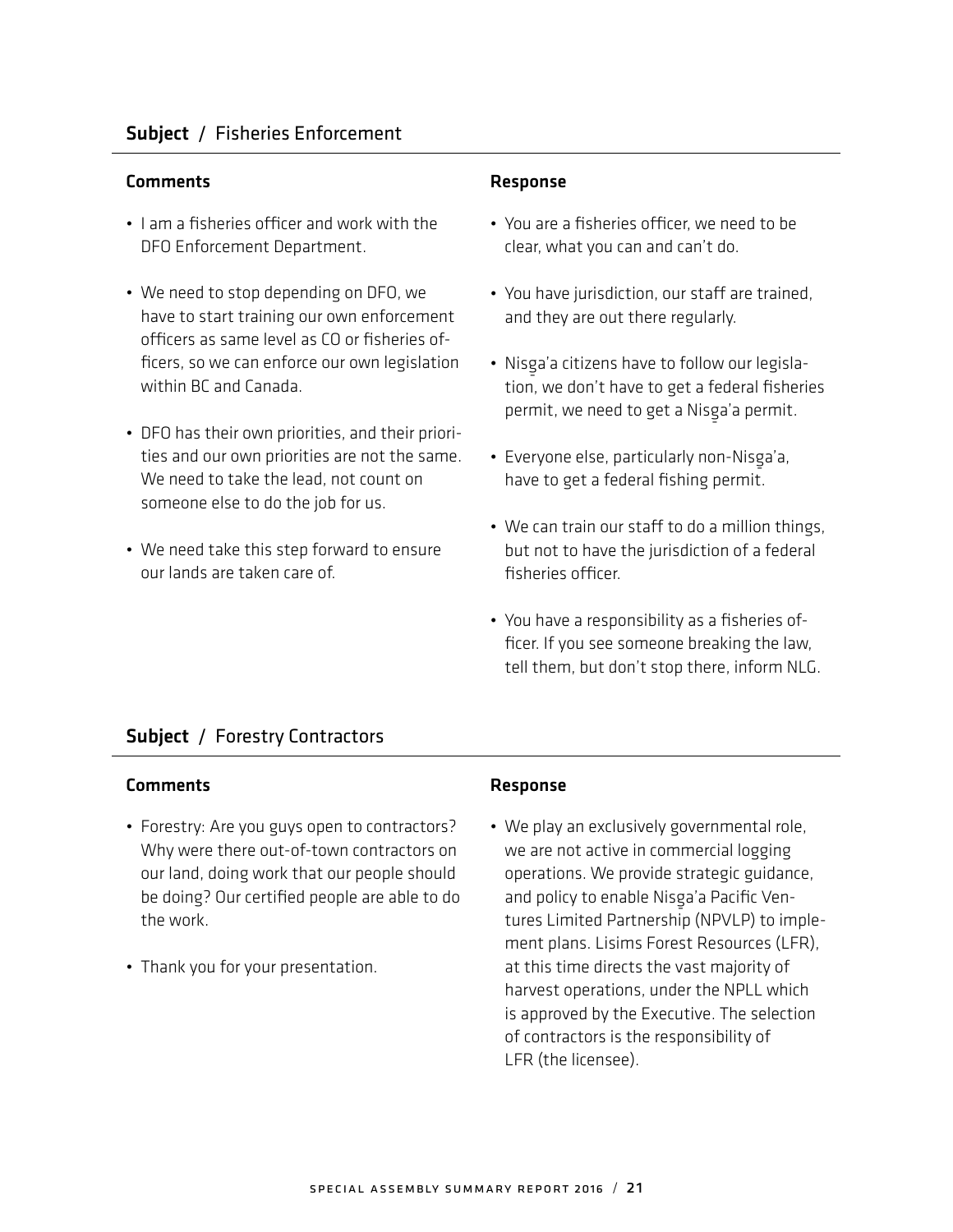## **Subject** / Fisheries Enforcement

### Comments

- I am a fisheries officer and work with the DFO Enforcement Department.
- We need to stop depending on DFO, we have to start training our own enforcement officers as same level as CO or fisheries officers, so we can enforce our own legislation within BC and Canada.
- DFO has their own priorities, and their priorities and our own priorities are not the same. We need to take the lead, not count on someone else to do the job for us.
- We need take this step forward to ensure our lands are taken care of.

### Response

- You are a fisheries officer, we need to be clear, what you can and can't do.
- You have jurisdiction, our staff are trained, and they are out there regularly.
- Nisg̱a'a citizens have to follow our legislation, we don't have to get a federal fisheries permit, we need to get a Nisg̱a'a permit.
- Everyone else, particularly non-Nisg̱a'a, have to get a federal fishing permit.
- We can train our staff to do a million things, but not to have the jurisdiction of a federal fisheries officer.
- You have a responsibility as a fisheries officer. If you see someone breaking the law, tell them, but don't stop there, inform NLG.

## **Subject** / Forestry Contractors

### Comments

- Forestry: Are you guys open to contractors? Why were there out-of-town contractors on our land, doing work that our people should be doing? Our certified people are able to do the work.
- Thank you for your presentation.

### Response

- We play an exclusively governmental role, we are not active in commercial logging operations. We provide strategic guidance, and policy to enable Nisg̱a'a Pacific Ventures Limited Partnership (NPVLP) to implement plans. Lisims Forest Resources (LFR), at this time directs the vast majority of harvest operations, under the NPLL which is approved by the Executive. The selection of contractors is the responsibility of LFR (the licensee).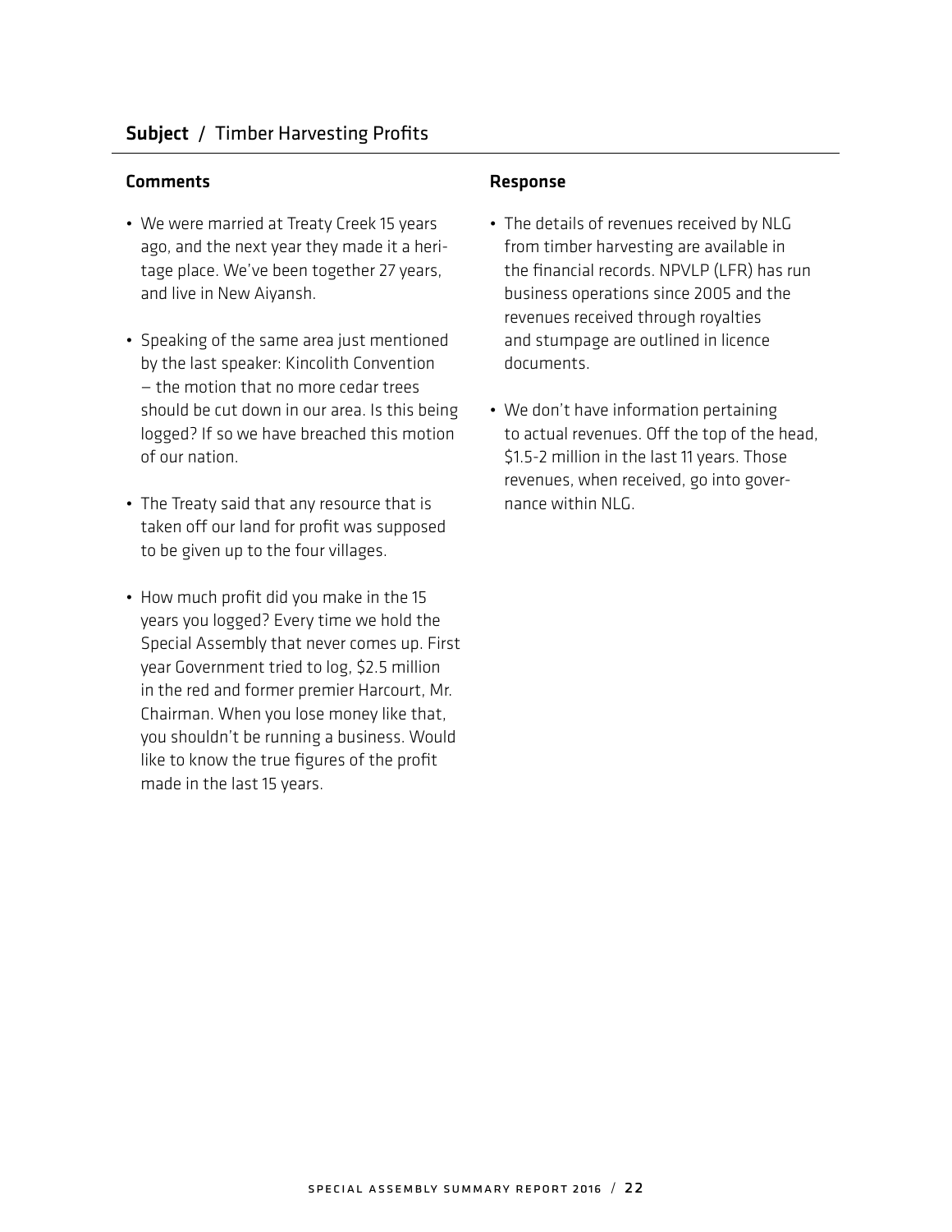## Subject / Timber Harvesting Profits

### Comments

- We were married at Treaty Creek 15 years ago, and the next year they made it a heritage place. We've been together 27 years, and live in New Aiyansh.
- Speaking of the same area just mentioned by the last speaker: Kincolith Convention – the motion that no more cedar trees should be cut down in our area. Is this being logged? If so we have breached this motion of our nation.
- The Treaty said that any resource that is taken off our land for profit was supposed to be given up to the four villages.
- How much profit did you make in the 15 years you logged? Every time we hold the Special Assembly that never comes up. First year Government tried to log, $2.5 million in the red and former premier Harcourt, Mr. Chairman. When you lose money like that, you shouldn't be running a business. Would like to know the true figures of the profit made in the last 15 years.

### Response

- The details of revenues received by NLG from timber harvesting are available in the financial records. NPVLP (LFR) has run business operations since 2005 and the revenues received through royalties and stumpage are outlined in licence documents.
- We don't have information pertaining to actual revenues. Off the top of the head, $1.5-2 million in the last 11 years. Those revenues, when received, go into governance within NLG.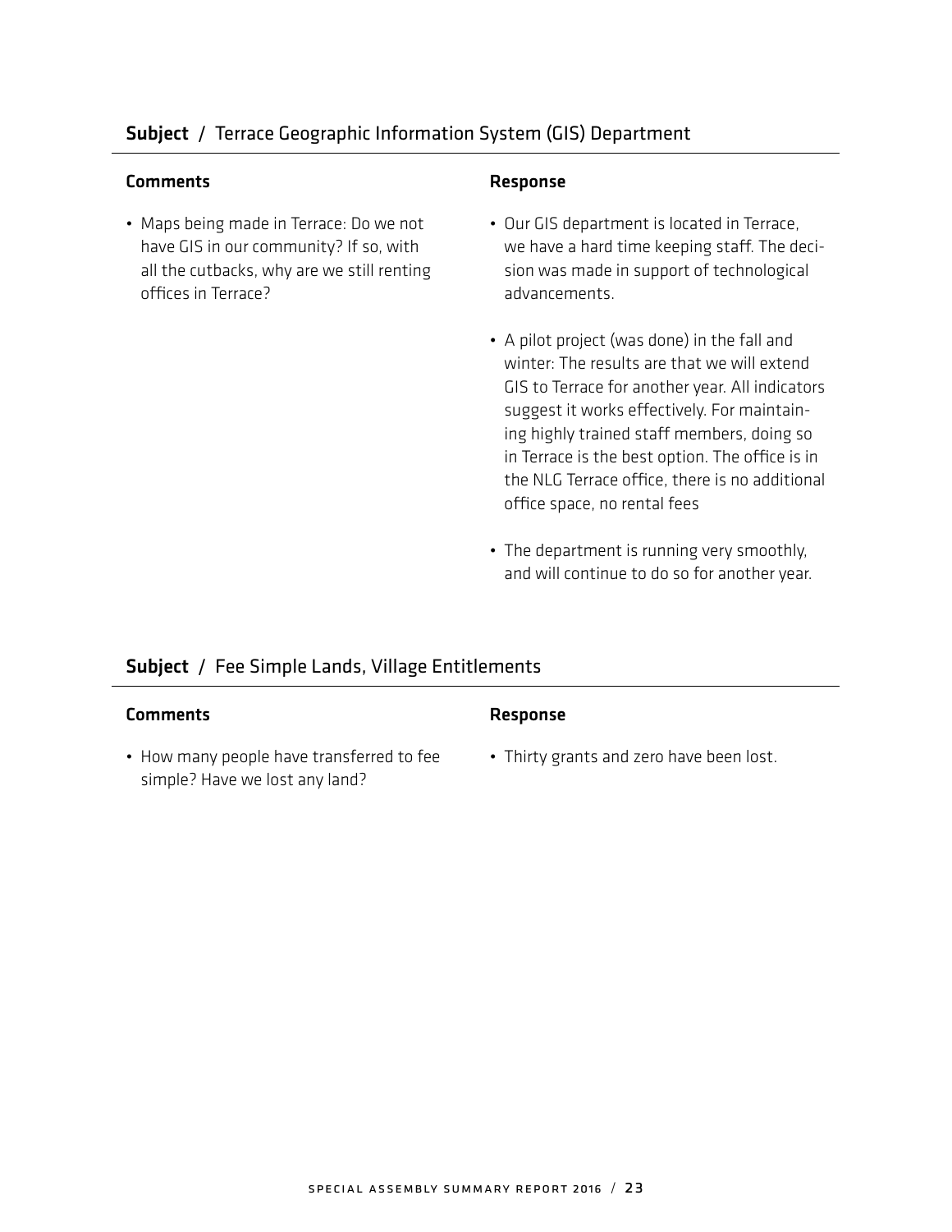## **Subject** / Terrace Geographic Information System (GIS) Department

### Comments

- Maps being made in Terrace: Do we not have GIS in our community? If so, with all the cutbacks, why are we still renting offices in Terrace?

### Response

- Our GIS department is located in Terrace, we have a hard time keeping staff. The decision was made in support of technological advancements.
- A pilot project (was done) in the fall and winter: The results are that we will extend GIS to Terrace for another year. All indicators suggest it works effectively. For maintaining highly trained staff members, doing so in Terrace is the best option. The office is in the NLG Terrace office, there is no additional office space, no rental fees
- The department is running very smoothly, and will continue to do so for another year.

## **Subject** / Fee Simple Lands, Village Entitlements

### Comments

- How many people have transferred to fee simple? Have we lost any land?

### Response

- Thirty grants and zero have been lost.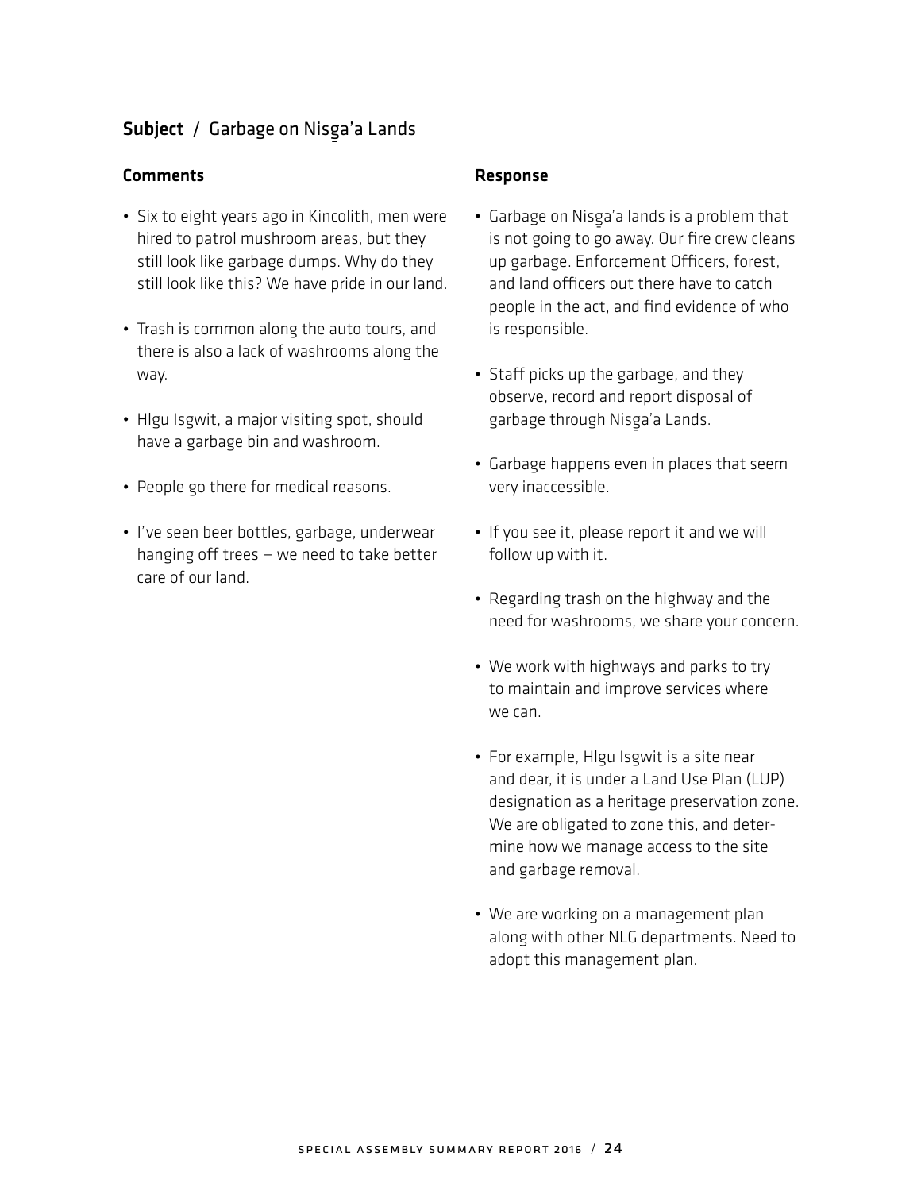## Subject / Garbage on Nisg̱a'a Lands

### Comments

- Six to eight years ago in Kincolith, men were hired to patrol mushroom areas, but they still look like garbage dumps. Why do they still look like this? We have pride in our land.
- Trash is common along the auto tours, and there is also a lack of washrooms along the way.
- Hlgu Isgwit, a major visiting spot, should have a garbage bin and washroom.
- People go there for medical reasons.
- I've seen beer bottles, garbage, underwear hanging off trees — we need to take better care of our land.

### Response

- Garbage on Nisg̱a'a lands is a problem that is not going to go away. Our fire crew cleans up garbage. Enforcement Officers, forest, and land officers out there have to catch people in the act, and find evidence of who is responsible.
- Staff picks up the garbage, and they observe, record and report disposal of garbage through Nisg̱a'a Lands.
- Garbage happens even in places that seem very inaccessible.
- If you see it, please report it and we will follow up with it.
- Regarding trash on the highway and the need for washrooms, we share your concern.
- We work with highways and parks to try to maintain and improve services where we can.
- For example, Hlgu Isgwit is a site near and dear, it is under a Land Use Plan (LUP) designation as a heritage preservation zone. We are obligated to zone this, and determine how we manage access to the site and garbage removal.
- We are working on a management plan along with other NLG departments. Need to adopt this management plan.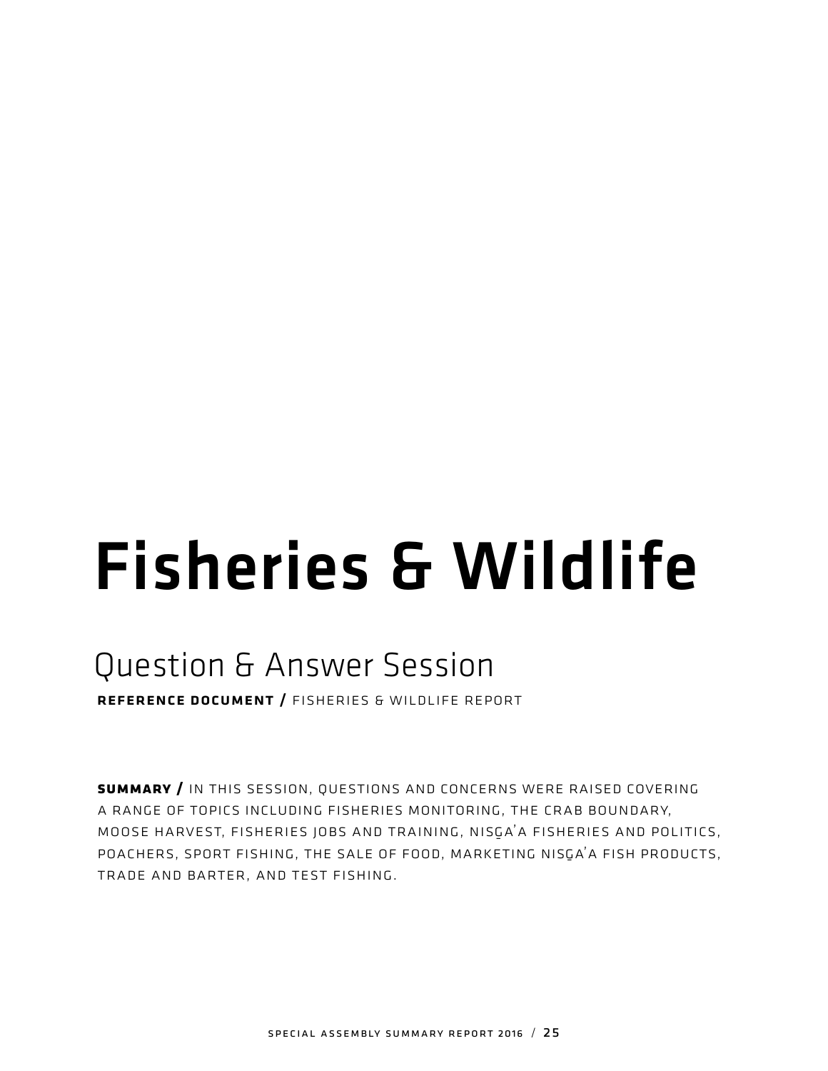# Fisheries & Wildlife

## Question & Answer Session

**REFERENCE DOCUMENT /** FISHERIES & WILDLIFE REPORT

**SUMMARY /** IN THIS SESSION, QUESTIONS AND CONCERNS WERE RAISED COVERING A RANGE OF TOPICS INCLUDING FISHERIES MONITORING, THE CRAB BOUNDARY, MOOSE HARVEST, FISHERIES JOBS AND TRAINING, NISG̱A'A FISHERIES AND POLITICS, POACHERS, SPORT FISHING, THE SALE OF FOOD, MARKETING NISG̱A'A FISH PRODUCTS, TRADE AND BARTER, AND TEST FISHING.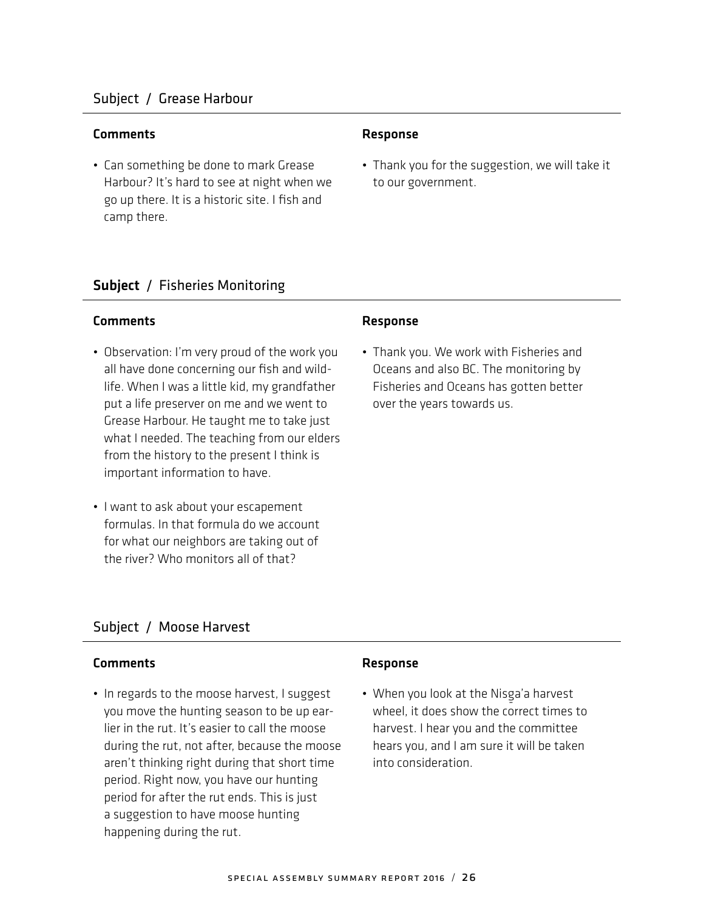## Subject / Grease Harbour

**Comments**

- Can something be done to mark Grease Harbour? It's hard to see at night when we go up there. It is a historic site. I fish and camp there.

**Response**

- Thank you for the suggestion, we will take it to our government.

## **Subject** / Fisheries Monitoring

**Comments**

- Observation: I'm very proud of the work you all have done concerning our fish and wildlife. When I was a little kid, my grandfather put a life preserver on me and we went to Grease Harbour. He taught me to take just what I needed. The teaching from our elders from the history to the present I think is important information to have.
- I want to ask about your escapement formulas. In that formula do we account for what our neighbors are taking out of the river? Who monitors all of that?

**Response**

- Thank you. We work with Fisheries and Oceans and also BC. The monitoring by Fisheries and Oceans has gotten better over the years towards us.

## Subject / Moose Harvest

**Comments**

- In regards to the moose harvest, I suggest you move the hunting season to be up earlier in the rut. It's easier to call the moose during the rut, not after, because the moose aren't thinking right during that short time period. Right now, you have our hunting period for after the rut ends. This is just a suggestion to have moose hunting happening during the rut.

**Response**

- When you look at the Nisg̱a'a harvest wheel, it does show the correct times to harvest. I hear you and the committee hears you, and I am sure it will be taken into consideration.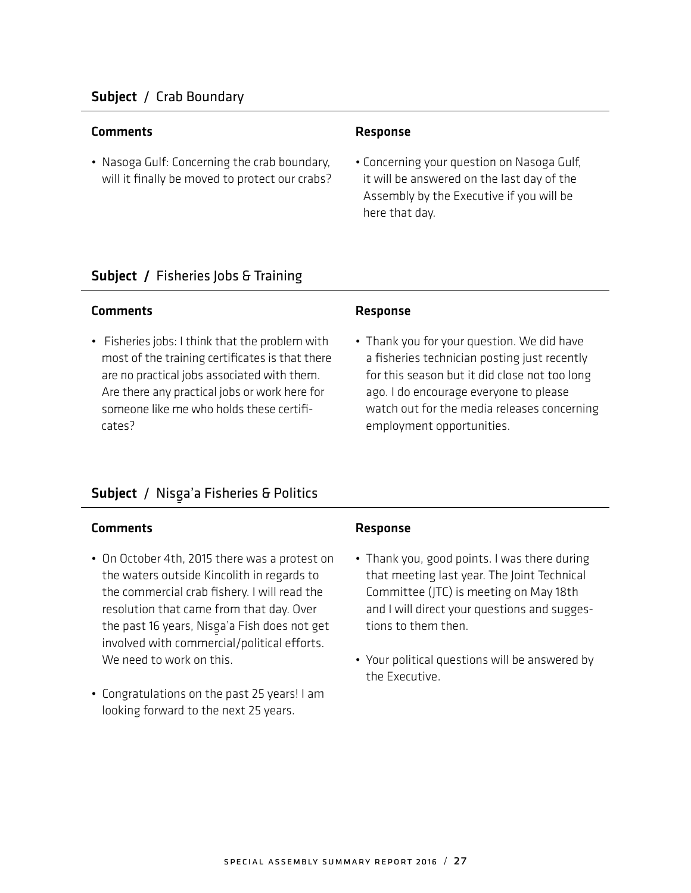## Subject / Crab Boundary

### Comments

- Nasoga Gulf: Concerning the crab boundary, will it finally be moved to protect our crabs?

### Response

- Concerning your question on Nasoga Gulf, it will be answered on the last day of the Assembly by the Executive if you will be here that day.

## Subject / Fisheries Jobs & Training

### Comments

- Fisheries jobs: I think that the problem with most of the training certificates is that there are no practical jobs associated with them. Are there any practical jobs or work here for someone like me who holds these certificates?

### Response

- Thank you for your question. We did have a fisheries technician posting just recently for this season but it did close not too long ago. I do encourage everyone to please watch out for the media releases concerning employment opportunities.

## Subject / Nisg̲a'a Fisheries & Politics

### Comments

- On October 4th, 2015 there was a protest on the waters outside Kincolith in regards to the commercial crab fishery. I will read the resolution that came from that day. Over the past 16 years, Nisg̲a'a Fish does not get involved with commercial/political efforts. We need to work on this.
- Congratulations on the past 25 years! I am looking forward to the next 25 years.

### Response

- Thank you, good points. I was there during that meeting last year. The Joint Technical Committee (JTC) is meeting on May 18th and I will direct your questions and suggestions to them then.
- Your political questions will be answered by the Executive.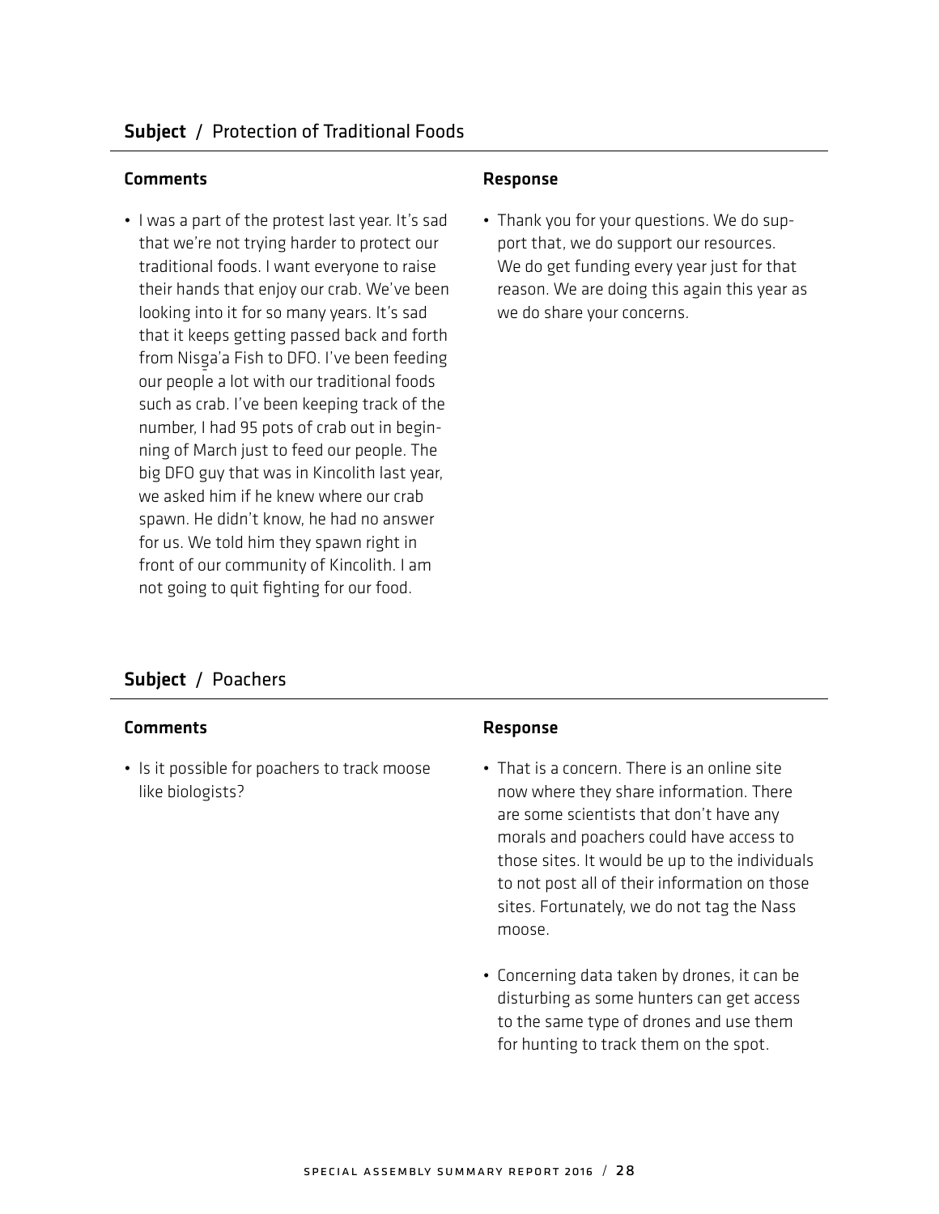## Subject / Protection of Traditional Foods

**Comments**

- I was a part of the protest last year. It's sad that we're not trying harder to protect our traditional foods. I want everyone to raise their hands that enjoy our crab. We've been looking into it for so many years. It's sad that it keeps getting passed back and forth from Nisg̱a'a Fish to DFO. I've been feeding our people a lot with our traditional foods such as crab. I've been keeping track of the number, I had 95 pots of crab out in beginning of March just to feed our people. The big DFO guy that was in Kincolith last year, we asked him if he knew where our crab spawn. He didn't know, he had no answer for us. We told him they spawn right in front of our community of Kincolith. I am not going to quit fighting for our food.

**Response**

- Thank you for your questions. We do support that, we do support our resources. We do get funding every year just for that reason. We are doing this again this year as we do share your concerns.

## Subject / Poachers

**Comments**

- Is it possible for poachers to track moose like biologists?

**Response**

- That is a concern. There is an online site now where they share information. There are some scientists that don't have any morals and poachers could have access to those sites. It would be up to the individuals to not post all of their information on those sites. Fortunately, we do not tag the Nass moose.
- Concerning data taken by drones, it can be disturbing as some hunters can get access to the same type of drones and use them for hunting to track them on the spot.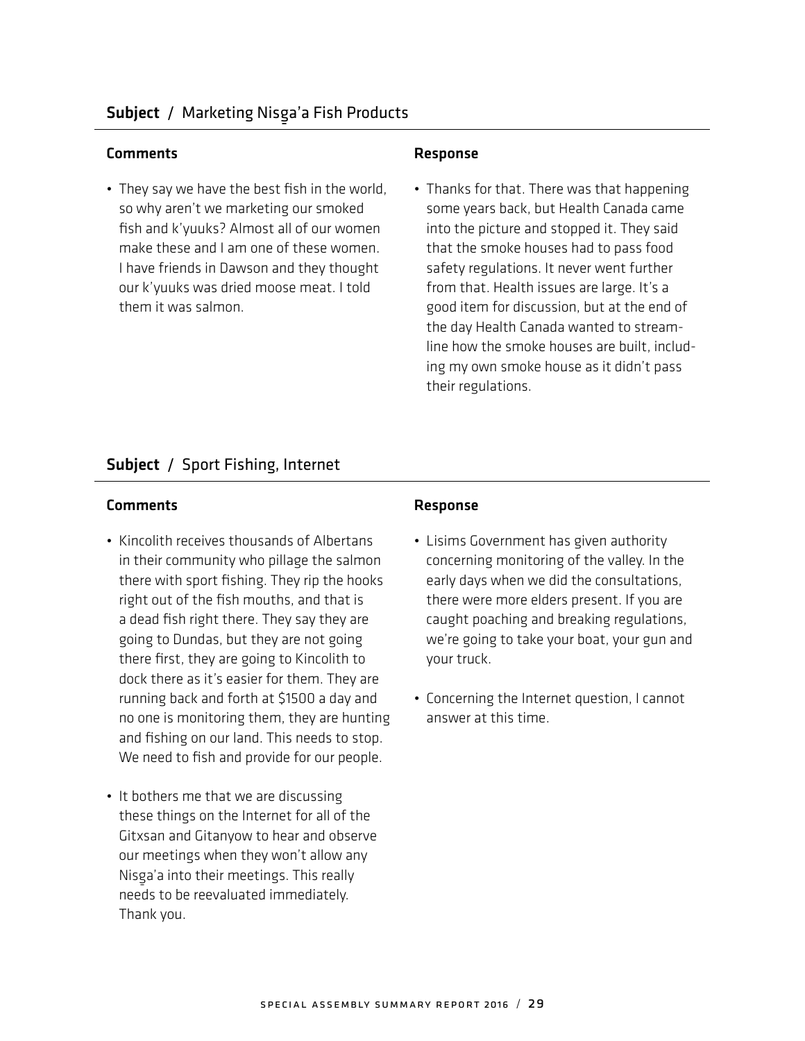## Subject / Marketing Nisg̱a'a Fish Products

### Comments

- They say we have the best fish in the world, so why aren't we marketing our smoked fish and k'yuuks? Almost all of our women make these and I am one of these women. I have friends in Dawson and they thought our k'yuuks was dried moose meat. I told them it was salmon.

### Response

- Thanks for that. There was that happening some years back, but Health Canada came into the picture and stopped it. They said that the smoke houses had to pass food safety regulations. It never went further from that. Health issues are large. It's a good item for discussion, but at the end of the day Health Canada wanted to streamline how the smoke houses are built, including my own smoke house as it didn't pass their regulations.

## Subject / Sport Fishing, Internet

### Comments

- Kincolith receives thousands of Albertans in their community who pillage the salmon there with sport fishing. They rip the hooks right out of the fish mouths, and that is a dead fish right there. They say they are going to Dundas, but they are not going there first, they are going to Kincolith to dock there as it's easier for them. They are running back and forth at $1500 a day and no one is monitoring them, they are hunting and fishing on our land. This needs to stop. We need to fish and provide for our people.
- It bothers me that we are discussing these things on the Internet for all of the Gitxsan and Gitanyow to hear and observe our meetings when they won't allow any Nisg̱a'a into their meetings. This really needs to be reevaluated immediately. Thank you.

### Response

- Lisims Government has given authority concerning monitoring of the valley. In the early days when we did the consultations, there were more elders present. If you are caught poaching and breaking regulations, we're going to take your boat, your gun and your truck.
- Concerning the Internet question, I cannot answer at this time.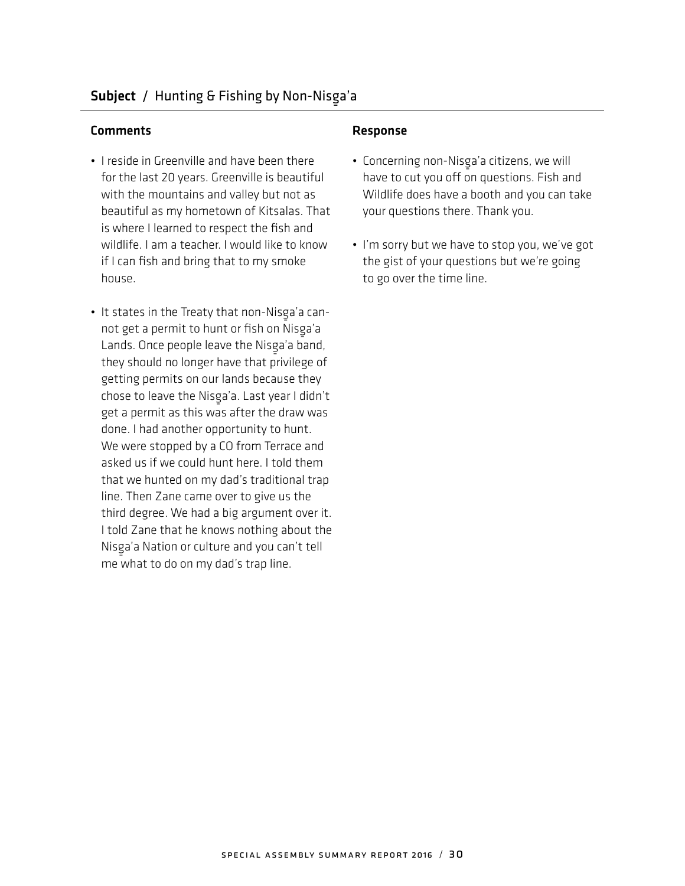## Subject / Hunting & Fishing by Non-Nisg̱a'a

### Comments

- I reside in Greenville and have been there for the last 20 years. Greenville is beautiful with the mountains and valley but not as beautiful as my hometown of Kitsalas. That is where I learned to respect the fish and wildlife. I am a teacher. I would like to know if I can fish and bring that to my smoke house.
- It states in the Treaty that non-Nisg̱a'a cannot get a permit to hunt or fish on Nisg̱a'a Lands. Once people leave the Nisg̱a'a band, they should no longer have that privilege of getting permits on our lands because they chose to leave the Nisg̱a'a. Last year I didn't get a permit as this was after the draw was done. I had another opportunity to hunt. We were stopped by a CO from Terrace and asked us if we could hunt here. I told them that we hunted on my dad's traditional trap line. Then Zane came over to give us the third degree. We had a big argument over it. I told Zane that he knows nothing about the Nisg̱a'a Nation or culture and you can't tell me what to do on my dad's trap line.

### Response

- Concerning non-Nisg̱a'a citizens, we will have to cut you off on questions. Fish and Wildlife does have a booth and you can take your questions there. Thank you.
- I'm sorry but we have to stop you, we've got the gist of your questions but we're going to go over the time line.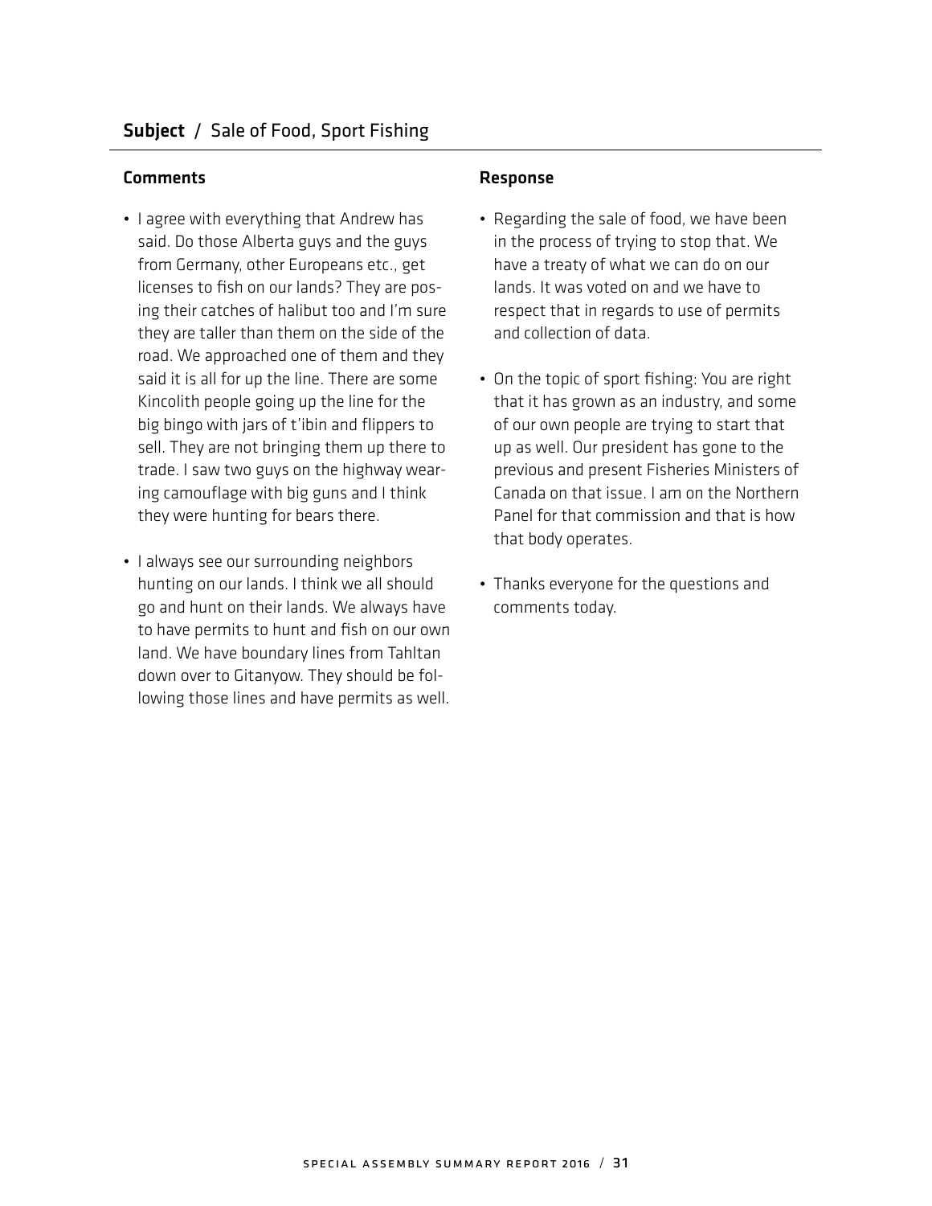## Subject / Sale of Food, Sport Fishing

### Comments

- I agree with everything that Andrew has said. Do those Alberta guys and the guys from Germany, other Europeans etc., get licenses to fish on our lands? They are posing their catches of halibut too and I'm sure they are taller than them on the side of the road. We approached one of them and they said it is all for up the line. There are some Kincolith people going up the line for the big bingo with jars of t'ibin and flippers to sell. They are not bringing them up there to trade. I saw two guys on the highway wearing camouflage with big guns and I think they were hunting for bears there.

- I always see our surrounding neighbors hunting on our lands. I think we all should go and hunt on their lands. We always have to have permits to hunt and fish on our own land. We have boundary lines from Tahltan down over to Gitanyow. They should be following those lines and have permits as well.

### Response

- Regarding the sale of food, we have been in the process of trying to stop that. We have a treaty of what we can do on our lands. It was voted on and we have to respect that in regards to use of permits and collection of data.

- On the topic of sport fishing: You are right that it has grown as an industry, and some of our own people are trying to start that up as well. Our president has gone to the previous and present Fisheries Ministers of Canada on that issue. I am on the Northern Panel for that commission and that is how that body operates.

- Thanks everyone for the questions and comments today.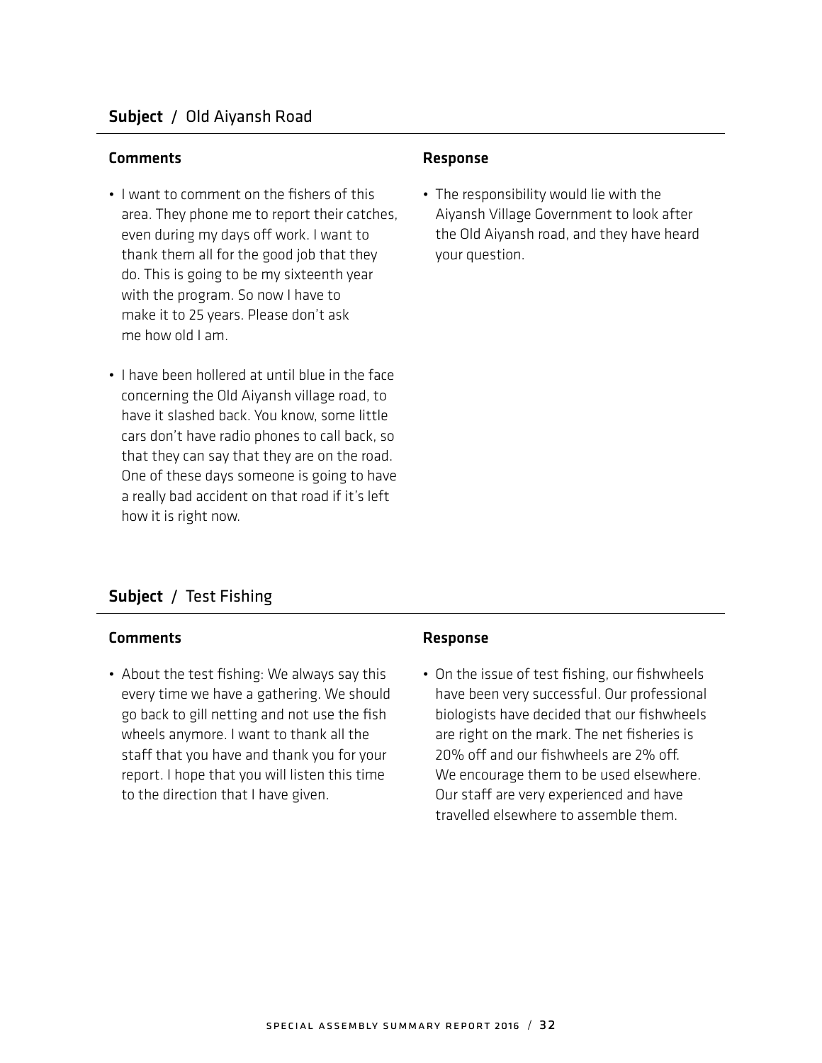## **Subject** / Old Aiyansh Road

**Comments**

- I want to comment on the fishers of this area. They phone me to report their catches, even during my days off work. I want to thank them all for the good job that they do. This is going to be my sixteenth year with the program. So now I have to make it to 25 years. Please don't ask me how old I am.
- I have been hollered at until blue in the face concerning the Old Aiyansh village road, to have it slashed back. You know, some little cars don't have radio phones to call back, so that they can say that they are on the road. One of these days someone is going to have a really bad accident on that road if it's left how it is right now.

**Response**

- The responsibility would lie with the Aiyansh Village Government to look after the Old Aiyansh road, and they have heard your question.

## **Subject** / Test Fishing

**Comments**

- About the test fishing: We always say this every time we have a gathering. We should go back to gill netting and not use the fish wheels anymore. I want to thank all the staff that you have and thank you for your report. I hope that you will listen this time to the direction that I have given.

**Response**

- On the issue of test fishing, our fishwheels have been very successful. Our professional biologists have decided that our fishwheels are right on the mark. The net fisheries is 20% off and our fishwheels are 2% off. We encourage them to be used elsewhere. Our staff are very experienced and have travelled elsewhere to assemble them.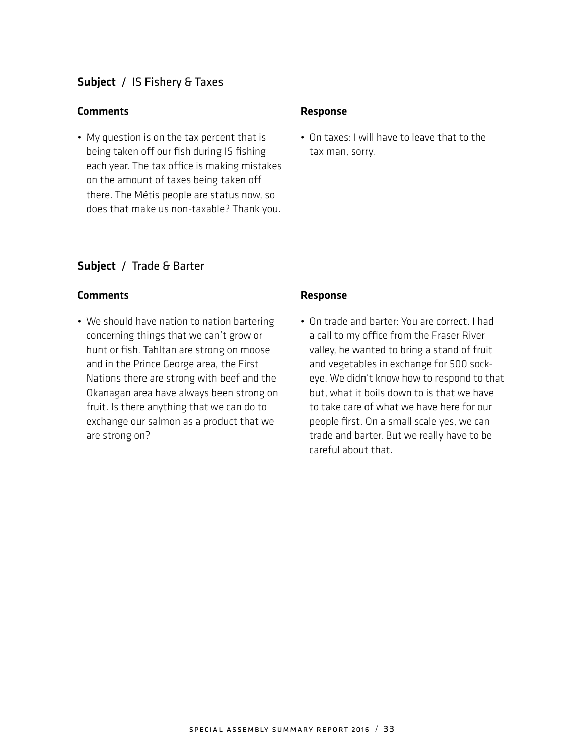## **Subject** / IS Fishery & Taxes

| **Comments** | **Response** |
|---|---|
| • My question is on the tax percent that is being taken off our fish during IS fishing each year. The tax office is making mistakes on the amount of taxes being taken off there. The Métis people are status now, so does that make us non-taxable? Thank you. | • On taxes: I will have to leave that to the tax man, sorry. |

## **Subject** / Trade & Barter

| **Comments** | **Response** |
|---|---|
| • We should have nation to nation bartering concerning things that we can't grow or hunt or fish. Tahltan are strong on moose and in the Prince George area, the First Nations there are strong with beef and the Okanagan area have always been strong on fruit. Is there anything that we can do to exchange our salmon as a product that we are strong on? | • On trade and barter: You are correct. I had a call to my office from the Fraser River valley, he wanted to bring a stand of fruit and vegetables in exchange for 500 sockeye. We didn't know how to respond to that but, what it boils down to is that we have to take care of what we have here for our people first. On a small scale yes, we can trade and barter. But we really have to be careful about that. |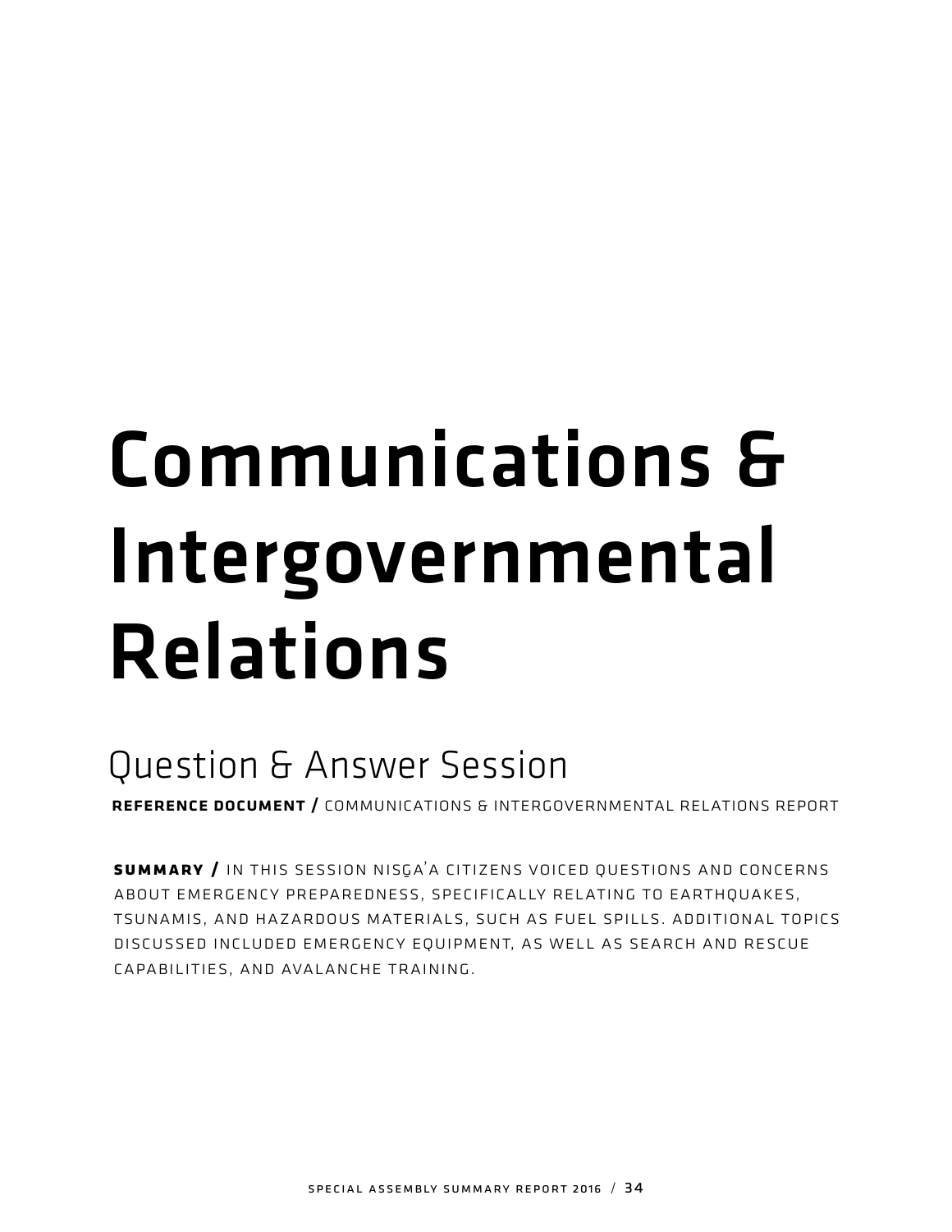# Communications & Intergovernmental Relations

## Question & Answer Session

**REFERENCE DOCUMENT /** COMMUNICATIONS & INTERGOVERNMENTAL RELATIONS REPORT

**SUMMARY /** IN THIS SESSION NISG̱A'A CITIZENS VOICED QUESTIONS AND CONCERNS ABOUT EMERGENCY PREPAREDNESS, SPECIFICALLY RELATING TO EARTHQUAKES, TSUNAMIS, AND HAZARDOUS MATERIALS, SUCH AS FUEL SPILLS. ADDITIONAL TOPICS DISCUSSED INCLUDED EMERGENCY EQUIPMENT, AS WELL AS SEARCH AND RESCUE CAPABILITIES, AND AVALANCHE TRAINING.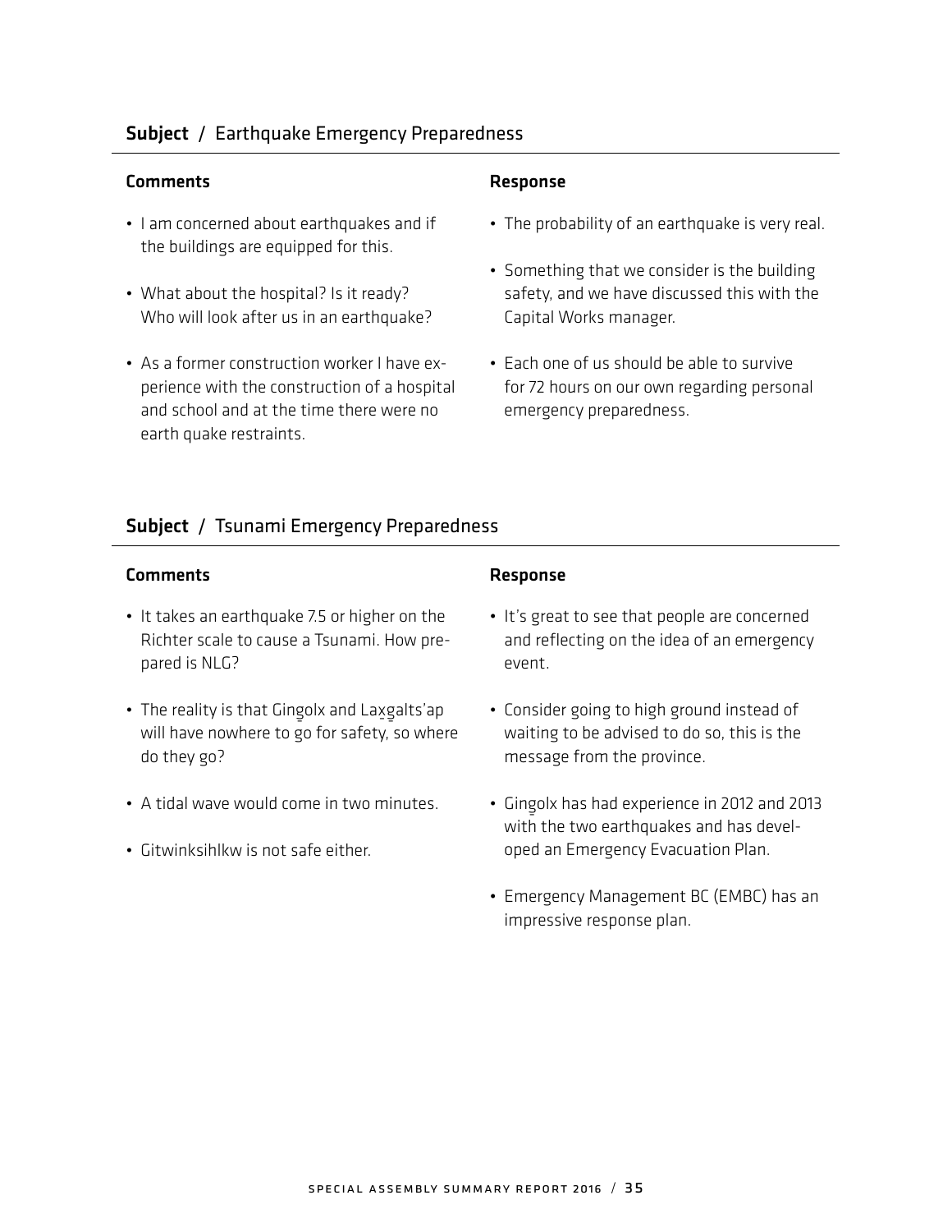## **Subject** / Earthquake Emergency Preparedness

### Comments

- I am concerned about earthquakes and if the buildings are equipped for this.
- What about the hospital? Is it ready? Who will look after us in an earthquake?
- As a former construction worker I have experience with the construction of a hospital and school and at the time there were no earth quake restraints.

### Response

- The probability of an earthquake is very real.
- Something that we consider is the building safety, and we have discussed this with the Capital Works manager.
- Each one of us should be able to survive for 72 hours on our own regarding personal emergency preparedness.

## **Subject** / Tsunami Emergency Preparedness

### Comments

- It takes an earthquake 7.5 or higher on the Richter scale to cause a Tsunami. How prepared is NLG?
- The reality is that Gingolx and Laxgalts'ap will have nowhere to go for safety, so where do they go?
- A tidal wave would come in two minutes.
- Gitwinksihlkw is not safe either.

### Response

- It's great to see that people are concerned and reflecting on the idea of an emergency event.
- Consider going to high ground instead of waiting to be advised to do so, this is the message from the province.
- Gingolx has had experience in 2012 and 2013 with the two earthquakes and has developed an Emergency Evacuation Plan.
- Emergency Management BC (EMBC) has an impressive response plan.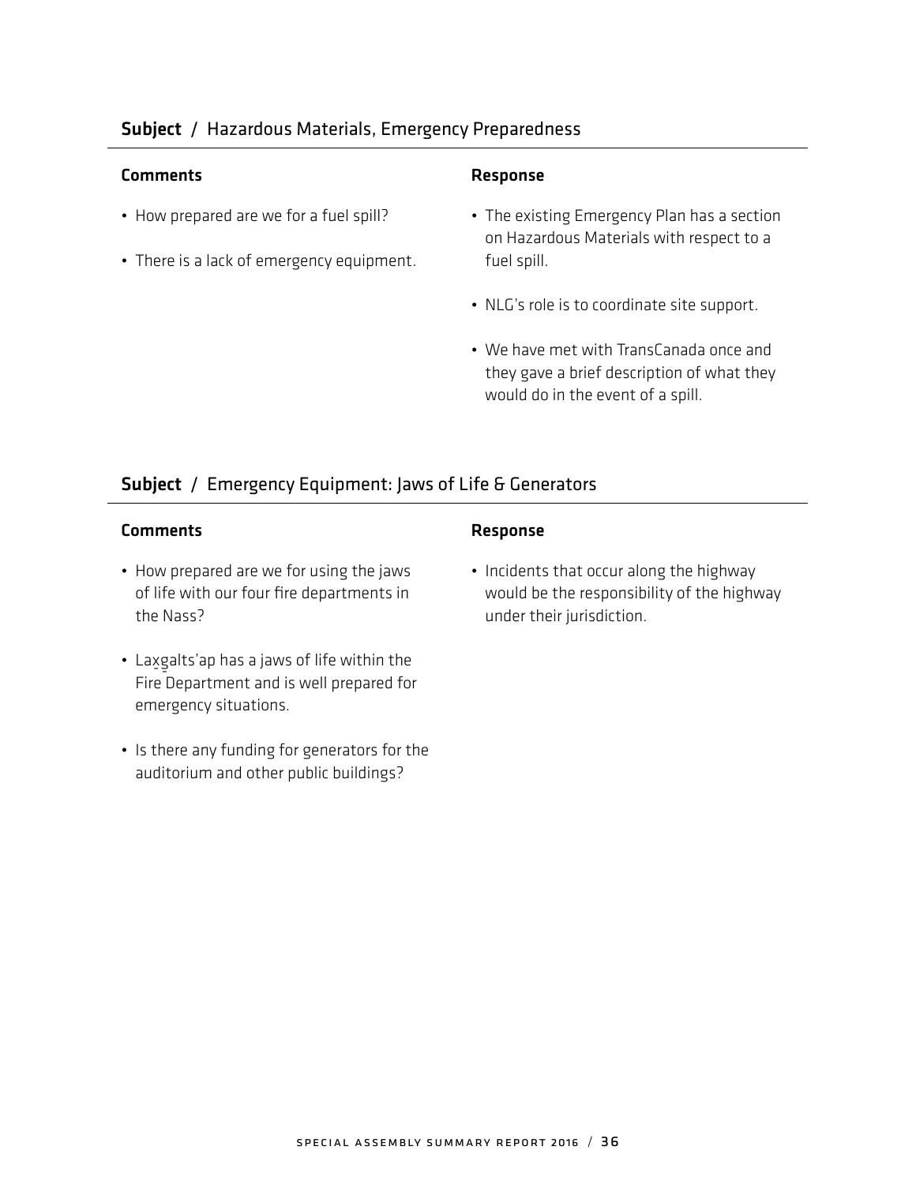## **Subject** / Hazardous Materials, Emergency Preparedness

**Comments**

- How prepared are we for a fuel spill?
- There is a lack of emergency equipment.

**Response**

- The existing Emergency Plan has a section on Hazardous Materials with respect to a fuel spill.
- NLG's role is to coordinate site support.
- We have met with TransCanada once and they gave a brief description of what they would do in the event of a spill.

## **Subject** / Emergency Equipment: Jaws of Life & Generators

**Comments**

- How prepared are we for using the jaws of life with our four fire departments in the Nass?
- La̱x̱g̱alts'ap has a jaws of life within the Fire Department and is well prepared for emergency situations.
- Is there any funding for generators for the auditorium and other public buildings?

**Response**

- Incidents that occur along the highway would be the responsibility of the highway under their jurisdiction.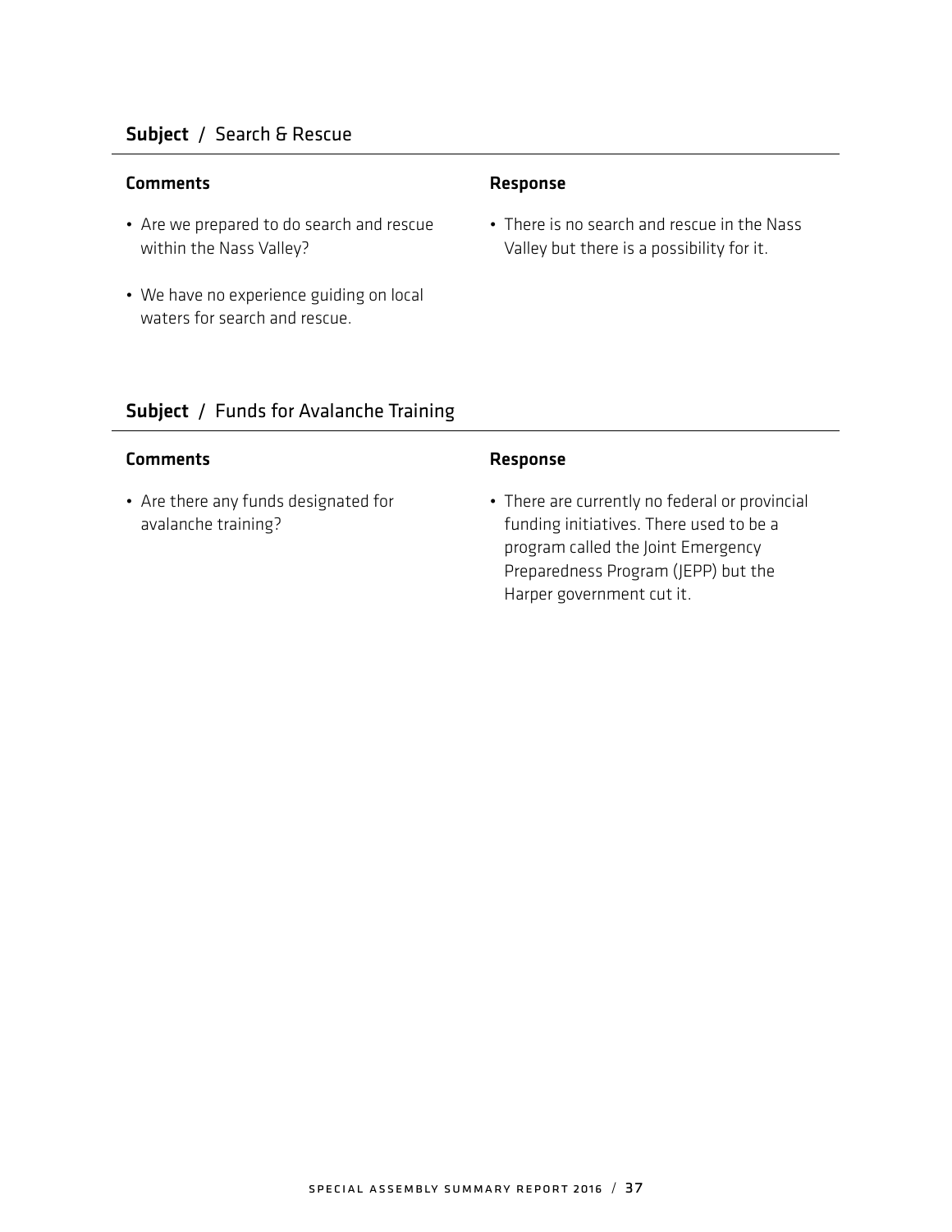## Subject / Search & Rescue

### Comments

- Are we prepared to do search and rescue within the Nass Valley?
- We have no experience guiding on local waters for search and rescue.

### Response

- There is no search and rescue in the Nass Valley but there is a possibility for it.

## Subject / Funds for Avalanche Training

### Comments

- Are there any funds designated for avalanche training?

### Response

- There are currently no federal or provincial funding initiatives. There used to be a program called the Joint Emergency Preparedness Program (JEPP) but the Harper government cut it.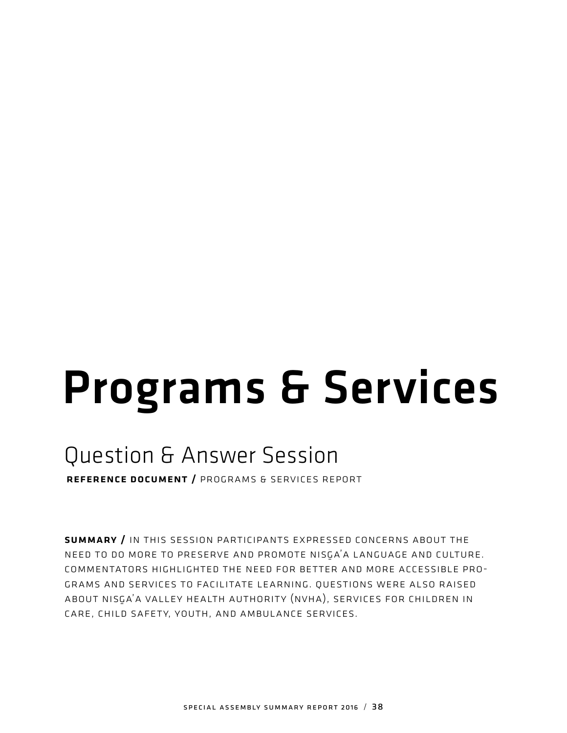# Programs & Services

## Question & Answer Session

**REFERENCE DOCUMENT /** PROGRAMS & SERVICES REPORT

**SUMMARY /** IN THIS SESSION PARTICIPANTS EXPRESSED CONCERNS ABOUT THE NEED TO DO MORE TO PRESERVE AND PROMOTE NISG̱A'A LANGUAGE AND CULTURE. COMMENTATORS HIGHLIGHTED THE NEED FOR BETTER AND MORE ACCESSIBLE PROGRAMS AND SERVICES TO FACILITATE LEARNING. QUESTIONS WERE ALSO RAISED ABOUT NISG̱A'A VALLEY HEALTH AUTHORITY (NVHA), SERVICES FOR CHILDREN IN CARE, CHILD SAFETY, YOUTH, AND AMBULANCE SERVICES.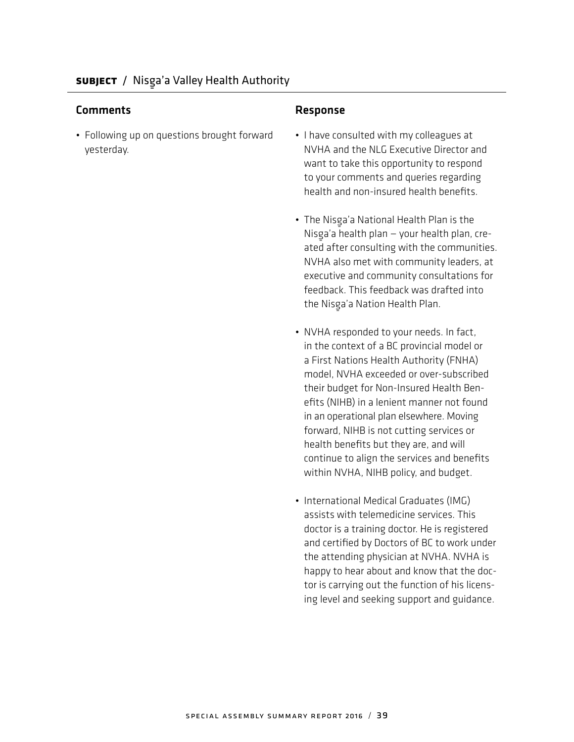**SUBJECT** / Nisg̱a'a Valley Health Authority

| Comments | Response |
| --- | --- |
| • Following up on questions brought forward yesterday. | • I have consulted with my colleagues at NVHA and the NLG Executive Director and want to take this opportunity to respond to your comments and queries regarding health and non-insured health benefits.<br><br>• The Nisg̱a'a National Health Plan is the Nisg̱a'a health plan – your health plan, created after consulting with the communities. NVHA also met with community leaders, at executive and community consultations for feedback. This feedback was drafted into the Nisg̱a'a Nation Health Plan.<br><br>• NVHA responded to your needs. In fact, in the context of a BC provincial model or a First Nations Health Authority (FNHA) model, NVHA exceeded or over-subscribed their budget for Non-Insured Health Benefits (NIHB) in a lenient manner not found in an operational plan elsewhere. Moving forward, NIHB is not cutting services or health benefits but they are, and will continue to align the services and benefits within NVHA, NIHB policy, and budget.<br><br>• International Medical Graduates (IMG) assists with telemedicine services. This doctor is a training doctor. He is registered and certified by Doctors of BC to work under the attending physician at NVHA. NVHA is happy to hear about and know that the doctor is carrying out the function of his licensing level and seeking support and guidance. |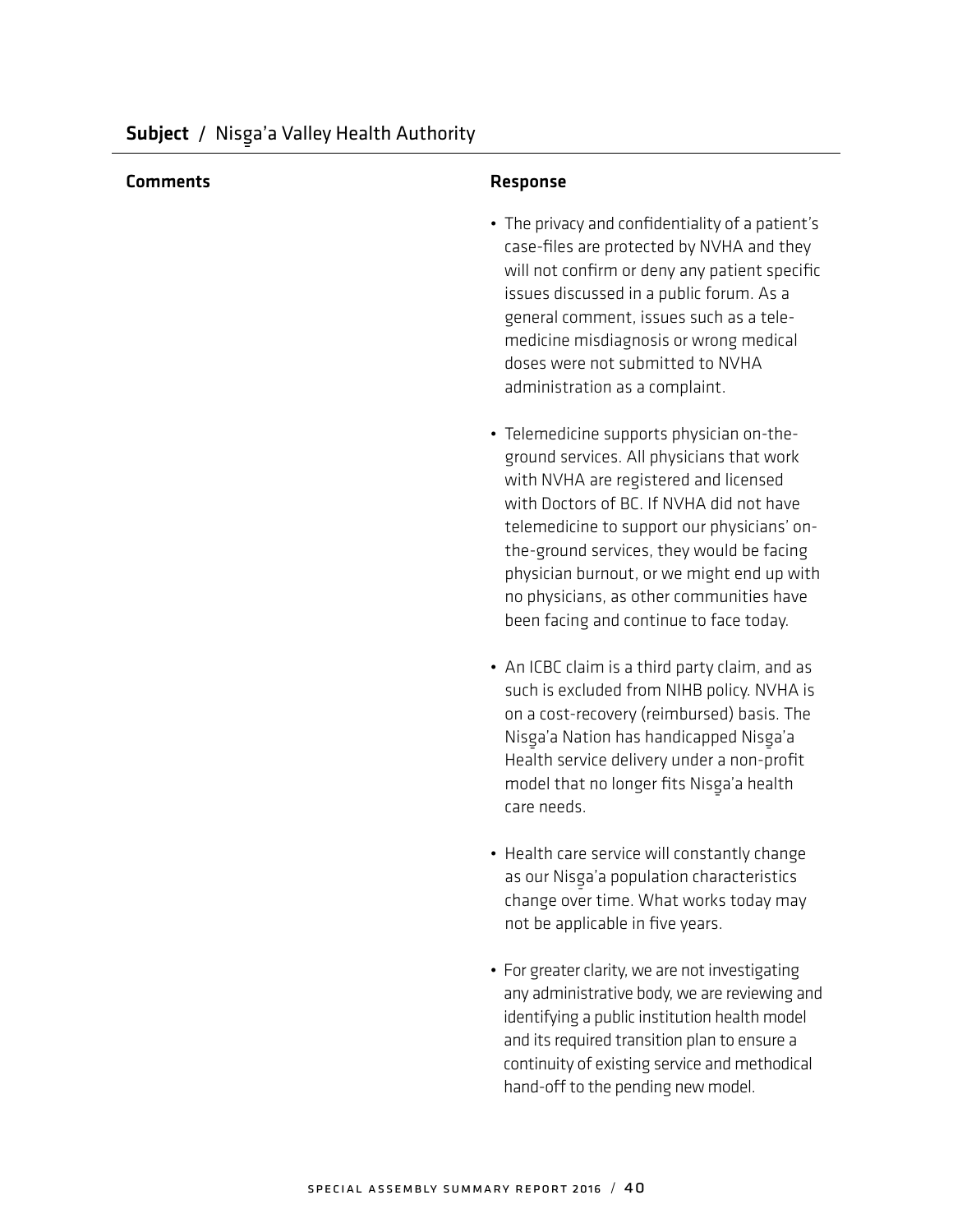**Subject** / Nisg̱a'a Valley Health Authority

| Comments | Response |
|---|---|
| | • The privacy and confidentiality of a patient's case-files are protected by NVHA and they will not confirm or deny any patient specific issues discussed in a public forum. As a general comment, issues such as a tele-medicine misdiagnosis or wrong medical doses were not submitted to NVHA administration as a complaint. |
| | • Telemedicine supports physician on-the-ground services. All physicians that work with NVHA are registered and licensed with Doctors of BC. If NVHA did not have telemedicine to support our physicians' on-the-ground services, they would be facing physician burnout, or we might end up with no physicians, as other communities have been facing and continue to face today. |
| | • An ICBC claim is a third party claim, and as such is excluded from NIHB policy. NVHA is on a cost-recovery (reimbursed) basis. The Nisg̱a'a Nation has handicapped Nisg̱a'a Health service delivery under a non-profit model that no longer fits Nisg̱a'a health care needs. |
| | • Health care service will constantly change as our Nisg̱a'a population characteristics change over time. What works today may not be applicable in five years. |
| | • For greater clarity, we are not investigating any administrative body, we are reviewing and identifying a public institution health model and its required transition plan to ensure a continuity of existing service and methodical hand-off to the pending new model. |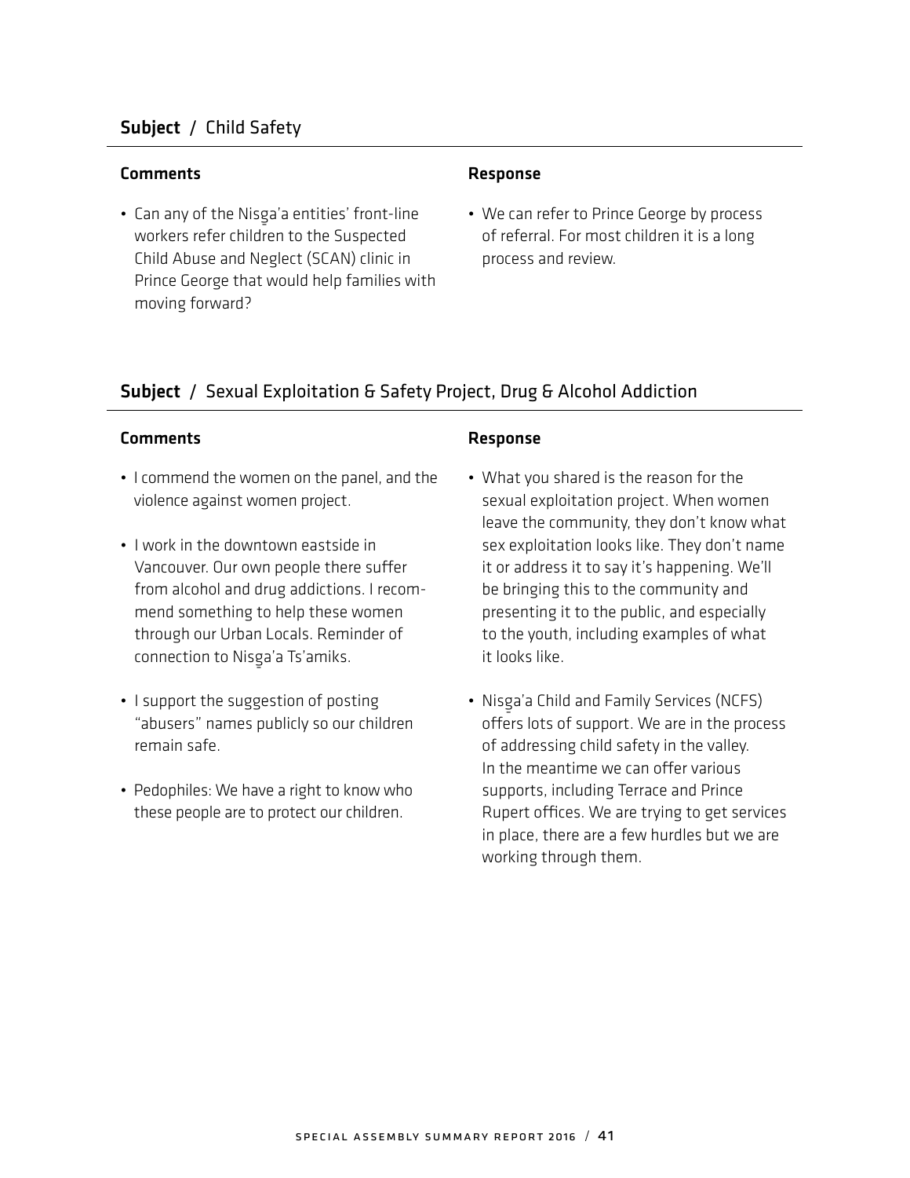## **Subject** / Child Safety

**Comments**

- Can any of the Nisg̱a'a entities' front-line workers refer children to the Suspected Child Abuse and Neglect (SCAN) clinic in Prince George that would help families with moving forward?

**Response**

- We can refer to Prince George by process of referral. For most children it is a long process and review.

## **Subject** / Sexual Exploitation & Safety Project, Drug & Alcohol Addiction

**Comments**

- I commend the women on the panel, and the violence against women project.
- I work in the downtown eastside in Vancouver. Our own people there suffer from alcohol and drug addictions. I recommend something to help these women through our Urban Locals. Reminder of connection to Nisg̱a'a Ts'amiks.
- I support the suggestion of posting "abusers" names publicly so our children remain safe.
- Pedophiles: We have a right to know who these people are to protect our children.

**Response**

- What you shared is the reason for the sexual exploitation project. When women leave the community, they don't know what sex exploitation looks like. They don't name it or address it to say it's happening. We'll be bringing this to the community and presenting it to the public, and especially to the youth, including examples of what it looks like.
- Nisg̱a'a Child and Family Services (NCFS) offers lots of support. We are in the process of addressing child safety in the valley. In the meantime we can offer various supports, including Terrace and Prince Rupert offices. We are trying to get services in place, there are a few hurdles but we are working through them.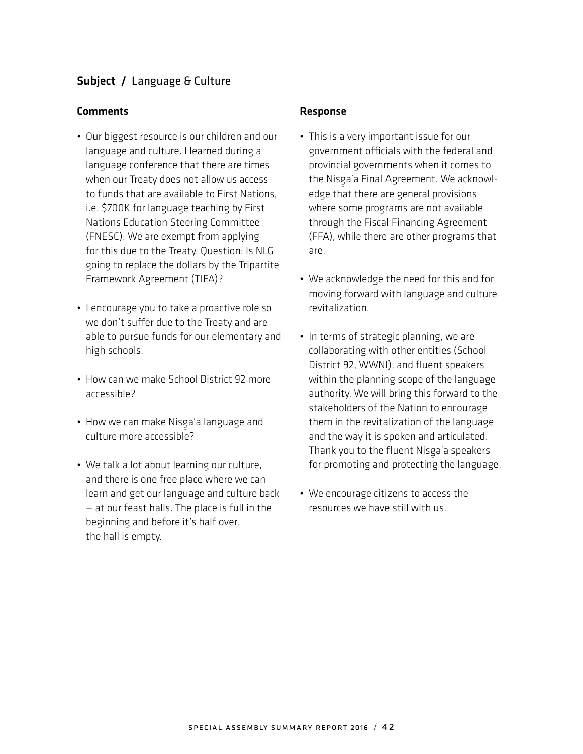## **Subject /** Language & Culture

### Comments

- Our biggest resource is our children and our language and culture. I learned during a language conference that there are times when our Treaty does not allow us access to funds that are available to First Nations, i.e. $700K for language teaching by First Nations Education Steering Committee (FNESC). We are exempt from applying for this due to the Treaty. Question: Is NLG going to replace the dollars by the Tripartite Framework Agreement (TIFA)?
- I encourage you to take a proactive role so we don't suffer due to the Treaty and are able to pursue funds for our elementary and high schools.
- How can we make School District 92 more accessible?
- How we can make Nisg̱a'a language and culture more accessible?
- We talk a lot about learning our culture, and there is one free place where we can learn and get our language and culture back — at our feast halls. The place is full in the beginning and before it's half over, the hall is empty.

### Response

- This is a very important issue for our government officials with the federal and provincial governments when it comes to the Nisg̱a'a Final Agreement. We acknowledge that there are general provisions where some programs are not available through the Fiscal Financing Agreement (FFA), while there are other programs that are.
- We acknowledge the need for this and for moving forward with language and culture revitalization.
- In terms of strategic planning, we are collaborating with other entities (School District 92, WWNI), and fluent speakers within the planning scope of the language authority. We will bring this forward to the stakeholders of the Nation to encourage them in the revitalization of the language and the way it is spoken and articulated. Thank you to the fluent Nisg̱a'a speakers for promoting and protecting the language.
- We encourage citizens to access the resources we have still with us.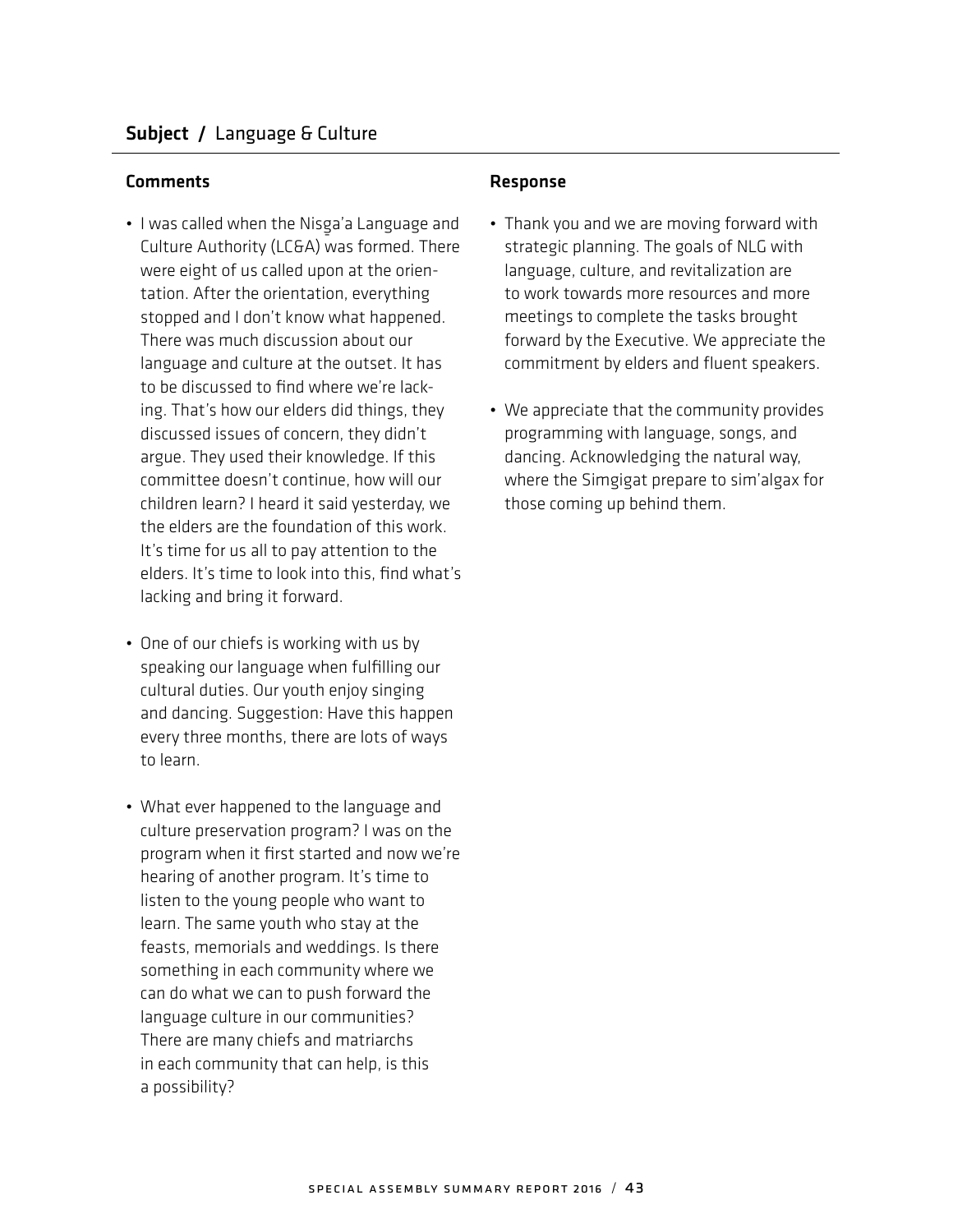## **Subject /** Language & Culture

### Comments

- I was called when the Nisg̱a'a Language and Culture Authority (LC&A) was formed. There were eight of us called upon at the orientation. After the orientation, everything stopped and I don't know what happened. There was much discussion about our language and culture at the outset. It has to be discussed to find where we're lacking. That's how our elders did things, they discussed issues of concern, they didn't argue. They used their knowledge. If this committee doesn't continue, how will our children learn? I heard it said yesterday, we the elders are the foundation of this work. It's time for us all to pay attention to the elders. It's time to look into this, find what's lacking and bring it forward.

- One of our chiefs is working with us by speaking our language when fulfilling our cultural duties. Our youth enjoy singing and dancing. Suggestion: Have this happen every three months, there are lots of ways to learn.

- What ever happened to the language and culture preservation program? I was on the program when it first started and now we're hearing of another program. It's time to listen to the young people who want to learn. The same youth who stay at the feasts, memorials and weddings. Is there something in each community where we can do what we can to push forward the language culture in our communities? There are many chiefs and matriarchs in each community that can help, is this a possibility?

### Response

- Thank you and we are moving forward with strategic planning. The goals of NLG with language, culture, and revitalization are to work towards more resources and more meetings to complete the tasks brought forward by the Executive. We appreciate the commitment by elders and fluent speakers.

- We appreciate that the community provides programming with language, songs, and dancing. Acknowledging the natural way, where the Simgigat prepare to sim'algax for those coming up behind them.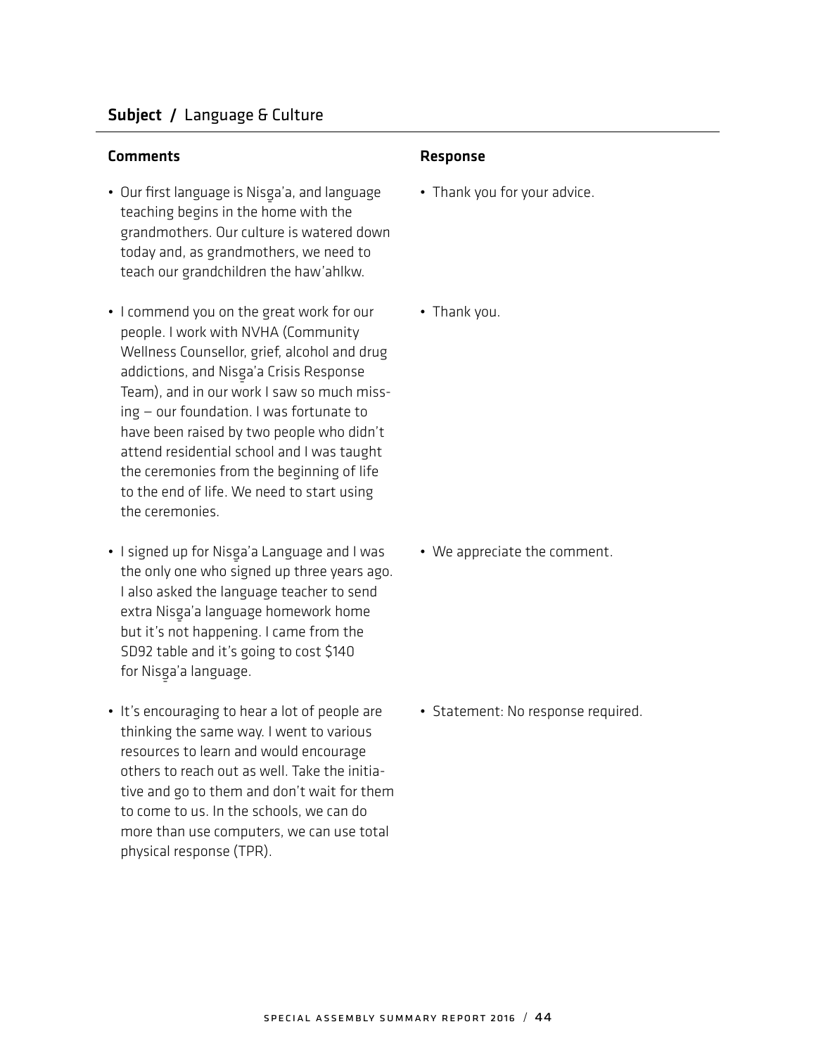**Subject /** Language & Culture

| Comments | Response |
|---|---|
| • Our first language is Nisg̱a'a, and language teaching begins in the home with the grandmothers. Our culture is watered down today and, as grandmothers, we need to teach our grandchildren the haw'ahlkw. | • Thank you for your advice. |
| • I commend you on the great work for our people. I work with NVHA (Community Wellness Counsellor, grief, alcohol and drug addictions, and Nisg̱a'a Crisis Response Team), and in our work I saw so much missing – our foundation. I was fortunate to have been raised by two people who didn't attend residential school and I was taught the ceremonies from the beginning of life to the end of life. We need to start using the ceremonies. | • Thank you. |
| • I signed up for Nisg̱a'a Language and I was the only one who signed up three years ago. I also asked the language teacher to send extra Nisg̱a'a language homework home but it's not happening. I came from the SD92 table and it's going to cost $140 for Nisg̱a'a language. | • We appreciate the comment. |
| • It's encouraging to hear a lot of people are thinking the same way. I went to various resources to learn and would encourage others to reach out as well. Take the initiative and go to them and don't wait for them to come to us. In the schools, we can do more than use computers, we can use total physical response (TPR). | • Statement: No response required. |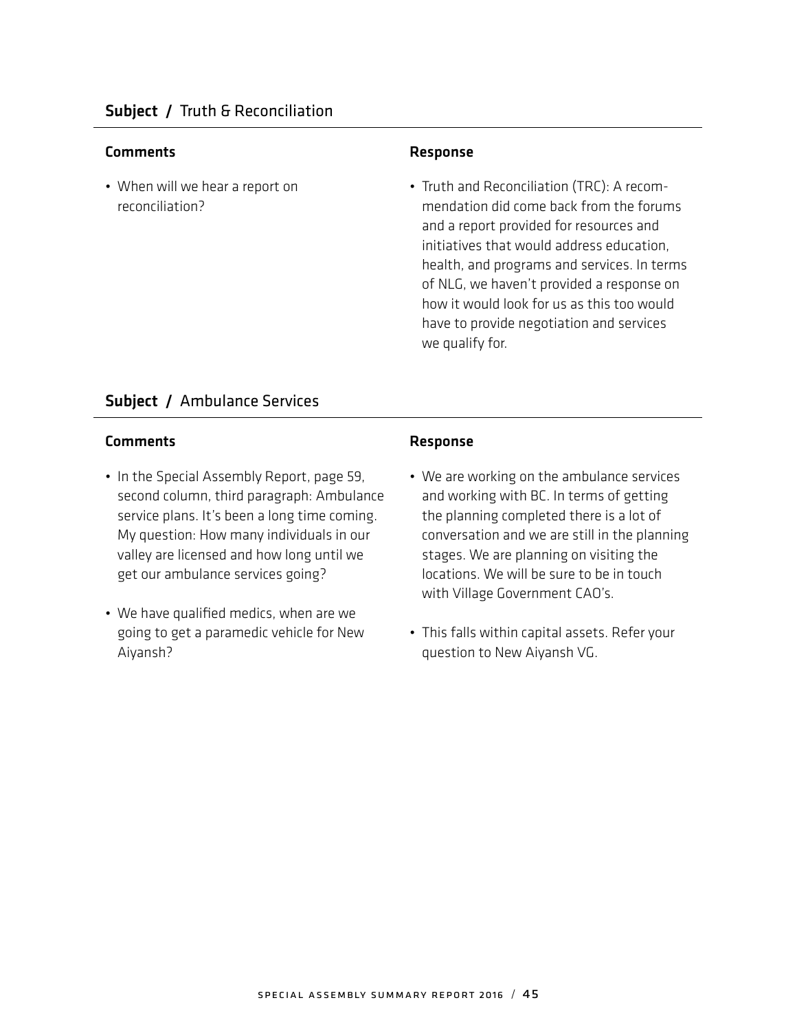## Subject / Truth & Reconciliation

| Comments | Response |
| --- | --- |
| • When will we hear a report on reconciliation? | • Truth and Reconciliation (TRC): A recommendation did come back from the forums and a report provided for resources and initiatives that would address education, health, and programs and services. In terms of NLG, we haven't provided a response on how it would look for us as this too would have to provide negotiation and services we qualify for. |

## Subject / Ambulance Services

| Comments | Response |
| --- | --- |
| • In the Special Assembly Report, page 59, second column, third paragraph: Ambulance service plans. It's been a long time coming. My question: How many individuals in our valley are licensed and how long until we get our ambulance services going? | • We are working on the ambulance services and working with BC. In terms of getting the planning completed there is a lot of conversation and we are still in the planning stages. We are planning on visiting the locations. We will be sure to be in touch with Village Government CAO's. |
| • We have qualified medics, when are we going to get a paramedic vehicle for New Aiyansh? | • This falls within capital assets. Refer your question to New Aiyansh VG. |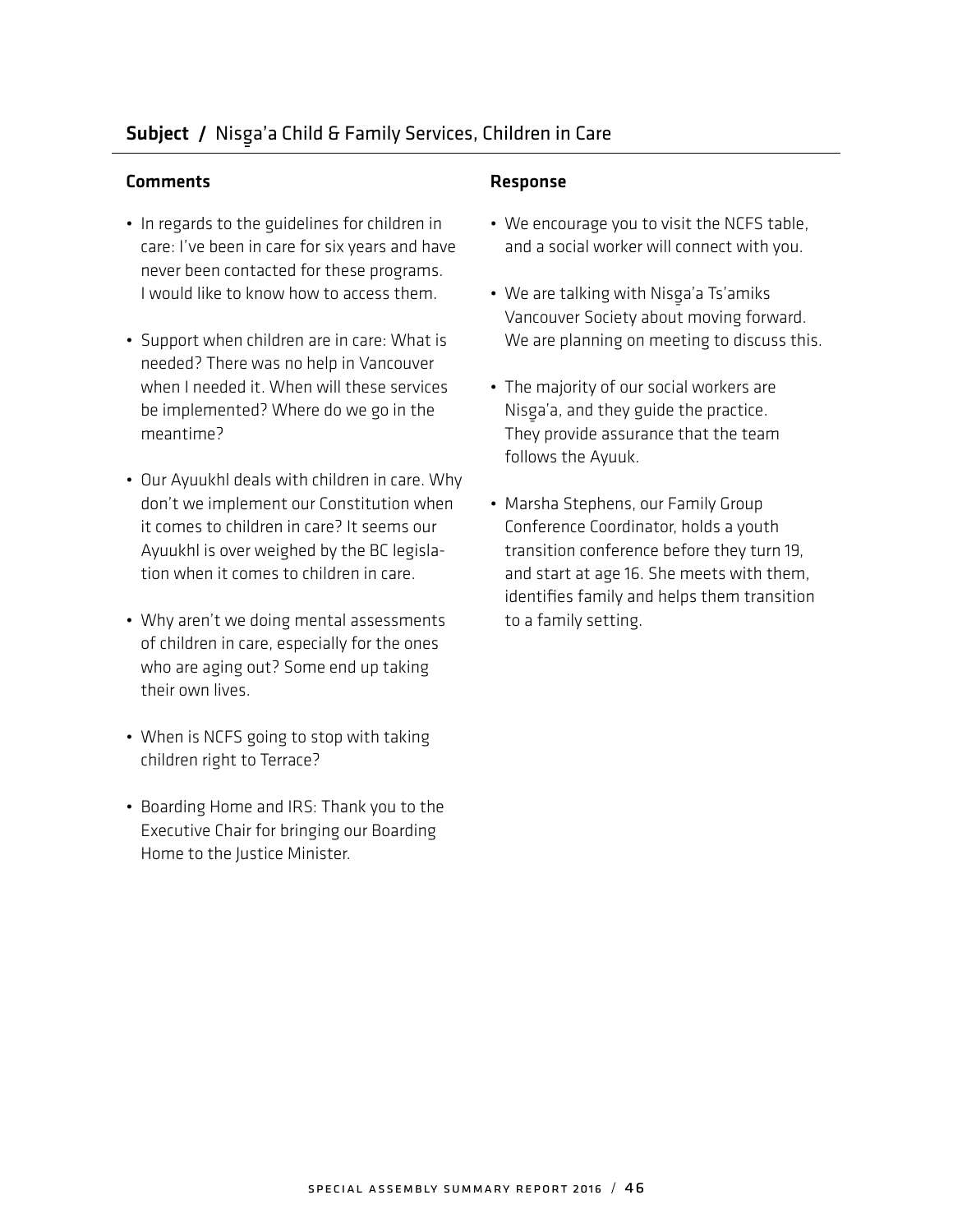**Subject /** Nisg̱a'a Child & Family Services, Children in Care

**Comments**

- In regards to the guidelines for children in care: I've been in care for six years and have never been contacted for these programs. I would like to know how to access them.
- Support when children are in care: What is needed? There was no help in Vancouver when I needed it. When will these services be implemented? Where do we go in the meantime?
- Our Ayuukhl deals with children in care. Why don't we implement our Constitution when it comes to children in care? It seems our Ayuukhl is over weighed by the BC legislation when it comes to children in care.
- Why aren't we doing mental assessments of children in care, especially for the ones who are aging out? Some end up taking their own lives.
- When is NCFS going to stop with taking children right to Terrace?
- Boarding Home and IRS: Thank you to the Executive Chair for bringing our Boarding Home to the Justice Minister.

**Response**

- We encourage you to visit the NCFS table, and a social worker will connect with you.
- We are talking with Nisg̱a'a Ts'amiks Vancouver Society about moving forward. We are planning on meeting to discuss this.
- The majority of our social workers are Nisg̱a'a, and they guide the practice. They provide assurance that the team follows the Ayuuk.
- Marsha Stephens, our Family Group Conference Coordinator, holds a youth transition conference before they turn 19, and start at age 16. She meets with them, identifies family and helps them transition to a family setting.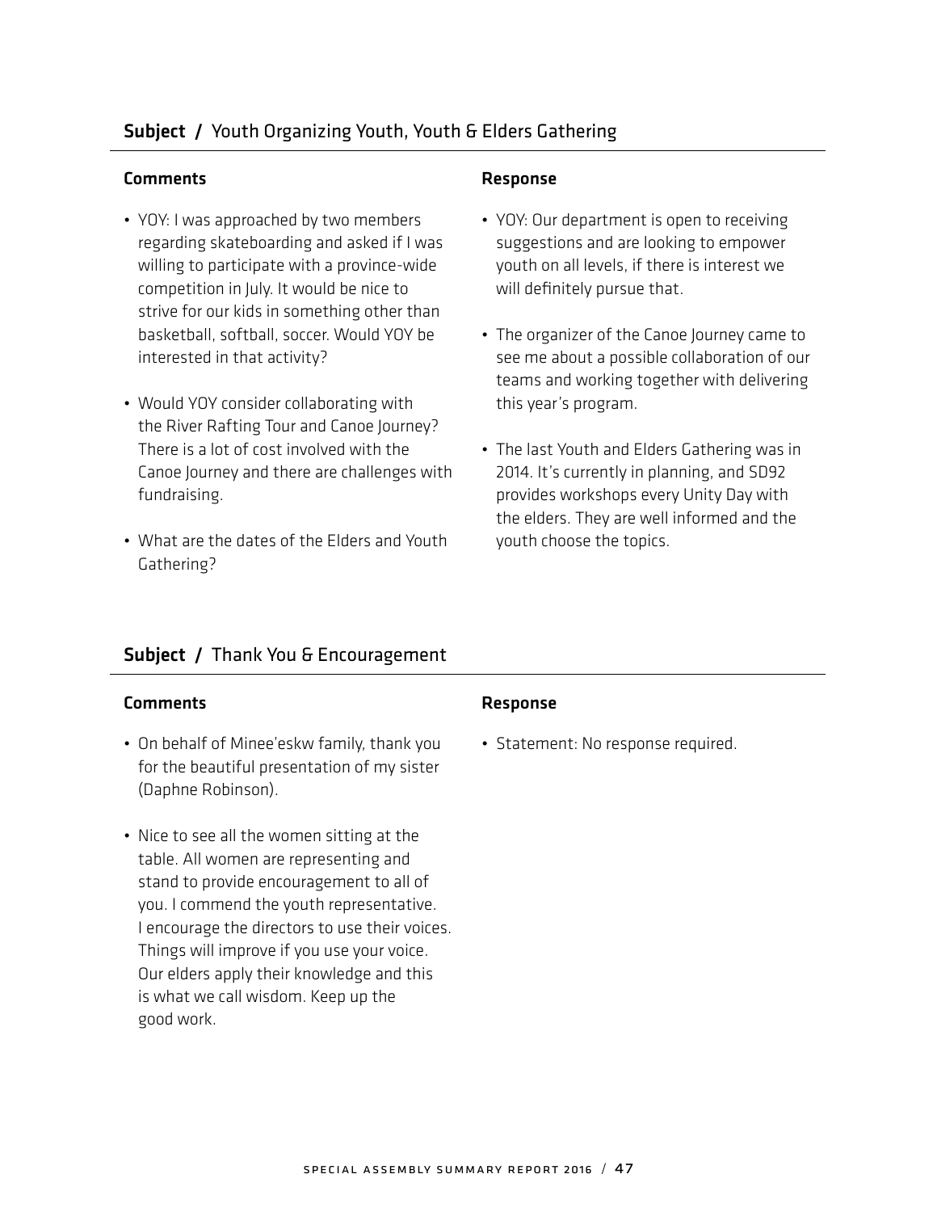## **Subject /** Youth Organizing Youth, Youth & Elders Gathering

### Comments

- YOY: I was approached by two members regarding skateboarding and asked if I was willing to participate with a province-wide competition in July. It would be nice to strive for our kids in something other than basketball, softball, soccer. Would YOY be interested in that activity?
- Would YOY consider collaborating with the River Rafting Tour and Canoe Journey? There is a lot of cost involved with the Canoe Journey and there are challenges with fundraising.
- What are the dates of the Elders and Youth Gathering?

### Response

- YOY: Our department is open to receiving suggestions and are looking to empower youth on all levels, if there is interest we will definitely pursue that.
- The organizer of the Canoe Journey came to see me about a possible collaboration of our teams and working together with delivering this year's program.
- The last Youth and Elders Gathering was in 2014. It's currently in planning, and SD92 provides workshops every Unity Day with the elders. They are well informed and the youth choose the topics.

## **Subject /** Thank You & Encouragement

### Comments

- On behalf of Minee'eskw family, thank you for the beautiful presentation of my sister (Daphne Robinson).
- Nice to see all the women sitting at the table. All women are representing and stand to provide encouragement to all of you. I commend the youth representative. I encourage the directors to use their voices. Things will improve if you use your voice. Our elders apply their knowledge and this is what we call wisdom. Keep up the good work.

### Response

- Statement: No response required.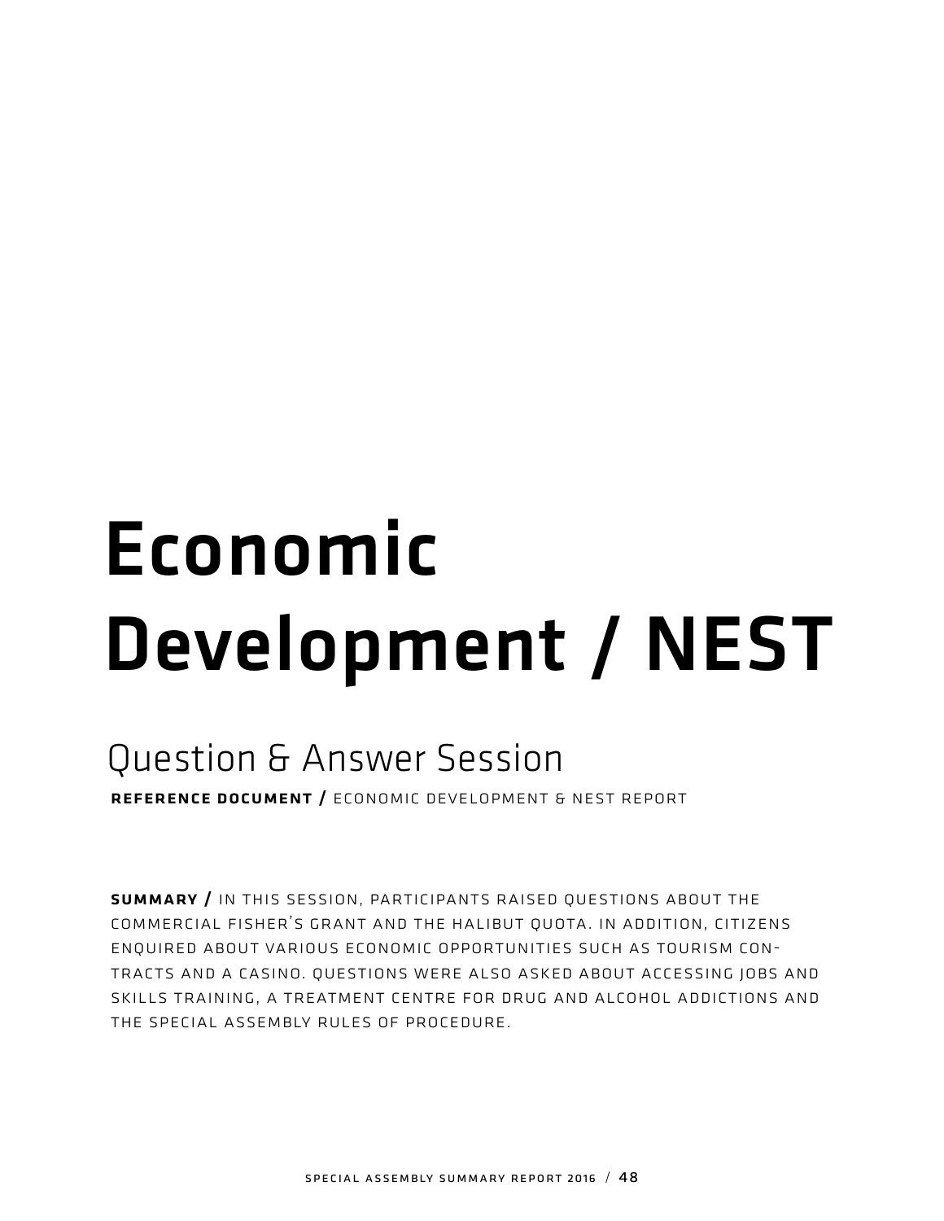# Economic Development / NEST

## Question & Answer Session

**REFERENCE DOCUMENT /** ECONOMIC DEVELOPMENT & NEST REPORT

**SUMMARY /** IN THIS SESSION, PARTICIPANTS RAISED QUESTIONS ABOUT THE COMMERCIAL FISHER'S GRANT AND THE HALIBUT QUOTA. IN ADDITION, CITIZENS ENQUIRED ABOUT VARIOUS ECONOMIC OPPORTUNITIES SUCH AS TOURISM CONTRACTS AND A CASINO. QUESTIONS WERE ALSO ASKED ABOUT ACCESSING JOBS AND SKILLS TRAINING, A TREATMENT CENTRE FOR DRUG AND ALCOHOL ADDICTIONS AND THE SPECIAL ASSEMBLY RULES OF PROCEDURE.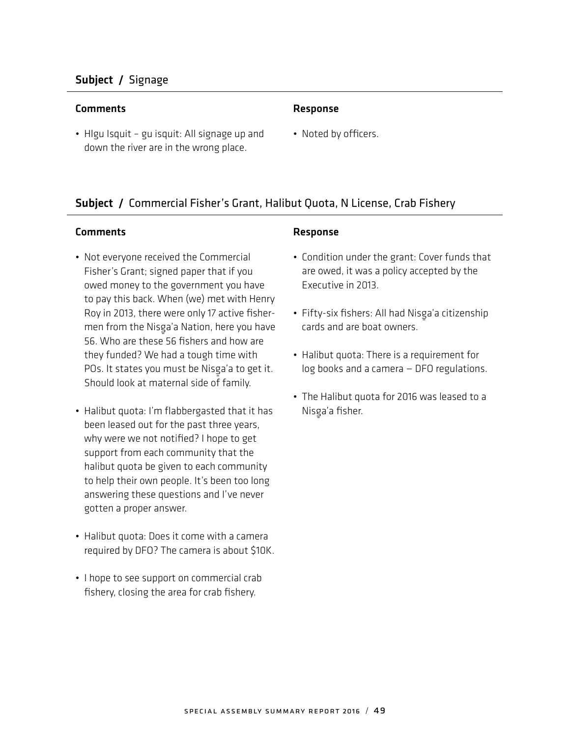## Subject / Signage

| Comments | Response |
|---|---|
| • Hlgu Isquit – gu isquit: All signage up and down the river are in the wrong place. | • Noted by officers. |

## Subject / Commercial Fisher's Grant, Halibut Quota, N License, Crab Fishery

### Comments

- Not everyone received the Commercial Fisher's Grant; signed paper that if you owed money to the government you have to pay this back. When (we) met with Henry Roy in 2013, there were only 17 active fishermen from the Nisg̱a'a Nation, here you have 56. Who are these 56 fishers and how are they funded? We had a tough time with POs. It states you must be Nisg̱a'a to get it. Should look at maternal side of family.
- Halibut quota: I'm flabbergasted that it has been leased out for the past three years, why were we not notified? I hope to get support from each community that the halibut quota be given to each community to help their own people. It's been too long answering these questions and I've never gotten a proper answer.
- Halibut quota: Does it come with a camera required by DFO? The camera is about $10K.
- I hope to see support on commercial crab fishery, closing the area for crab fishery.

### Response

- Condition under the grant: Cover funds that are owed, it was a policy accepted by the Executive in 2013.
- Fifty-six fishers: All had Nisg̱a'a citizenship cards and are boat owners.
- Halibut quota: There is a requirement for log books and a camera – DFO regulations.
- The Halibut quota for 2016 was leased to a Nisg̱a'a fisher.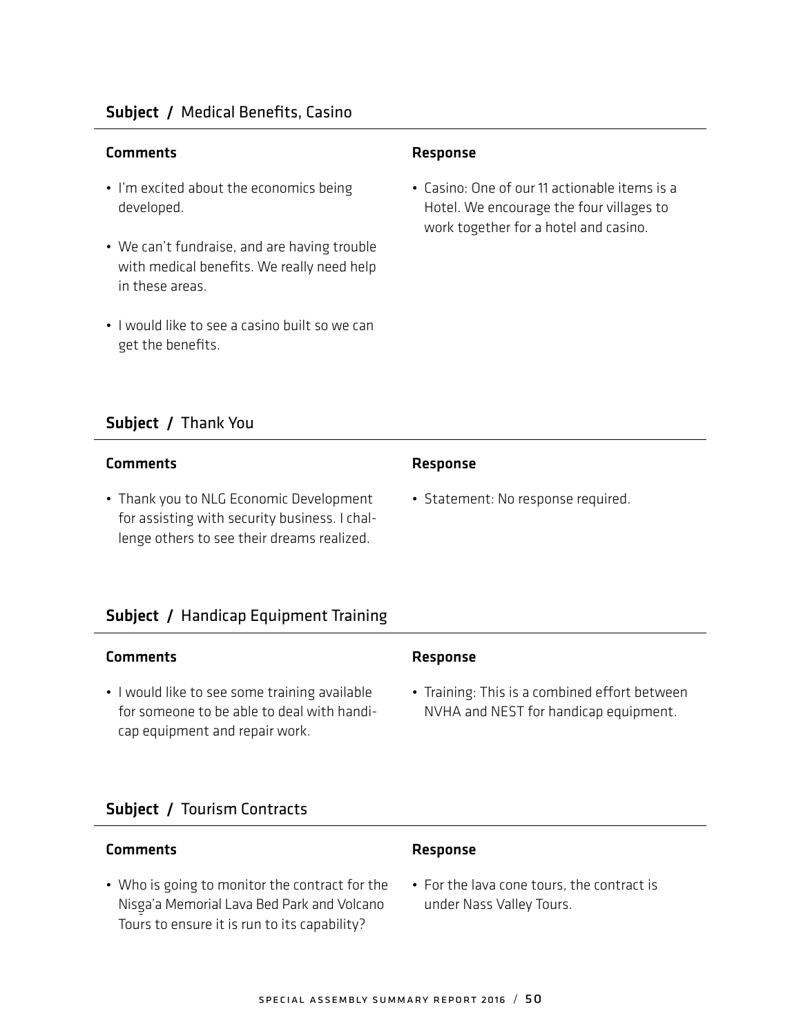## Subject / Medical Benefits, Casino

| Comments | Response |
|---|---|
| • I'm excited about the economics being developed.<br>• We can't fundraise, and are having trouble with medical benefits. We really need help in these areas.<br>• I would like to see a casino built so we can get the benefits. | • Casino: One of our 11 actionable items is a Hotel. We encourage the four villages to work together for a hotel and casino. |

## Subject / Thank You

| Comments | Response |
|---|---|
| • Thank you to NLG Economic Development for assisting with security business. I challenge others to see their dreams realized. | • Statement: No response required. |

## Subject / Handicap Equipment Training

| Comments | Response |
|---|---|
| • I would like to see some training available for someone to be able to deal with handicap equipment and repair work. | • Training: This is a combined effort between NVHA and NEST for handicap equipment. |

## Subject / Tourism Contracts

| Comments | Response |
|---|---|
| • Who is going to monitor the contract for the Nisg̲a'a Memorial Lava Bed Park and Volcano Tours to ensure it is run to its capability? | • For the lava cone tours, the contract is under Nass Valley Tours. |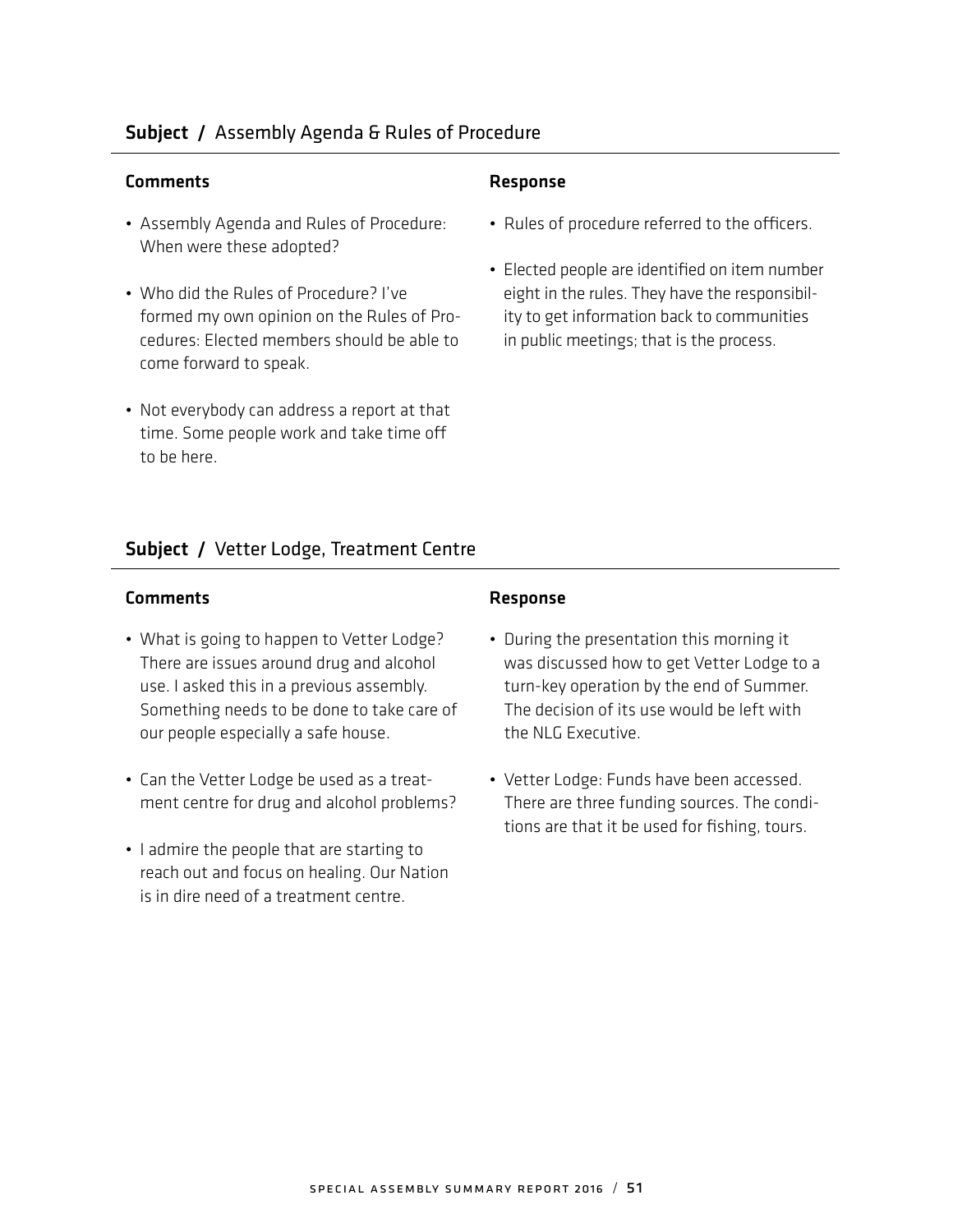## Subject / Assembly Agenda & Rules of Procedure

### Comments

- Assembly Agenda and Rules of Procedure: When were these adopted?
- Who did the Rules of Procedure? I've formed my own opinion on the Rules of Procedures: Elected members should be able to come forward to speak.
- Not everybody can address a report at that time. Some people work and take time off to be here.

### Response

- Rules of procedure referred to the officers.
- Elected people are identified on item number eight in the rules. They have the responsibility to get information back to communities in public meetings; that is the process.

## Subject / Vetter Lodge, Treatment Centre

### Comments

- What is going to happen to Vetter Lodge? There are issues around drug and alcohol use. I asked this in a previous assembly. Something needs to be done to take care of our people especially a safe house.
- Can the Vetter Lodge be used as a treatment centre for drug and alcohol problems?
- I admire the people that are starting to reach out and focus on healing. Our Nation is in dire need of a treatment centre.

### Response

- During the presentation this morning it was discussed how to get Vetter Lodge to a turn-key operation by the end of Summer. The decision of its use would be left with the NLG Executive.
- Vetter Lodge: Funds have been accessed. There are three funding sources. The conditions are that it be used for fishing, tours.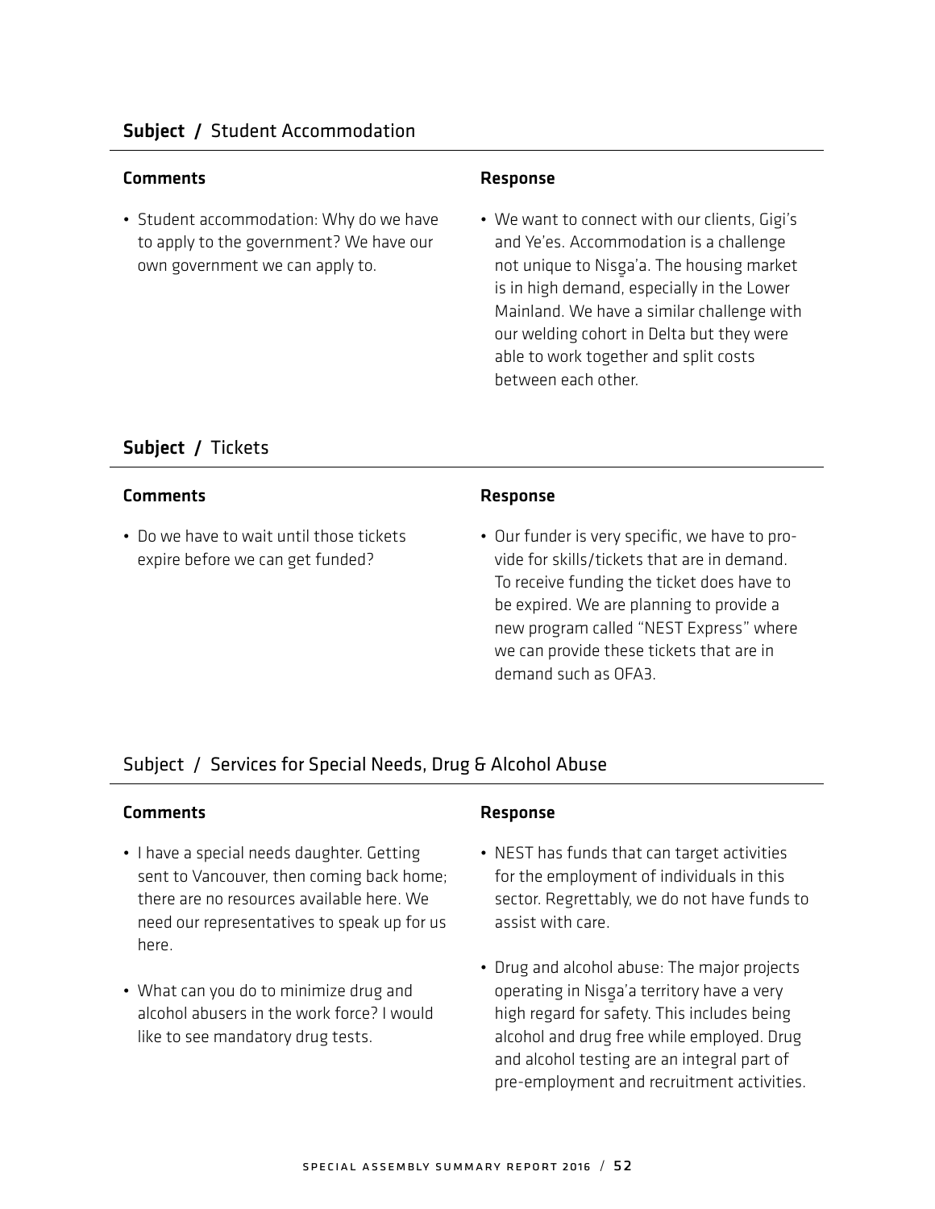## **Subject /** Student Accommodation

| Comments | Response |
| --- | --- |
| • Student accommodation: Why do we have to apply to the government? We have our own government we can apply to. | • We want to connect with our clients, Gigi's and Ye'es. Accommodation is a challenge not unique to Nisg̱a'a. The housing market is in high demand, especially in the Lower Mainland. We have a similar challenge with our welding cohort in Delta but they were able to work together and split costs between each other. |

## **Subject /** Tickets

| Comments | Response |
| --- | --- |
| • Do we have to wait until those tickets expire before we can get funded? | • Our funder is very specific, we have to provide for skills/tickets that are in demand. To receive funding the ticket does have to be expired. We are planning to provide a new program called "NEST Express" where we can provide these tickets that are in demand such as OFA3. |

## Subject / Services for Special Needs, Drug & Alcohol Abuse

| Comments | Response |
| --- | --- |
| • I have a special needs daughter. Getting sent to Vancouver, then coming back home; there are no resources available here. We need our representatives to speak up for us here.<br><br>• What can you do to minimize drug and alcohol abusers in the work force? I would like to see mandatory drug tests. | • NEST has funds that can target activities for the employment of individuals in this sector. Regrettably, we do not have funds to assist with care.<br><br>• Drug and alcohol abuse: The major projects operating in Nisg̱a'a territory have a very high regard for safety. This includes being alcohol and drug free while employed. Drug and alcohol testing are an integral part of pre-employment and recruitment activities. |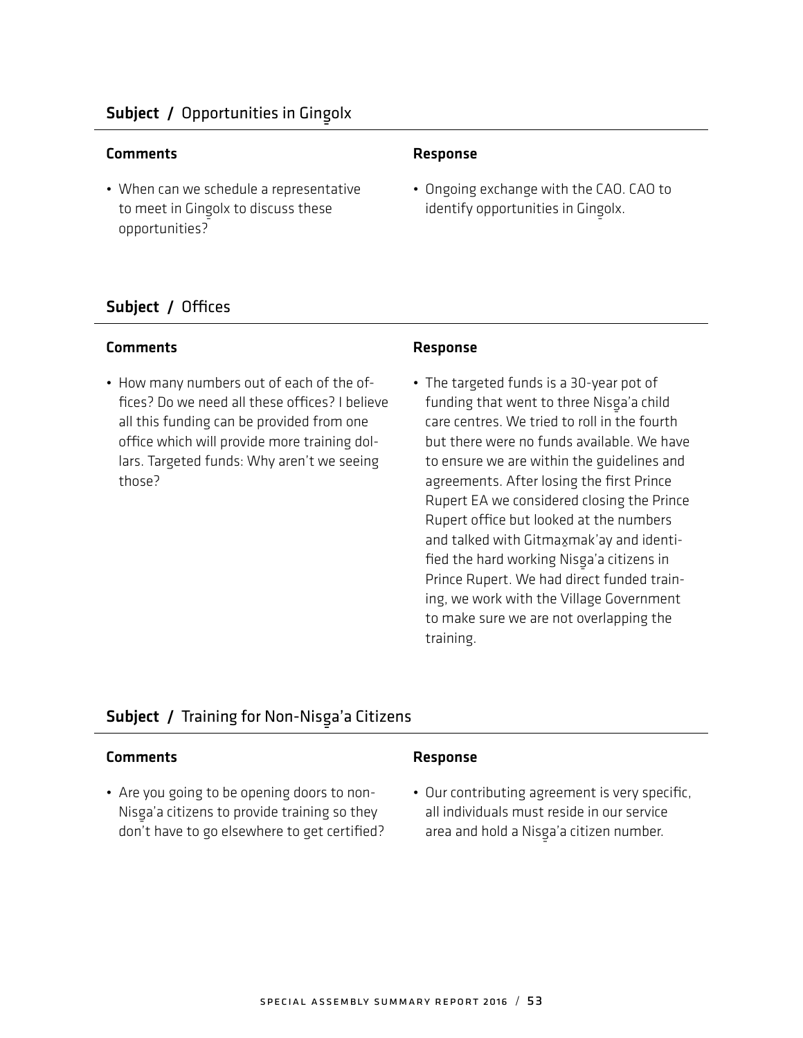## **Subject /** Opportunities in Gin̲golx

| **Comments** | **Response** |
|---|---|
| • When can we schedule a representative to meet in Gin̲golx to discuss these opportunities? | • Ongoing exchange with the CAO. CAO to identify opportunities in Gin̲golx. |

## **Subject /** Offices

| **Comments** | **Response** |
|---|---|
| • How many numbers out of each of the offices? Do we need all these offices? I believe all this funding can be provided from one office which will provide more training dollars. Targeted funds: Why aren't we seeing those? | • The targeted funds is a 30-year pot of funding that went to three Nisg̲a'a child care centres. We tried to roll in the fourth but there were no funds available. We have to ensure we are within the guidelines and agreements. After losing the first Prince Rupert EA we considered closing the Prince Rupert office but looked at the numbers and talked with Gitmax̲mak'ay and identified the hard working Nisg̲a'a citizens in Prince Rupert. We had direct funded training, we work with the Village Government to make sure we are not overlapping the training. |

## **Subject /** Training for Non-Nisg̲a'a Citizens

| **Comments** | **Response** |
|---|---|
| • Are you going to be opening doors to non-Nisg̲a'a citizens to provide training so they don't have to go elsewhere to get certified? | • Our contributing agreement is very specific, all individuals must reside in our service area and hold a Nisg̲a'a citizen number. |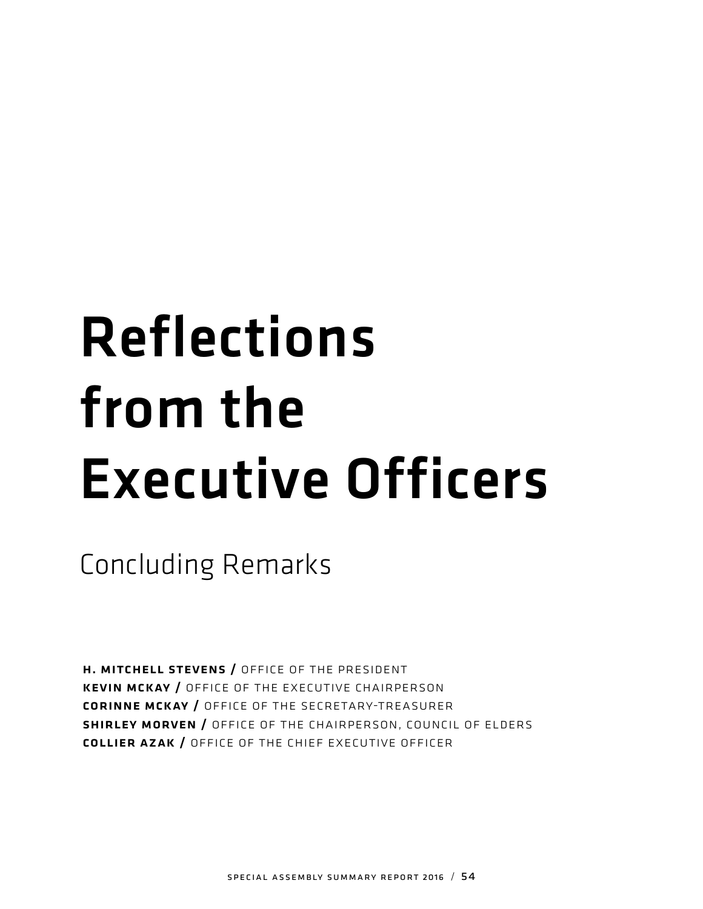# Reflections from the Executive Officers

## Concluding Remarks

**H. MITCHELL STEVENS /** OFFICE OF THE PRESIDENT
**KEVIN MCKAY /** OFFICE OF THE EXECUTIVE CHAIRPERSON
**CORINNE MCKAY /** OFFICE OF THE SECRETARY-TREASURER
**SHIRLEY MORVEN /** OFFICE OF THE CHAIRPERSON, COUNCIL OF ELDERS
**COLLIER AZAK /** OFFICE OF THE CHIEF EXECUTIVE OFFICER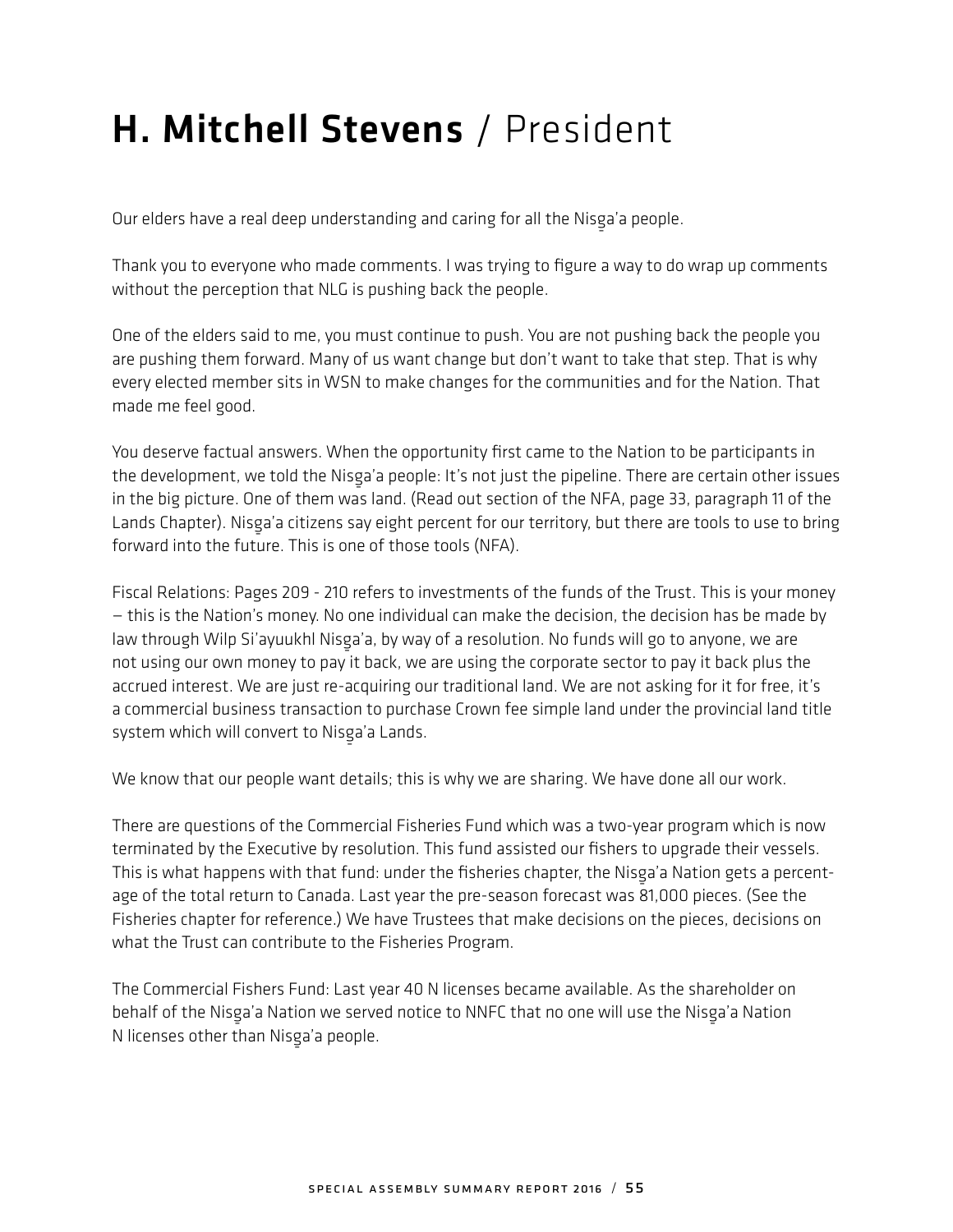# **H. Mitchell Stevens** / President

Our elders have a real deep understanding and caring for all the Nisg̱a'a people.

Thank you to everyone who made comments. I was trying to figure a way to do wrap up comments without the perception that NLG is pushing back the people.

One of the elders said to me, you must continue to push. You are not pushing back the people you are pushing them forward. Many of us want change but don't want to take that step. That is why every elected member sits in WSN to make changes for the communities and for the Nation. That made me feel good.

You deserve factual answers. When the opportunity first came to the Nation to be participants in the development, we told the Nisg̱a'a people: It's not just the pipeline. There are certain other issues in the big picture. One of them was land. (Read out section of the NFA, page 33, paragraph 11 of the Lands Chapter). Nisg̱a'a citizens say eight percent for our territory, but there are tools to use to bring forward into the future. This is one of those tools (NFA).

Fiscal Relations: Pages 209 - 210 refers to investments of the funds of the Trust. This is your money — this is the Nation's money. No one individual can make the decision, the decision has be made by law through Wilp Si'ayuukhl Nisg̱a'a, by way of a resolution. No funds will go to anyone, we are not using our own money to pay it back, we are using the corporate sector to pay it back plus the accrued interest. We are just re-acquiring our traditional land. We are not asking for it for free, it's a commercial business transaction to purchase Crown fee simple land under the provincial land title system which will convert to Nisg̱a'a Lands.

We know that our people want details; this is why we are sharing. We have done all our work.

There are questions of the Commercial Fisheries Fund which was a two-year program which is now terminated by the Executive by resolution. This fund assisted our fishers to upgrade their vessels. This is what happens with that fund: under the fisheries chapter, the Nisg̱a'a Nation gets a percentage of the total return to Canada. Last year the pre-season forecast was 81,000 pieces. (See the Fisheries chapter for reference.) We have Trustees that make decisions on the pieces, decisions on what the Trust can contribute to the Fisheries Program.

The Commercial Fishers Fund: Last year 40 N licenses became available. As the shareholder on behalf of the Nisg̱a'a Nation we served notice to NNFC that no one will use the Nisg̱a'a Nation N licenses other than Nisg̱a'a people.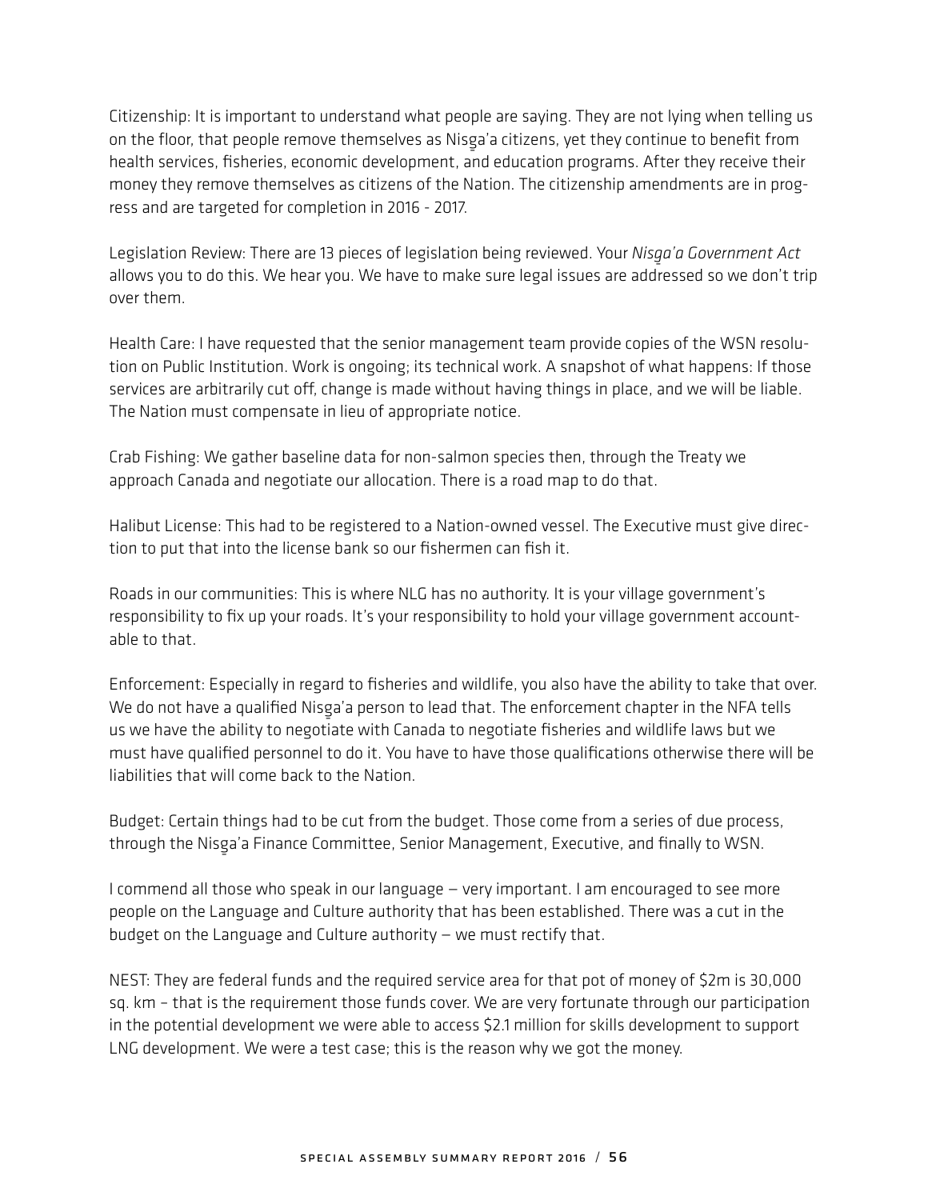Citizenship: It is important to understand what people are saying. They are not lying when telling us on the floor, that people remove themselves as Nisg̱a'a citizens, yet they continue to benefit from health services, fisheries, economic development, and education programs. After they receive their money they remove themselves as citizens of the Nation. The citizenship amendments are in progress and are targeted for completion in 2016 - 2017.

Legislation Review: There are 13 pieces of legislation being reviewed. Your *Nisg̱a'a Government Act* allows you to do this. We hear you. We have to make sure legal issues are addressed so we don't trip over them.

Health Care: I have requested that the senior management team provide copies of the WSN resolution on Public Institution. Work is ongoing; its technical work. A snapshot of what happens: If those services are arbitrarily cut off, change is made without having things in place, and we will be liable. The Nation must compensate in lieu of appropriate notice.

Crab Fishing: We gather baseline data for non-salmon species then, through the Treaty we approach Canada and negotiate our allocation. There is a road map to do that.

Halibut License: This had to be registered to a Nation-owned vessel. The Executive must give direction to put that into the license bank so our fishermen can fish it.

Roads in our communities: This is where NLG has no authority. It is your village government's responsibility to fix up your roads. It's your responsibility to hold your village government accountable to that.

Enforcement: Especially in regard to fisheries and wildlife, you also have the ability to take that over. We do not have a qualified Nisg̱a'a person to lead that. The enforcement chapter in the NFA tells us we have the ability to negotiate with Canada to negotiate fisheries and wildlife laws but we must have qualified personnel to do it. You have to have those qualifications otherwise there will be liabilities that will come back to the Nation.

Budget: Certain things had to be cut from the budget. Those come from a series of due process, through the Nisg̱a'a Finance Committee, Senior Management, Executive, and finally to WSN.

I commend all those who speak in our language – very important. I am encouraged to see more people on the Language and Culture authority that has been established. There was a cut in the budget on the Language and Culture authority – we must rectify that.

NEST: They are federal funds and the required service area for that pot of money of $2m is 30,000 sq. km – that is the requirement those funds cover. We are very fortunate through our participation in the potential development we were able to access $2.1 million for skills development to support LNG development. We were a test case; this is the reason why we got the money.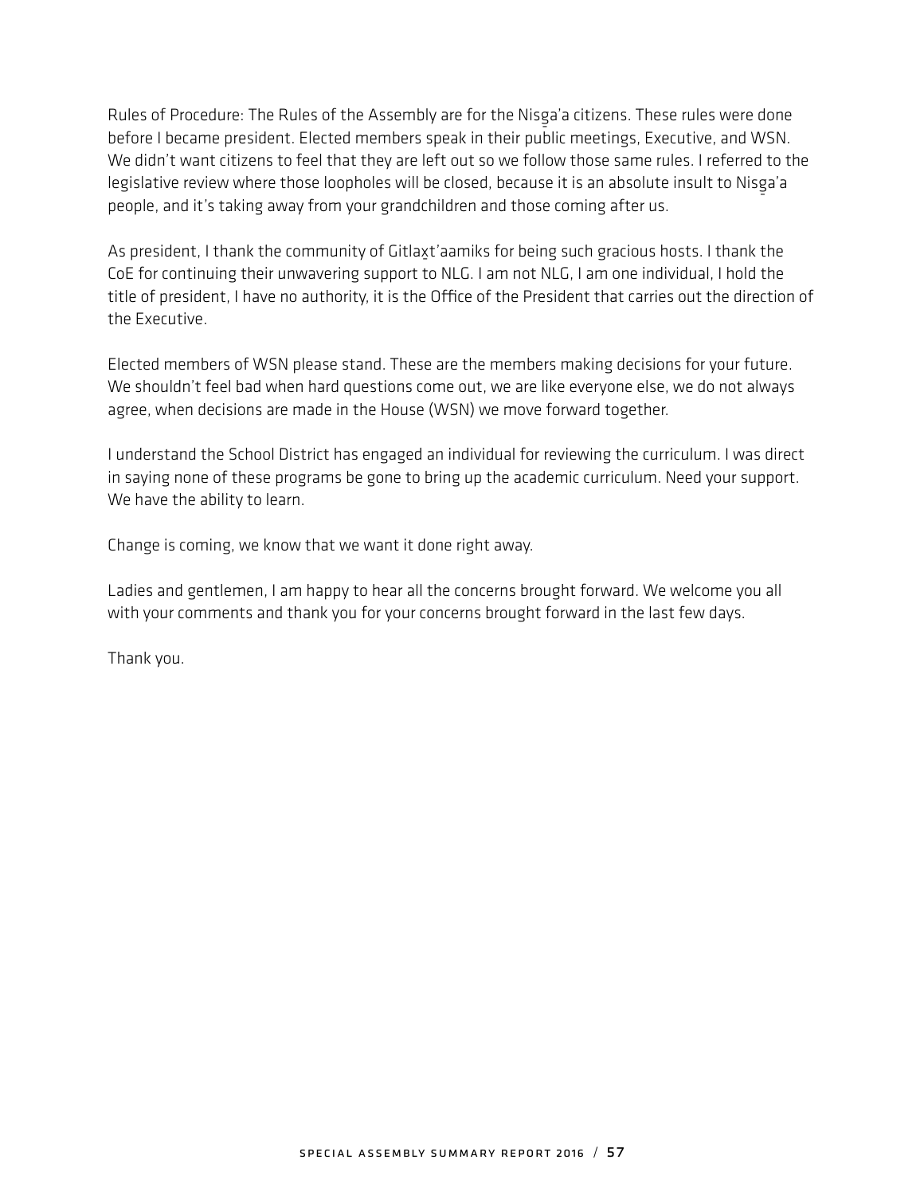Rules of Procedure: The Rules of the Assembly are for the Nisg̱a'a citizens. These rules were done before I became president. Elected members speak in their public meetings, Executive, and WSN. We didn't want citizens to feel that they are left out so we follow those same rules. I referred to the legislative review where those loopholes will be closed, because it is an absolute insult to Nisg̱a'a people, and it's taking away from your grandchildren and those coming after us.

As president, I thank the community of Gitlax̱t'aamiks for being such gracious hosts. I thank the CoE for continuing their unwavering support to NLG. I am not NLG, I am one individual, I hold the title of president, I have no authority, it is the Office of the President that carries out the direction of the Executive.

Elected members of WSN please stand. These are the members making decisions for your future. We shouldn't feel bad when hard questions come out, we are like everyone else, we do not always agree, when decisions are made in the House (WSN) we move forward together.

I understand the School District has engaged an individual for reviewing the curriculum. I was direct in saying none of these programs be gone to bring up the academic curriculum. Need your support. We have the ability to learn.

Change is coming, we know that we want it done right away.

Ladies and gentlemen, I am happy to hear all the concerns brought forward. We welcome you all with your comments and thank you for your concerns brought forward in the last few days.

Thank you.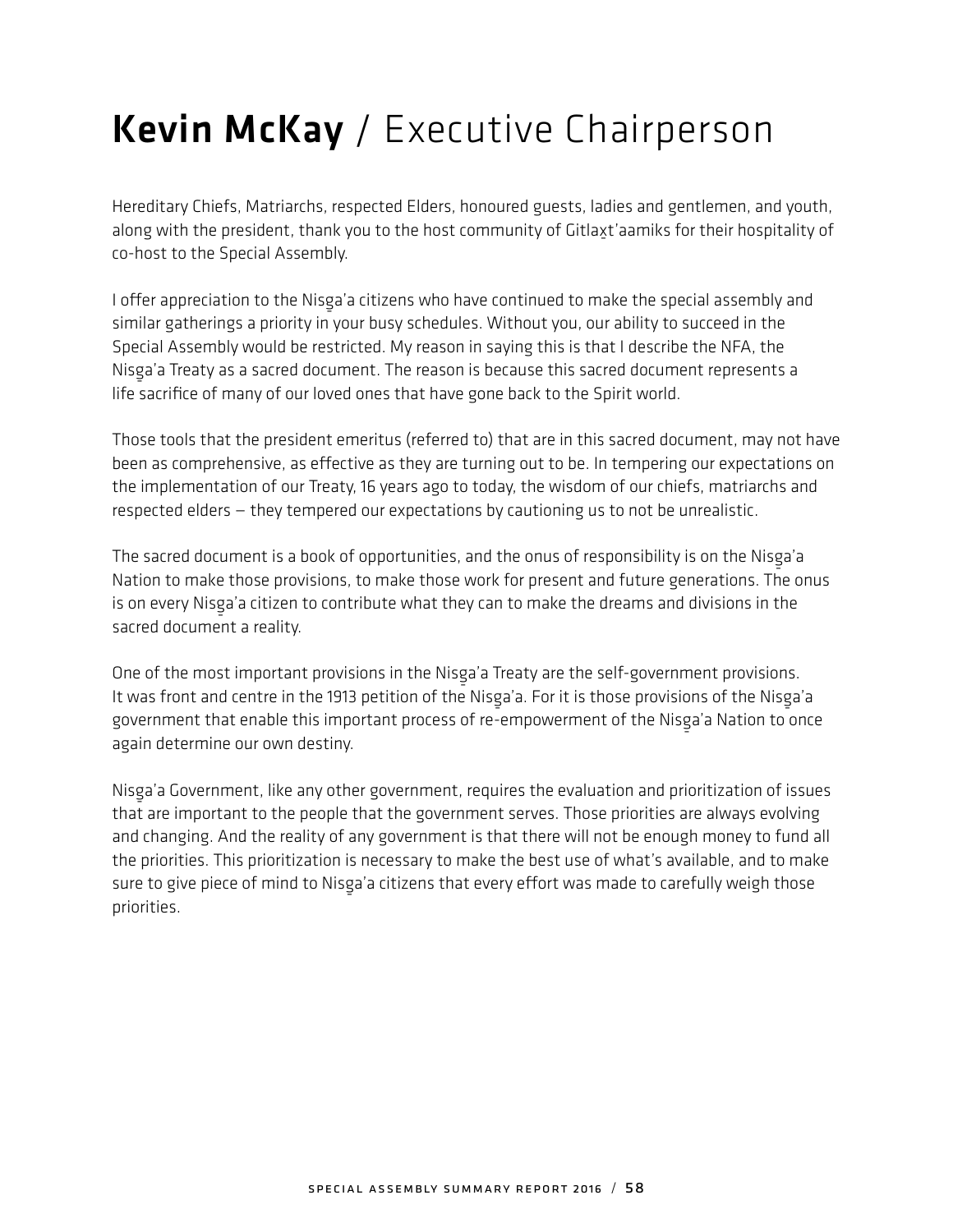# **Kevin McKay** / Executive Chairperson

Hereditary Chiefs, Matriarchs, respected Elders, honoured guests, ladies and gentlemen, and youth, along with the president, thank you to the host community of Gitlax̱t'aamiks for their hospitality of co-host to the Special Assembly.

I offer appreciation to the Nis<u>g</u>a'a citizens who have continued to make the special assembly and similar gatherings a priority in your busy schedules. Without you, our ability to succeed in the Special Assembly would be restricted. My reason in saying this is that I describe the NFA, the Nis<u>g</u>a'a Treaty as a sacred document. The reason is because this sacred document represents a life sacrifice of many of our loved ones that have gone back to the Spirit world.

Those tools that the president emeritus (referred to) that are in this sacred document, may not have been as comprehensive, as effective as they are turning out to be. In tempering our expectations on the implementation of our Treaty, 16 years ago to today, the wisdom of our chiefs, matriarchs and respected elders – they tempered our expectations by cautioning us to not be unrealistic.

The sacred document is a book of opportunities, and the onus of responsibility is on the Nis<u>g</u>a'a Nation to make those provisions, to make those work for present and future generations. The onus is on every Nis<u>g</u>a'a citizen to contribute what they can to make the dreams and divisions in the sacred document a reality.

One of the most important provisions in the Nis<u>g</u>a'a Treaty are the self-government provisions. It was front and centre in the 1913 petition of the Nis<u>g</u>a'a. For it is those provisions of the Nis<u>g</u>a'a government that enable this important process of re-empowerment of the Nis<u>g</u>a'a Nation to once again determine our own destiny.

Nis<u>g</u>a'a Government, like any other government, requires the evaluation and prioritization of issues that are important to the people that the government serves. Those priorities are always evolving and changing. And the reality of any government is that there will not be enough money to fund all the priorities. This prioritization is necessary to make the best use of what's available, and to make sure to give piece of mind to Nis<u>g</u>a'a citizens that every effort was made to carefully weigh those priorities.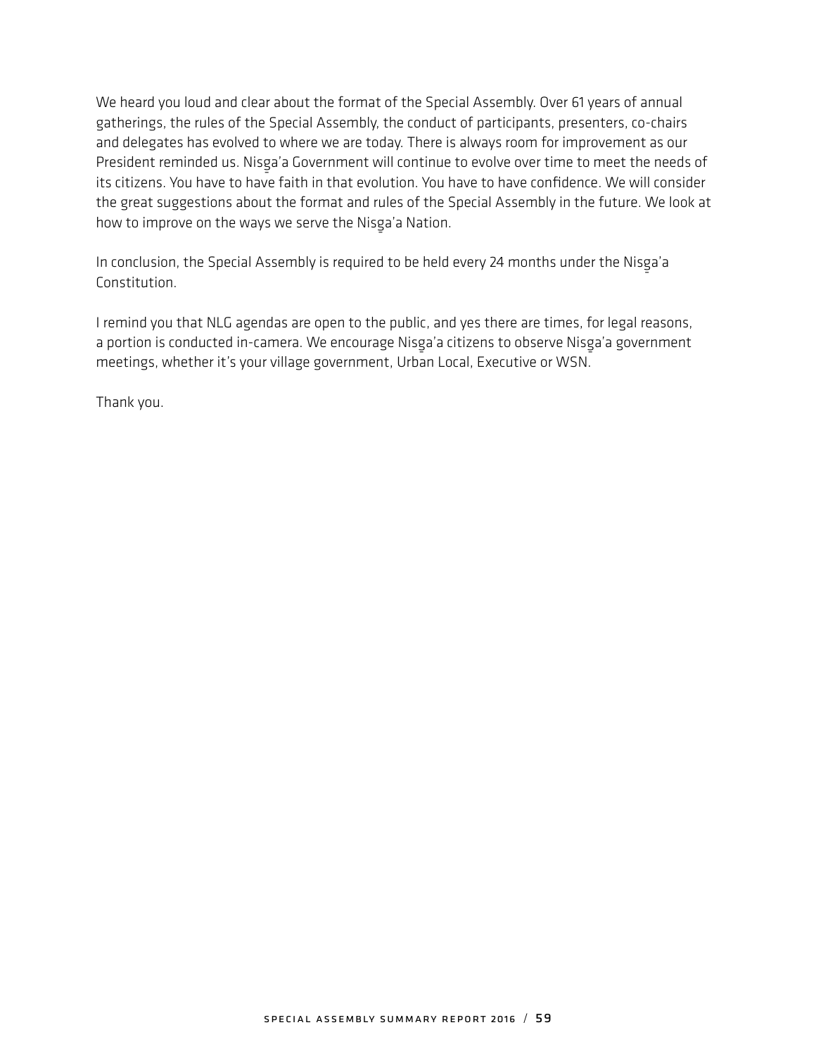We heard you loud and clear about the format of the Special Assembly. Over 61 years of annual gatherings, the rules of the Special Assembly, the conduct of participants, presenters, co-chairs and delegates has evolved to where we are today. There is always room for improvement as our President reminded us. Nisg̱a'a Government will continue to evolve over time to meet the needs of its citizens. You have to have faith in that evolution. You have to have confidence. We will consider the great suggestions about the format and rules of the Special Assembly in the future. We look at how to improve on the ways we serve the Nisg̱a'a Nation.

In conclusion, the Special Assembly is required to be held every 24 months under the Nisg̱a'a Constitution.

I remind you that NLG agendas are open to the public, and yes there are times, for legal reasons, a portion is conducted in-camera. We encourage Nisg̱a'a citizens to observe Nisg̱a'a government meetings, whether it's your village government, Urban Local, Executive or WSN.

Thank you.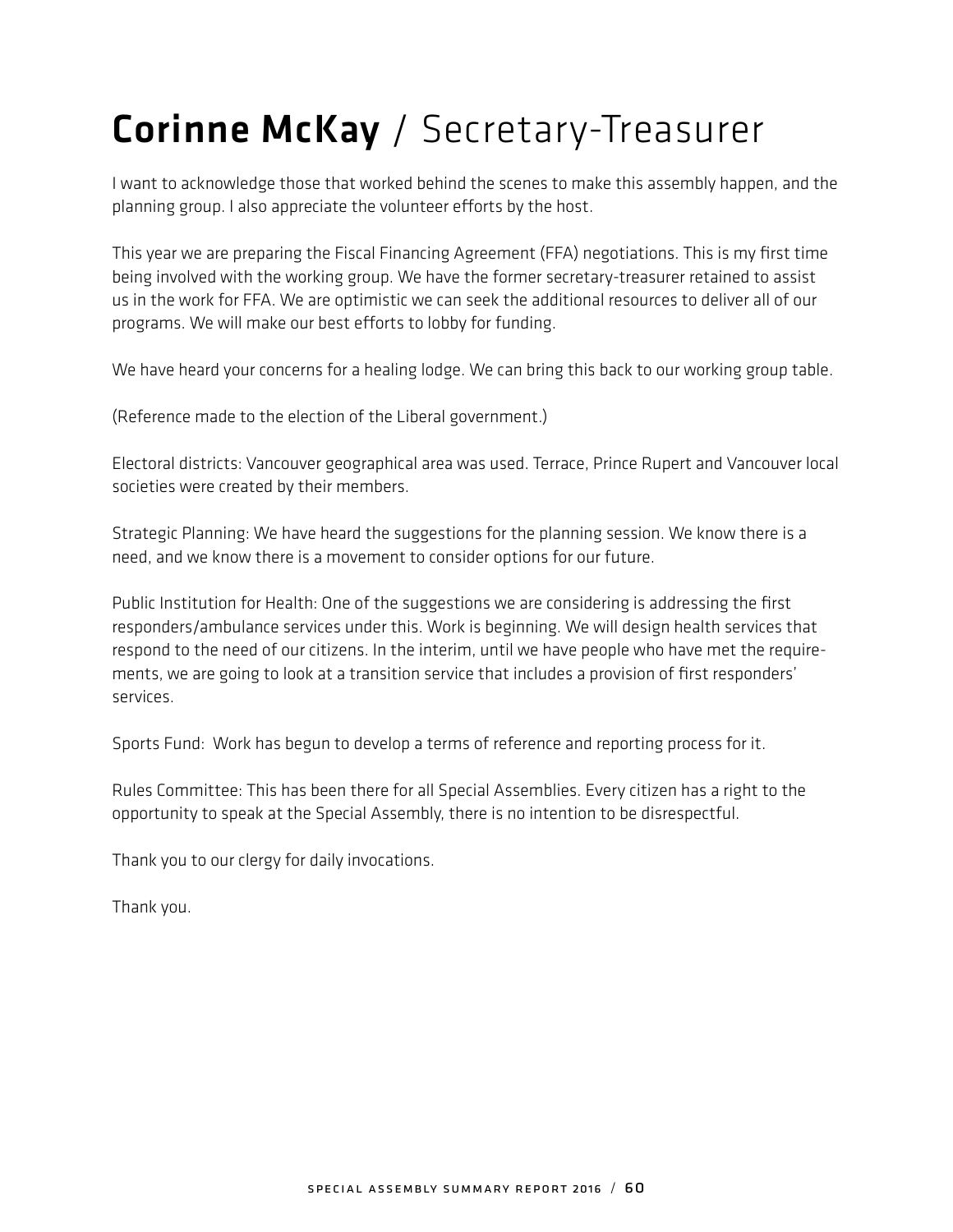# **Corinne McKay** / Secretary-Treasurer

I want to acknowledge those that worked behind the scenes to make this assembly happen, and the planning group. I also appreciate the volunteer efforts by the host.

This year we are preparing the Fiscal Financing Agreement (FFA) negotiations. This is my first time being involved with the working group. We have the former secretary-treasurer retained to assist us in the work for FFA. We are optimistic we can seek the additional resources to deliver all of our programs. We will make our best efforts to lobby for funding.

We have heard your concerns for a healing lodge. We can bring this back to our working group table.

(Reference made to the election of the Liberal government.)

Electoral districts: Vancouver geographical area was used. Terrace, Prince Rupert and Vancouver local societies were created by their members.

Strategic Planning: We have heard the suggestions for the planning session. We know there is a need, and we know there is a movement to consider options for our future.

Public Institution for Health: One of the suggestions we are considering is addressing the first responders/ambulance services under this. Work is beginning. We will design health services that respond to the need of our citizens. In the interim, until we have people who have met the requirements, we are going to look at a transition service that includes a provision of first responders' services.

Sports Fund: Work has begun to develop a terms of reference and reporting process for it.

Rules Committee: This has been there for all Special Assemblies. Every citizen has a right to the opportunity to speak at the Special Assembly, there is no intention to be disrespectful.

Thank you to our clergy for daily invocations.

Thank you.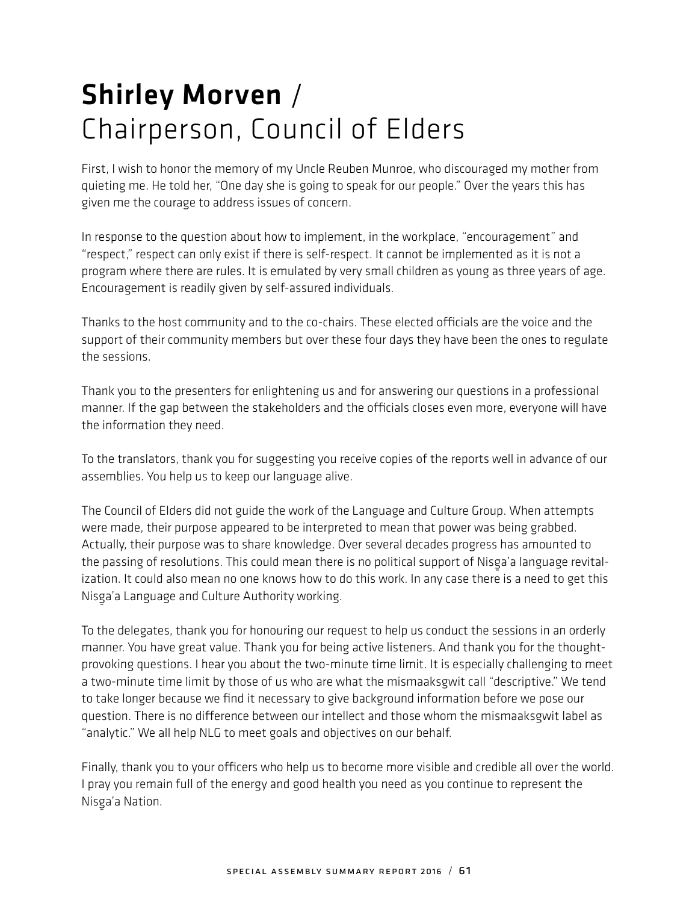# **Shirley Morven** / Chairperson, Council of Elders

First, I wish to honor the memory of my Uncle Reuben Munroe, who discouraged my mother from quieting me. He told her, "One day she is going to speak for our people." Over the years this has given me the courage to address issues of concern.

In response to the question about how to implement, in the workplace, "encouragement" and "respect," respect can only exist if there is self-respect. It cannot be implemented as it is not a program where there are rules. It is emulated by very small children as young as three years of age. Encouragement is readily given by self-assured individuals.

Thanks to the host community and to the co-chairs. These elected officials are the voice and the support of their community members but over these four days they have been the ones to regulate the sessions.

Thank you to the presenters for enlightening us and for answering our questions in a professional manner. If the gap between the stakeholders and the officials closes even more, everyone will have the information they need.

To the translators, thank you for suggesting you receive copies of the reports well in advance of our assemblies. You help us to keep our language alive.

The Council of Elders did not guide the work of the Language and Culture Group. When attempts were made, their purpose appeared to be interpreted to mean that power was being grabbed. Actually, their purpose was to share knowledge. Over several decades progress has amounted to the passing of resolutions. This could mean there is no political support of Nisg̱a'a language revitalization. It could also mean no one knows how to do this work. In any case there is a need to get this Nisg̱a'a Language and Culture Authority working.

To the delegates, thank you for honouring our request to help us conduct the sessions in an orderly manner. You have great value. Thank you for being active listeners. And thank you for the thought-provoking questions. I hear you about the two-minute time limit. It is especially challenging to meet a two-minute time limit by those of us who are what the mismaaksgwit call "descriptive." We tend to take longer because we find it necessary to give background information before we pose our question. There is no difference between our intellect and those whom the mismaaksgwit label as "analytic." We all help NLG to meet goals and objectives on our behalf.

Finally, thank you to your officers who help us to become more visible and credible all over the world. I pray you remain full of the energy and good health you need as you continue to represent the Nisg̱a'a Nation.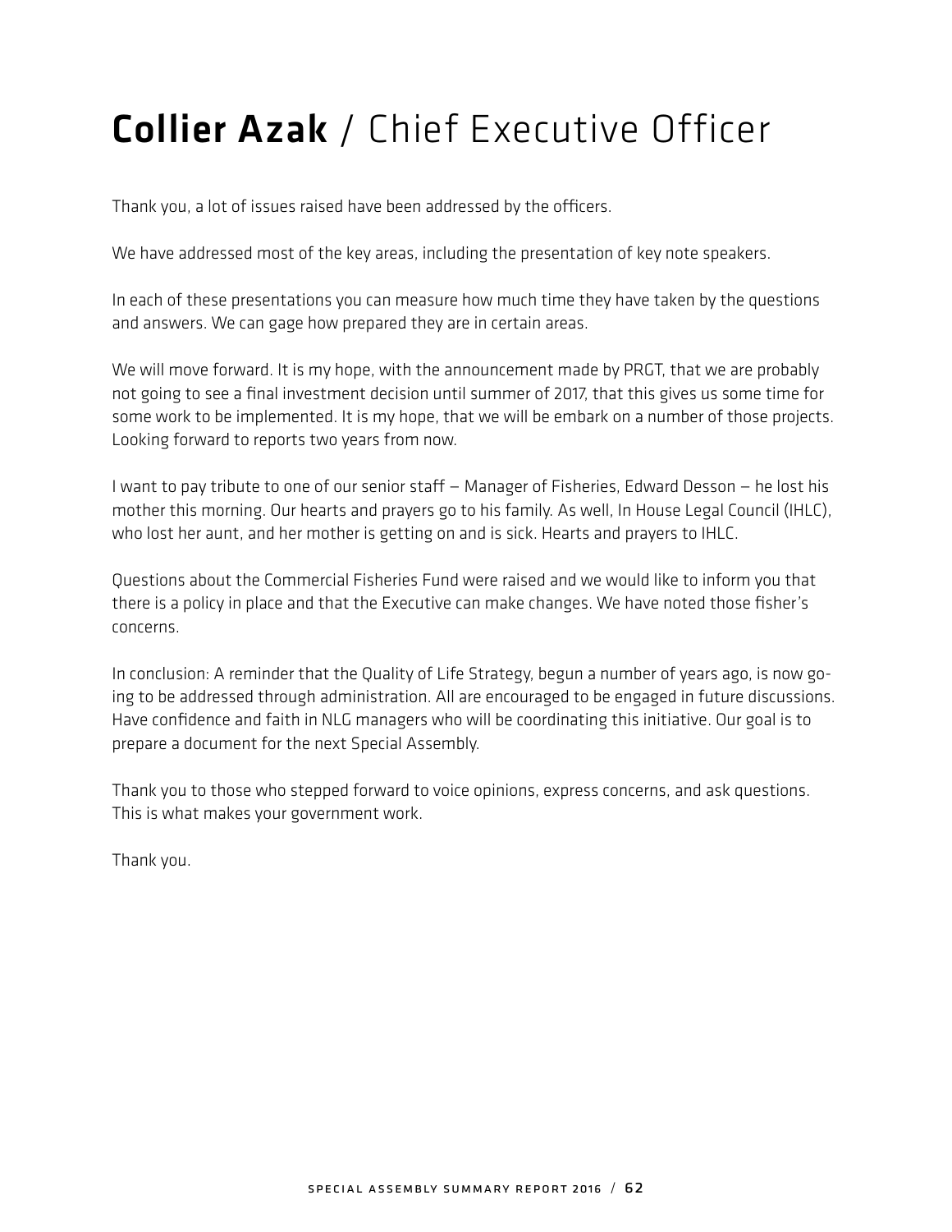# **Collier Azak** / Chief Executive Officer

Thank you, a lot of issues raised have been addressed by the officers.

We have addressed most of the key areas, including the presentation of key note speakers.

In each of these presentations you can measure how much time they have taken by the questions and answers. We can gage how prepared they are in certain areas.

We will move forward. It is my hope, with the announcement made by PRGT, that we are probably not going to see a final investment decision until summer of 2017, that this gives us some time for some work to be implemented. It is my hope, that we will be embark on a number of those projects. Looking forward to reports two years from now.

I want to pay tribute to one of our senior staff – Manager of Fisheries, Edward Desson – he lost his mother this morning. Our hearts and prayers go to his family. As well, In House Legal Council (IHLC), who lost her aunt, and her mother is getting on and is sick. Hearts and prayers to IHLC.

Questions about the Commercial Fisheries Fund were raised and we would like to inform you that there is a policy in place and that the Executive can make changes. We have noted those fisher's concerns.

In conclusion: A reminder that the Quality of Life Strategy, begun a number of years ago, is now going to be addressed through administration. All are encouraged to be engaged in future discussions. Have confidence and faith in NLG managers who will be coordinating this initiative. Our goal is to prepare a document for the next Special Assembly.

Thank you to those who stepped forward to voice opinions, express concerns, and ask questions. This is what makes your government work.

Thank you.